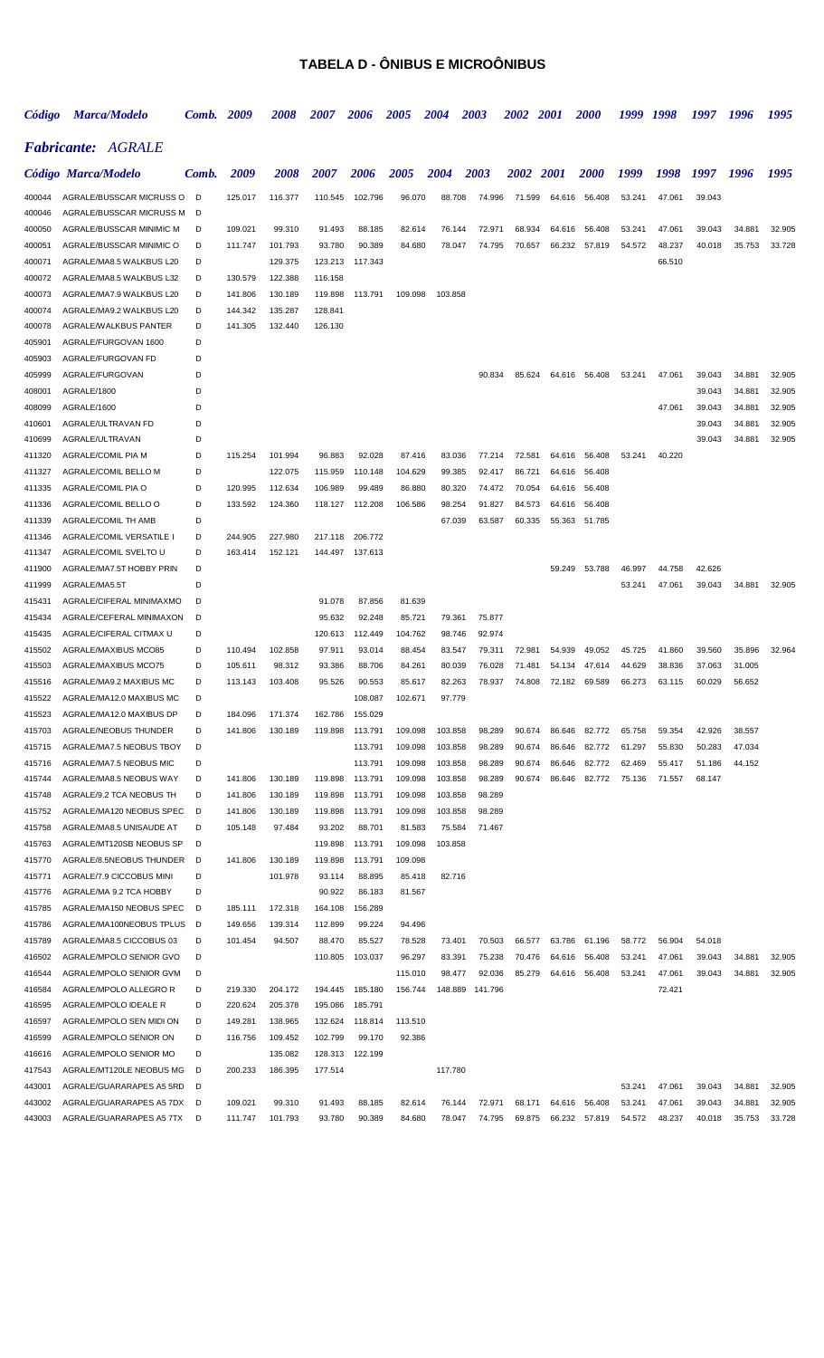# TABELA D - ÔNIBUS E MICROÔNIBUS

| *Código* | *Marca/Modelo* | *Comb.* | *2009* | *2008* | *2007* | *2006* | *2005* | *2004* | *2003* | *2002* | *2001* | *2000* | *1999* | *1998* | *1997* | *1996* | *1995* |
|---|---|---|---|---|---|---|---|---|---|---|---|---|---|---|---|---|---|

## *Fabricante: AGRALE*

| Código | Marca/Modelo | Comb. | 2009 | 2008 | 2007 | 2006 | 2005 | 2004 | 2003 | 2002 | 2001 | 2000 | 1999 | 1998 | 1997 | 1996 | 1995 |
|---|---|---|---|---|---|---|---|---|---|---|---|---|---|---|---|---|---|
| 400044 | AGRALE/BUSSCAR MICRUSS O | D | 125.017 | 116.377 | 110.545 | 102.796 | 96.070 | 88.708 | 74.996 | 71.599 | 64.616 | 56.408 | 53.241 | 47.061 | 39.043 | | |
| 400046 | AGRALE/BUSSCAR MICRUSS M | D | | | | | | | | | | | | | | | |
| 400050 | AGRALE/BUSSCAR MINIMIC M | D | 109.021 | 99.310 | 91.493 | 88.185 | 82.614 | 76.144 | 72.971 | 68.934 | 64.616 | 56.408 | 53.241 | 47.061 | 39.043 | 34.881 | 32.905 |
| 400051 | AGRALE/BUSSCAR MINIMIC O | D | 111.747 | 101.793 | 93.780 | 90.389 | 84.680 | 78.047 | 74.795 | 70.657 | 66.232 | 57.819 | 54.572 | 48.237 | 40.018 | 35.753 | 33.728 |
| 400071 | AGRALE/MA8.5 WALKBUS L20 | D | | 129.375 | 123.213 | 117.343 | | | | | | | | 66.510 | | | |
| 400072 | AGRALE/MA8.5 WALKBUS L32 | D | 130.579 | 122.388 | 116.158 | | | | | | | | | | | | |
| 400073 | AGRALE/MA7.9 WALKBUS L20 | D | 141.806 | 130.189 | 119.898 | 113.791 | 109.098 | 103.858 | | | | | | | | | |
| 400074 | AGRALE/MA9.2 WALKBUS L20 | D | 144.342 | 135.287 | 128.841 | | | | | | | | | | | | |
| 400078 | AGRALE/WALKBUS PANTER | D | 141.305 | 132.440 | 126.130 | | | | | | | | | | | | |
| 405901 | AGRALE/FURGOVAN 1600 | D | | | | | | | | | | | | | | | |
| 405903 | AGRALE/FURGOVAN FD | D | | | | | | | | | | | | | | | |
| 405999 | AGRALE/FURGOVAN | D | | | | | | | 90.834 | 85.624 | 64.616 | 56.408 | 53.241 | 47.061 | 39.043 | 34.881 | 32.905 |
| 408001 | AGRALE/1800 | D | | | | | | | | | | | | | 39.043 | 34.881 | 32.905 |
| 408099 | AGRALE/1600 | D | | | | | | | | | | | | 47.061 | 39.043 | 34.881 | 32.905 |
| 410601 | AGRALE/ULTRAVAN FD | D | | | | | | | | | | | | | 39.043 | 34.881 | 32.905 |
| 410699 | AGRALE/ULTRAVAN | D | | | | | | | | | | | | | 39.043 | 34.881 | 32.905 |
| 411320 | AGRALE/COMIL PIA M | D | 115.254 | 101.994 | 96.883 | 92.028 | 87.416 | 83.036 | 77.214 | 72.581 | 64.616 | 56.408 | 53.241 | 40.220 | | | |
| 411327 | AGRALE/COMIL BELLO M | D | | 122.075 | 115.959 | 110.148 | 104.629 | 99.385 | 92.417 | 86.721 | 64.616 | 56.408 | | | | | |
| 411335 | AGRALE/COMIL PIA O | D | 120.995 | 112.634 | 106.989 | 99.489 | 86.880 | 80.320 | 74.472 | 70.054 | 64.616 | 56.408 | | | | | |
| 411336 | AGRALE/COMIL BELLO O | D | 133.592 | 124.360 | 118.127 | 112.208 | 106.586 | 98.254 | 91.827 | 84.573 | 64.616 | 56.408 | | | | | |
| 411339 | AGRALE/COMIL TH AMB | D | | | | | | 67.039 | 63.587 | 60.335 | 55.363 | 51.785 | | | | | |
| 411346 | AGRALE/COMIL VERSATILE I | D | 244.905 | 227.980 | 217.118 | 206.772 | | | | | | | | | | | |
| 411347 | AGRALE/COMIL SVELTO U | D | 163.414 | 152.121 | 144.497 | 137.613 | | | | | | | | | | | |
| 411900 | AGRALE/MA7.5T HOBBY PRIN | D | | | | | | | | | 59.249 | 53.788 | 46.997 | 44.758 | 42.626 | | |
| 411999 | AGRALE/MA5.5T | D | | | | | | | | | | | 53.241 | 47.061 | 39.043 | 34.881 | 32.905 |
| 415431 | AGRALE/CIFERAL MINIMAXMO | D | | | 91.078 | 87.856 | 81.639 | | | | | | | | | | |
| 415434 | AGRALE/CEFERAL MINIMAXON | D | | | 95.632 | 92.248 | 85.721 | 79.361 | 75.877 | | | | | | | | |
| 415435 | AGRALE/CIFERAL CITMAX U | D | | | 120.613 | 112.449 | 104.762 | 98.746 | 92.974 | | | | | | | | |
| 415502 | AGRALE/MAXIBUS MCO85 | D | 110.494 | 102.858 | 97.911 | 93.014 | 88.454 | 83.547 | 79.311 | 72.981 | 54.939 | 49.052 | 45.725 | 41.860 | 39.560 | 35.896 | 32.964 |
| 415503 | AGRALE/MAXIBUS MCO75 | D | 105.611 | 98.312 | 93.386 | 88.706 | 84.261 | 80.039 | 76.028 | 71.481 | 54.134 | 47.614 | 44.629 | 38.836 | 37.063 | 31.005 | |
| 415516 | AGRALE/MA9.2 MAXIBUS MC | D | 113.143 | 103.408 | 95.526 | 90.553 | 85.617 | 82.263 | 78.937 | 74.808 | 72.182 | 69.589 | 66.273 | 63.115 | 60.029 | 56.652 | |
| 415522 | AGRALE/MA12.0 MAXIBUS MC | D | | | | 108.087 | 102.671 | 97.779 | | | | | | | | | |
| 415523 | AGRALE/MA12.0 MAXIBUS DP | D | 184.096 | 171.374 | 162.786 | 155.029 | | | | | | | | | | | |
| 415703 | AGRALE/NEOBUS THUNDER | D | 141.806 | 130.189 | 119.898 | 113.791 | 109.098 | 103.858 | 98.289 | 90.674 | 86.646 | 82.772 | 65.758 | 59.354 | 42.926 | 38.557 | |
| 415715 | AGRALE/MA7.5 NEOBUS TBOY | D | | | | 113.791 | 109.098 | 103.858 | 98.289 | 90.674 | 86.646 | 82.772 | 61.297 | 55.830 | 50.283 | 47.034 | |
| 415716 | AGRALE/MA7.5 NEOBUS MIC | D | | | | 113.791 | 109.098 | 103.858 | 98.289 | 90.674 | 86.646 | 82.772 | 62.469 | 55.417 | 51.186 | 44.152 | |
| 415744 | AGRALE/MA8.5 NEOBUS WAY | D | 141.806 | 130.189 | 119.898 | 113.791 | 109.098 | 103.858 | 98.289 | 90.674 | 86.646 | 82.772 | 75.136 | 71.557 | 68.147 | | |
| 415748 | AGRALE/9.2 TCA NEOBUS TH | D | 141.806 | 130.189 | 119.898 | 113.791 | 109.098 | 103.858 | 98.289 | | | | | | | | |
| 415752 | AGRALE/MA120 NEOBUS SPEC | D | 141.806 | 130.189 | 119.898 | 113.791 | 109.098 | 103.858 | 98.289 | | | | | | | | |
| 415758 | AGRALE/MA8.5 UNISAUDE AT | D | 105.148 | 97.484 | 93.202 | 88.701 | 81.583 | 75.584 | 71.467 | | | | | | | | |
| 415763 | AGRALE/MT120SB NEOBUS SP | D | | | 119.898 | 113.791 | 109.098 | 103.858 | | | | | | | | | |
| 415770 | AGRALE/8.5NEOBUS THUNDER | D | 141.806 | 130.189 | 119.898 | 113.791 | 109.098 | | | | | | | | | | |
| 415771 | AGRALE/7.9 CICCOBUS MINI | D | | 101.978 | 93.114 | 88.895 | 85.418 | 82.716 | | | | | | | | | |
| 415776 | AGRALE/MA 9.2 TCA HOBBY | D | | | 90.922 | 86.183 | 81.567 | | | | | | | | | | |
| 415785 | AGRALE/MA150 NEOBUS SPEC | D | 185.111 | 172.318 | 164.108 | 156.289 | | | | | | | | | | | |
| 415786 | AGRALE/MA100NEOBUS TPLUS | D | 149.656 | 139.314 | 112.899 | 99.224 | 94.496 | | | | | | | | | | |
| 415789 | AGRALE/MA8.5 CICCOBUS 03 | D | 101.454 | 94.507 | 88.470 | 85.527 | 78.528 | 73.401 | 70.503 | 66.577 | 63.786 | 61.196 | 58.772 | 56.904 | 54.018 | | |
| 416502 | AGRALE/MPOLO SENIOR GVO | D | | | 110.805 | 103.037 | 96.297 | 83.391 | 75.238 | 70.476 | 64.616 | 56.408 | 53.241 | 47.061 | 39.043 | 34.881 | 32.905 |
| 416544 | AGRALE/MPOLO SENIOR GVM | D | | | | | 115.010 | 98.477 | 92.036 | 85.279 | 64.616 | 56.408 | 53.241 | 47.061 | 39.043 | 34.881 | 32.905 |
| 416584 | AGRALE/MPOLO ALLEGRO R | D | 219.330 | 204.172 | 194.445 | 185.180 | 156.744 | 148.889 | 141.796 | | | | | 72.421 | | | |
| 416595 | AGRALE/MPOLO IDEALE R | D | 220.624 | 205.378 | 195.086 | 185.791 | | | | | | | | | | | |
| 416597 | AGRALE/MPOLO SEN MIDI ON | D | 149.281 | 138.965 | 132.624 | 118.814 | 113.510 | | | | | | | | | | |
| 416599 | AGRALE/MPOLO SENIOR ON | D | 116.756 | 109.452 | 102.799 | 99.170 | 92.386 | | | | | | | | | | |
| 416616 | AGRALE/MPOLO SENIOR MO | D | | 135.082 | 128.313 | 122.199 | | | | | | | | | | | |
| 417543 | AGRALE/MT120LE NEOBUS MG | D | 200.233 | 186.395 | 177.514 | | | 117.780 | | | | | | | | | |
| 443001 | AGRALE/GUARARAPES A5 5RD | D | | | | | | | | | | | 53.241 | 47.061 | 39.043 | 34.881 | 32.905 |
| 443002 | AGRALE/GUARARAPES A5 7DX | D | 109.021 | 99.310 | 91.493 | 88.185 | 82.614 | 76.144 | 72.971 | 68.171 | 64.616 | 56.408 | 53.241 | 47.061 | 39.043 | 34.881 | 32.905 |
| 443003 | AGRALE/GUARARAPES A5 7TX | D | 111.747 | 101.793 | 93.780 | 90.389 | 84.680 | 78.047 | 74.795 | 69.875 | 66.232 | 57.819 | 54.572 | 48.237 | 40.018 | 35.753 | 33.728 |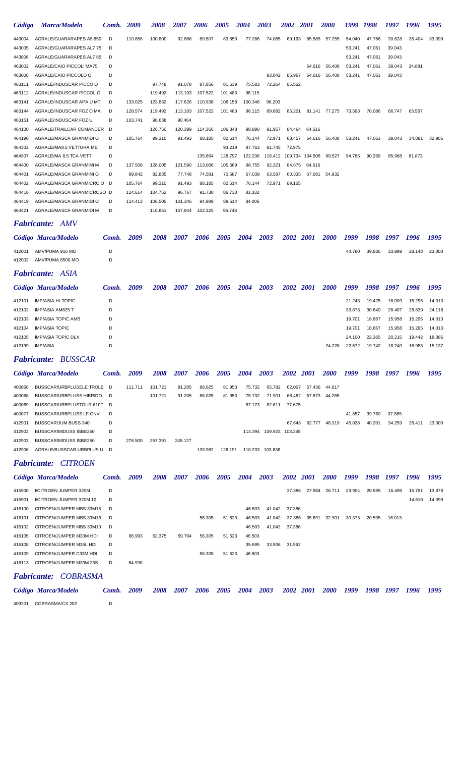| Código | Marca/Modelo | Comb. | 2009 | 2008 | 2007 | 2006 | 2005 | 2004 | 2003 | 2002 | 2001 | 2000 | 1999 | 1998 | 1997 | 1996 | 1995 |
|---|---|---|---|---|---|---|---|---|---|---|---|---|---|---|---|---|---|
| 443004 | AGRALE/GUARARAPES A5 850 | D | 110.656 | 100.800 | 92.866 | 89.507 | 83.853 | 77.286 | 74.065 | 69.193 | 65.585 | 57.255 | 54.040 | 47.766 | 39.628 | 35.404 | 33.399 |
| 443005 | AGRALE/GUARARAPES AL7 75 | D | | | | | | | | | | | 53.241 | 47.061 | 39.043 | | |
| 443006 | AGRALE/GUARARAPES AL7 85 | D | | | | | | | | | | | 53.241 | 47.061 | 39.043 | | |
| 463002 | AGRALE/CAIO PICCOLI MA75 | D | | | | | | | | | 64.616 | 56.408 | 53.241 | 47.061 | 39.043 | 34.881 | |
| 463006 | AGRALE/CAIO PICCOLO O | D | | | | | | | 93.042 | 85.967 | 64.616 | 56.408 | 53.241 | 47.061 | 39.043 | | |
| 463111 | AGRALE/INDUSCAR PICCO O | D | | 97.748 | 91.078 | 87.856 | 81.639 | 75.583 | 72.264 | 65.562 | | | | | | | |
| 463112 | AGRALE/INDUSCAR PICCOL O | D | | 119.492 | 113.103 | 107.522 | 101.483 | 96.115 | | | | | | | | | |
| 463141 | AGRALE/INDUSCAR APA U MT | D | 133.025 | 123.832 | 117.626 | 110.938 | 106.158 | 100.346 | 96.203 | | | | | | | | |
| 463144 | AGRALE/INDUSCAR FOZ O MA | D | 128.574 | 119.492 | 113.103 | 107.522 | 101.483 | 96.115 | 89.682 | 85.201 | 81.141 | 77.275 | 73.593 | 70.086 | 66.747 | 63.567 | |
| 463151 | AGRALE/INDUSCAR FOZ U | D | 103.741 | 96.638 | 90.464 | | | | | | | | | | | | |
| 464100 | AGRALE/TRAILCAR COMANDER | D | | 126.750 | 120.399 | 114.366 | 106.348 | 98.890 | 91.957 | 84.464 | 64.616 | | | | | | |
| 464190 | AGRALE/MASCA GRANMIDI O | D | 105.764 | 99.310 | 91.493 | 88.185 | 82.614 | 76.144 | 72.971 | 68.457 | 64.616 | 56.408 | 53.241 | 47.061 | 39.043 | 34.881 | 32.905 |
| 464302 | AGRALE/MA8.5 VETTURA ME | D | | | | | 93.219 | 87.763 | 81.745 | 72.975 | | | | | | | |
| 464307 | AGRALE/MA 8.5 TCA VETT | D | | | | 135.664 | 128.797 | 122.236 | 116.412 | 109.734 | 104.506 | 99.527 | 94.785 | 90.269 | 85.968 | 81.873 | |
| 464400 | AGRALE/MASCA GRANMINI M | D | 137.508 | 128.005 | 121.590 | 113.066 | 105.669 | 98.755 | 92.321 | 84.675 | 64.616 | | | | | | |
| 464401 | AGRALE/MASCA GRANMINI O | D | 89.842 | 82.835 | 77.748 | 74.581 | 70.687 | 67.039 | 63.587 | 60.335 | 57.681 | 54.932 | | | | | |
| 464402 | AGRALE/MASCA GRANMICRO O | D | 105.764 | 99.310 | 91.493 | 88.185 | 82.614 | 76.144 | 72.971 | 69.165 | | | | | | | |
| 464416 | AGRALE/MASCA GRANMICROSO | D | 114.614 | 104.752 | 96.767 | 91.730 | 86.730 | 83.332 | | | | | | | | | |
| 464419 | AGRALE/MASCA GRANMIDI O | D | 114.413 | 106.505 | 101.346 | 94.989 | 88.514 | 84.006 | | | | | | | | | |
| 464421 | AGRALE/MASCA GRANMIDI M | D | | 116.851 | 107.944 | 102.325 | 96.748 | | | | | | | | | | |

## *Fabricante: AMV*

| Código | Marca/Modelo | Comb. | 2009 | 2008 | 2007 | 2006 | 2005 | 2004 | 2003 | 2002 | 2001 | 2000 | 1999 | 1998 | 1997 | 1996 | 1995 |
|---|---|---|---|---|---|---|---|---|---|---|---|---|---|---|---|---|---|
| 412001 | AMV/PUMA 916 MO | D | | | | | | | | | | | 44.780 | 39.836 | 33.999 | 28.148 | 23.000 |
| 412002 | AMV/PUMA 8500 MO | D | | | | | | | | | | | | | | | |

## *Fabricante: ASIA*

| Código | Marca/Modelo | Comb. | 2009 | 2008 | 2007 | 2006 | 2005 | 2004 | 2003 | 2002 | 2001 | 2000 | 1999 | 1998 | 1997 | 1996 | 1995 |
|---|---|---|---|---|---|---|---|---|---|---|---|---|---|---|---|---|---|
| 412101 | IMP/ASIA HI-TOPIC | D | | | | | | | | | | | 21.243 | 19.425 | 16.009 | 15.295 | 14.013 |
| 412102 | IMP/ASIA AM825 T | D | | | | | | | | | | | 33.873 | 30.640 | 28.407 | 26.839 | 24.118 |
| 412103 | IMP/ASIA TOPIC AMB | D | | | | | | | | | | | 19.701 | 18.867 | 15.958 | 15.295 | 14.013 |
| 412104 | IMP/ASIA TOPIC | D | | | | | | | | | | | 19.701 | 18.867 | 15.958 | 15.295 | 14.013 |
| 412105 | IMP/ASIA TOPIC DLX | D | | | | | | | | | | | 24.100 | 22.365 | 20.215 | 19.442 | 18.386 |
| 412199 | IMP/ASIA | D | | | | | | | | | | 24.228 | 22.672 | 19.742 | 18.240 | 16.983 | 15.137 |

## *Fabricante: BUSSCAR*

| Código | Marca/Modelo | Comb. | 2009 | 2008 | 2007 | 2006 | 2005 | 2004 | 2003 | 2002 | 2001 | 2000 | 1999 | 1998 | 1997 | 1996 | 1995 |
|---|---|---|---|---|---|---|---|---|---|---|---|---|---|---|---|---|---|
| 400066 | BUSSCAR/URBPLUSELE TROLE | D | 111.711 | 101.721 | 91.205 | 88.025 | 81.953 | 75.732 | 65.782 | 62.007 | 57.436 | 44.017 | | | | | |
| 400068 | BUSSCAR/URBPLUSS HIBRIDO | D | | 101.721 | 91.205 | 88.025 | 81.953 | 75.732 | 71.901 | 68.482 | 57.873 | 44.285 | | | | | |
| 400069 | BUSSCAR/URBPLUSTOUR 610T | D | | | | | | 87.173 | 82.611 | 77.675 | | | | | | | |
| 400077 | BUSSCAR/URBPLUSS LF GNV | D | | | | | | | | | | | 41.857 | 39.760 | 37.865 | | |
| 412901 | BUSSCAR/JUM BUSS 340 | D | | | | | | | | 67.643 | 62.777 | 48.319 | 45.028 | 40.201 | 34.259 | 28.411 | 23.000 |
| 412902 | BUSSCAR/MIDUSS ISBE250 | D | | | | | | 114.394 | 109.923 | 103.345 | | | | | | | |
| 412903 | BUSSCAR/MIDUSS ISBE250 | D | 276.500 | 257.391 | 245.127 | | | | | | | | | | | | |
| 412906 | AGRALE/BUSSCAR URBPLUS U | D | | | | 133.982 | 126.191 | 110.233 | 103.638 | | | | | | | | |

## *Fabricante: CITROEN*

| Código | Marca/Modelo | Comb. | 2009 | 2008 | 2007 | 2006 | 2005 | 2004 | 2003 | 2002 | 2001 | 2000 | 1999 | 1998 | 1997 | 1996 | 1995 |
|---|---|---|---|---|---|---|---|---|---|---|---|---|---|---|---|---|---|
| 415900 | I/CITROEN JUMPER 320M | D | | | | | | | | 37.386 | 27.984 | 26.711 | 23.904 | 20.595 | 16.496 | 15.791 | 13.878 |
| 415901 | I/CITROEN JUMPER 320M 10 | D | | | | | | | | | | | | | | 14.610 | 14.099 |
| 416100 | CITROEN/JUMPER MBS 33M15 | D | | | | | | 46.503 | 41.042 | 37.386 | | | | | | | |
| 416101 | CITROEN/JUMPER MBS 33M16 | D | | | | 56.305 | 51.623 | 46.503 | 41.042 | 37.386 | 35.691 | 32.901 | 30.373 | 20.595 | 16.013 | | |
| 416102 | CITROEN/JUMPER MBS 33M10 | D | | | | | | 46.503 | 41.042 | 37.386 | | | | | | | |
| 416105 | CITROEN/JUMPER M33M HDI | D | 66.993 | 62.375 | 59.704 | 56.305 | 51.623 | 46.503 | | | | | | | | | |
| 416108 | CITROEN/JUMPER M35L HDI | D | | | | | | 35.695 | 33.906 | 31.962 | | | | | | | |
| 416109 | CITROEN/JUMPER C33M HDI | D | | | | 56.305 | 51.623 | 46.503 | | | | | | | | | |
| 416113 | CITROEN/JUMPER M33M 23S | D | 64.930 | | | | | | | | | | | | | | |

## *Fabricante: COBRASMA*

| Código | Marca/Modelo | Comb. | 2009 | 2008 | 2007 | 2006 | 2005 | 2004 | 2003 | 2002 | 2001 | 2000 | 1999 | 1998 | 1997 | 1996 | 1995 |
|---|---|---|---|---|---|---|---|---|---|---|---|---|---|---|---|---|---|
| 409201 | COBRASMA/CX 202 | D | | | | | | | | | | | | | | | |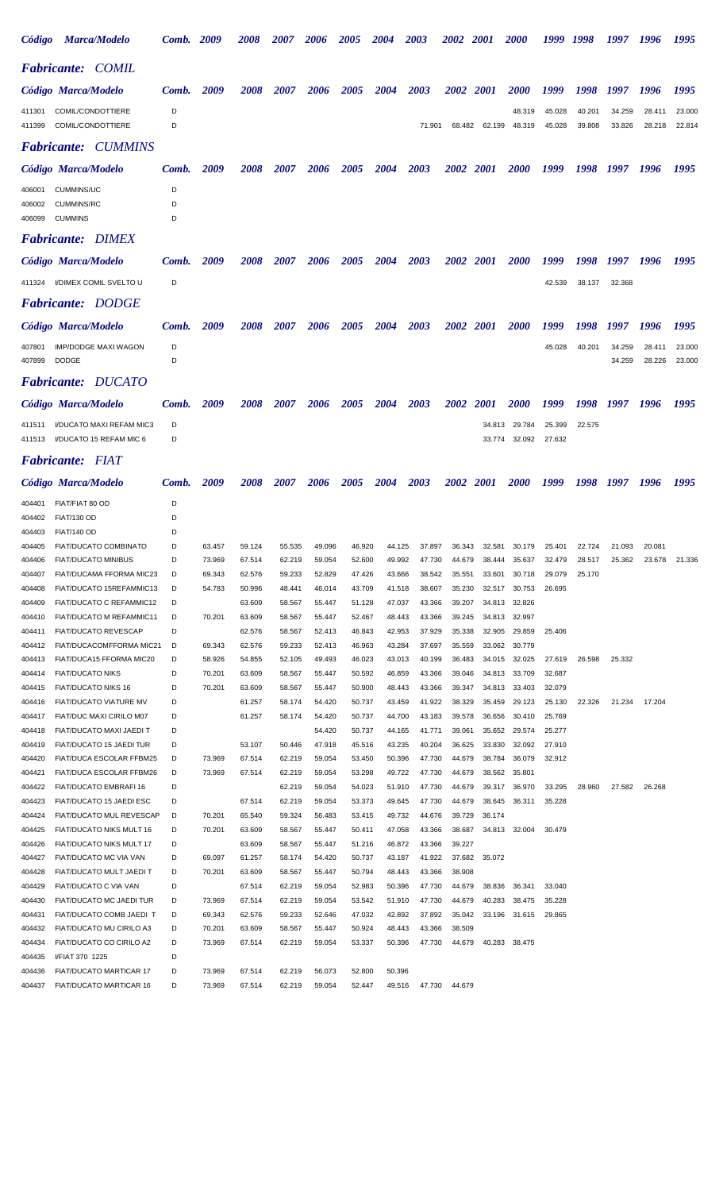## *Fabricante: COMIL*

| Código | Marca/Modelo | Comb. | 2009 | 2008 | 2007 | 2006 | 2005 | 2004 | 2003 | 2002 | 2001 | 2000 | 1999 | 1998 | 1997 | 1996 | 1995 |
|---|---|---|---|---|---|---|---|---|---|---|---|---|---|---|---|---|---|
| 411301 | COMIL/CONDOTTIERE | D | | | | | | | | | | 48.319 | 45.028 | 40.201 | 34.259 | 28.411 | 23.000 |
| 411399 | COMIL/CONDOTTIERE | D | | | | | | | 71.901 | 68.482 | 62.199 | 48.319 | 45.028 | 39.808 | 33.826 | 28.218 | 22.814 |

## *Fabricante: CUMMINS*

| Código | Marca/Modelo | Comb. | 2009 | 2008 | 2007 | 2006 | 2005 | 2004 | 2003 | 2002 | 2001 | 2000 | 1999 | 1998 | 1997 | 1996 | 1995 |
|---|---|---|---|---|---|---|---|---|---|---|---|---|---|---|---|---|---|
| 406001 | CUMMINS/UC | D | | | | | | | | | | | | | | | |
| 406002 | CUMMINS/RC | D | | | | | | | | | | | | | | | |
| 406099 | CUMMINS | D | | | | | | | | | | | | | | | |

## *Fabricante: DIMEX*

| Código | Marca/Modelo | Comb. | 2009 | 2008 | 2007 | 2006 | 2005 | 2004 | 2003 | 2002 | 2001 | 2000 | 1999 | 1998 | 1997 | 1996 | 1995 |
|---|---|---|---|---|---|---|---|---|---|---|---|---|---|---|---|---|---|
| 411324 | I/DIMEX COMIL SVELTO U | D | | | | | | | | | | | 42.539 | 38.137 | 32.368 | | |

## *Fabricante: DODGE*

| Código | Marca/Modelo | Comb. | 2009 | 2008 | 2007 | 2006 | 2005 | 2004 | 2003 | 2002 | 2001 | 2000 | 1999 | 1998 | 1997 | 1996 | 1995 |
|---|---|---|---|---|---|---|---|---|---|---|---|---|---|---|---|---|---|
| 407801 | IMP/DODGE MAXI WAGON | D | | | | | | | | | | | 45.028 | 40.201 | 34.259 | 28.411 | 23.000 |
| 407899 | DODGE | D | | | | | | | | | | | | | 34.259 | 28.226 | 23.000 |

## *Fabricante: DUCATO*

| Código | Marca/Modelo | Comb. | 2009 | 2008 | 2007 | 2006 | 2005 | 2004 | 2003 | 2002 | 2001 | 2000 | 1999 | 1998 | 1997 | 1996 | 1995 |
|---|---|---|---|---|---|---|---|---|---|---|---|---|---|---|---|---|---|
| 411511 | I/DUCATO MAXI REFAM MIC3 | D | | | | | | | | | 34.813 | 29.784 | 25.399 | 22.575 | | | |
| 411513 | I/DUCATO 15 REFAM MIC 6 | D | | | | | | | | | 33.774 | 32.092 | 27.632 | | | | |

## *Fabricante: FIAT*

| Código | Marca/Modelo | Comb. | 2009 | 2008 | 2007 | 2006 | 2005 | 2004 | 2003 | 2002 | 2001 | 2000 | 1999 | 1998 | 1997 | 1996 | 1995 |
|---|---|---|---|---|---|---|---|---|---|---|---|---|---|---|---|---|---|
| 404401 | FIAT/FIAT 80 OD | D | | | | | | | | | | | | | | | |
| 404402 | FIAT/130 OD | D | | | | | | | | | | | | | | | |
| 404403 | FIAT/140 OD | D | | | | | | | | | | | | | | | |
| 404405 | FIAT/DUCATO COMBINATO | D | 63.457 | 59.124 | 55.535 | 49.096 | 46.920 | 44.125 | 37.897 | 36.343 | 32.581 | 30.179 | 25.401 | 22.724 | 21.093 | 20.081 | |
| 404406 | FIAT/DUCATO MINIBUS | D | 73.969 | 67.514 | 62.219 | 59.054 | 52.600 | 49.992 | 47.730 | 44.679 | 38.444 | 35.637 | 32.479 | 28.517 | 25.362 | 23.678 | 21.336 |
| 404407 | FIAT/DUCAMA FFORMA MIC23 | D | 69.343 | 62.576 | 59.233 | 52.829 | 47.426 | 43.666 | 38.542 | 35.551 | 33.601 | 30.718 | 29.079 | 25.170 | | | |
| 404408 | FIAT/DUCATO 15REFAMMIC13 | D | 54.783 | 50.996 | 48.441 | 46.014 | 43.709 | 41.518 | 38.607 | 35.230 | 32.517 | 30.753 | 26.695 | | | | |
| 404409 | FIAT/DUCATO C REFAMMIC12 | D | | 63.609 | 58.567 | 55.447 | 51.128 | 47.037 | 43.366 | 39.207 | 34.813 | 32.826 | | | | | |
| 404410 | FIAT/DUCATO M REFAMMIC11 | D | 70.201 | 63.609 | 58.567 | 55.447 | 52.467 | 48.443 | 43.366 | 39.245 | 34.813 | 32.997 | | | | | |
| 404411 | FIAT/DUCATO REVESCAP | D | | 62.576 | 58.567 | 52.413 | 46.843 | 42.953 | 37.929 | 35.338 | 32.905 | 29.859 | 25.406 | | | | |
| 404412 | FIAT/DUCACOMFFORMA MIC21 | D | 69.343 | 62.576 | 59.233 | 52.413 | 46.963 | 43.284 | 37.697 | 35.559 | 33.062 | 30.779 | | | | | |
| 404413 | FIAT/DUCA15 FFORMA MIC20 | D | 58.926 | 54.855 | 52.105 | 49.493 | 46.023 | 43.013 | 40.199 | 36.483 | 34.015 | 32.025 | 27.619 | 26.598 | 25.332 | | |
| 404414 | FIAT/DUCATO NIKS | D | 70.201 | 63.609 | 58.567 | 55.447 | 50.592 | 46.859 | 43.366 | 39.046 | 34.813 | 33.709 | 32.687 | | | | |
| 404415 | FIAT/DUCATO NIKS 16 | D | 70.201 | 63.609 | 58.567 | 55.447 | 50.900 | 48.443 | 43.366 | 39.347 | 34.813 | 33.403 | 32.079 | | | | |
| 404416 | FIAT/DUCATO VIATURE MV | D | | 61.257 | 58.174 | 54.420 | 50.737 | 43.459 | 41.922 | 38.329 | 35.459 | 29.123 | 25.130 | 22.326 | 21.234 | 17.204 | |
| 404417 | FIAT/DUC MAXI CIRILO M07 | D | | 61.257 | 58.174 | 54.420 | 50.737 | 44.700 | 43.183 | 39.578 | 36.656 | 30.410 | 25.769 | | | | |
| 404418 | FIAT/DUCATO MAXI JAEDI T | D | | | | 54.420 | 50.737 | 44.165 | 41.771 | 39.061 | 35.652 | 29.574 | 25.277 | | | | |
| 404419 | FIAT/DUCATO 15 JAEDI TUR | D | | 53.107 | 50.446 | 47.918 | 45.516 | 43.235 | 40.204 | 36.625 | 33.830 | 32.092 | 27.910 | | | | |
| 404420 | FIAT/DUCA ESCOLAR FFBM25 | D | 73.969 | 67.514 | 62.219 | 59.054 | 53.450 | 50.396 | 47.730 | 44.679 | 38.784 | 36.079 | 32.912 | | | | |
| 404421 | FIAT/DUCA ESCOLAR FFBM26 | D | 73.969 | 67.514 | 62.219 | 59.054 | 53.298 | 49.722 | 47.730 | 44.679 | 38.562 | 35.801 | | | | | |
| 404422 | FIAT/DUCATO EMBRAFI 16 | D | | | 62.219 | 59.054 | 54.023 | 51.910 | 47.730 | 44.679 | 39.317 | 36.970 | 33.295 | 28.960 | 27.582 | 26.268 | |
| 404423 | FIAT/DUCATO 15 JAEDI ESC | D | | 67.514 | 62.219 | 59.054 | 53.373 | 49.645 | 47.730 | 44.679 | 38.645 | 36.311 | 35.228 | | | | |
| 404424 | FIAT/DUCATO MUL REVESCAP | D | 70.201 | 65.540 | 59.324 | 56.483 | 53.415 | 49.732 | 44.676 | 39.729 | 36.174 | | | | | | |
| 404425 | FIAT/DUCATO NIKS MULT 16 | D | 70.201 | 63.609 | 58.567 | 55.447 | 50.411 | 47.058 | 43.366 | 38.687 | 34.813 | 32.004 | 30.479 | | | | |
| 404426 | FIAT/DUCATO NIKS MULT 17 | D | | 63.609 | 58.567 | 55.447 | 51.216 | 46.872 | 43.366 | 39.227 | | | | | | | |
| 404427 | FIAT/DUCATO MC VIA VAN | D | 69.097 | 61.257 | 58.174 | 54.420 | 50.737 | 43.187 | 41.922 | 37.682 | 35.072 | | | | | | |
| 404428 | FIAT/DUCATO MULT JAEDI T | D | 70.201 | 63.609 | 58.567 | 55.447 | 50.794 | 48.443 | 43.366 | 38.908 | | | | | | | |
| 404429 | FIAT/DUCATO C VIA VAN | D | | 67.514 | 62.219 | 59.054 | 52.983 | 50.396 | 47.730 | 44.679 | 38.836 | 36.341 | 33.040 | | | | |
| 404430 | FIAT/DUCATO MC JAEDI TUR | D | 73.969 | 67.514 | 62.219 | 59.054 | 53.542 | 51.910 | 47.730 | 44.679 | 40.283 | 38.475 | 35.228 | | | | |
| 404431 | FIAT/DUCATO COMB JAEDI T | D | 69.343 | 62.576 | 59.233 | 52.646 | 47.032 | 42.892 | 37.892 | 35.042 | 33.196 | 31.615 | 29.865 | | | | |
| 404432 | FIAT/DUCATO MU CIRILO A3 | D | 70.201 | 63.609 | 58.567 | 55.447 | 50.924 | 48.443 | 43.366 | 38.509 | | | | | | | |
| 404434 | FIAT/DUCATO CO CIRILO A2 | D | 73.969 | 67.514 | 62.219 | 59.054 | 53.337 | 50.396 | 47.730 | 44.679 | 40.283 | 38.475 | | | | | |
| 404435 | I/FIAT 370 1225 | D | | | | | | | | | | | | | | | |
| 404436 | FIAT/DUCATO MARTICAR 17 | D | 73.969 | 67.514 | 62.219 | 56.073 | 52.800 | 50.396 | | | | | | | | | |
| 404437 | FIAT/DUCATO MARTICAR 16 | D | 73.969 | 67.514 | 62.219 | 59.054 | 52.447 | 49.516 | 47.730 | 44.679 | | | | | | | |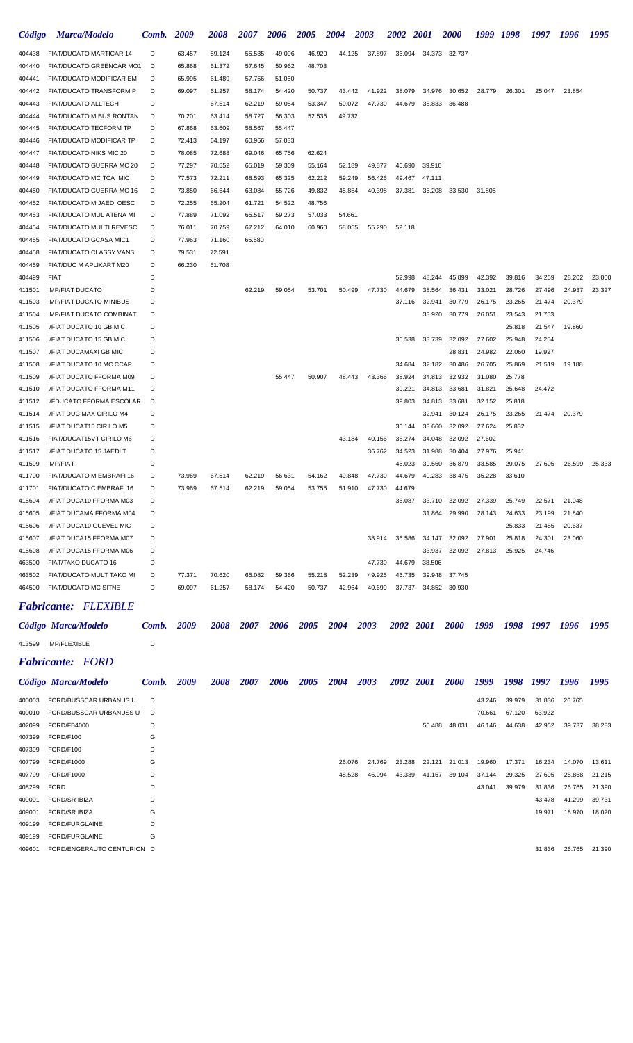| Código | Marca/Modelo | Comb. | 2009 | 2008 | 2007 | 2006 | 2005 | 2004 | 2003 | 2002 | 2001 | 2000 | 1999 | 1998 | 1997 | 1996 | 1995 |
|---|---|---|---|---|---|---|---|---|---|---|---|---|---|---|---|---|---|
| 404438 | FIAT/DUCATO MARTICAR 14 | D | 63.457 | 59.124 | 55.535 | 49.096 | 46.920 | 44.125 | 37.897 | 36.094 | 34.373 | 32.737 | | | | | |
| 404440 | FIAT/DUCATO GREENCAR MO1 | D | 65.868 | 61.372 | 57.645 | 50.962 | 48.703 | | | | | | | | | | |
| 404441 | FIAT/DUCATO MODIFICAR EM | D | 65.995 | 61.489 | 57.756 | 51.060 | | | | | | | | | | | |
| 404442 | FIAT/DUCATO TRANSFORM P | D | 69.097 | 61.257 | 58.174 | 54.420 | 50.737 | 43.442 | 41.922 | 38.079 | 34.976 | 30.652 | 28.779 | 26.301 | 25.047 | 23.854 | |
| 404443 | FIAT/DUCATO ALLTECH | D | | 67.514 | 62.219 | 59.054 | 53.347 | 50.072 | 47.730 | 44.679 | 38.833 | 36.488 | | | | | |
| 404444 | FIAT/DUCATO M BUS RONTAN | D | 70.201 | 63.414 | 58.727 | 56.303 | 52.535 | 49.732 | | | | | | | | | |
| 404445 | FIAT/DUCATO TECFORM TP | D | 67.868 | 63.609 | 58.567 | 55.447 | | | | | | | | | | | |
| 404446 | FIAT/DUCATO MODIFICAR TP | D | 72.413 | 64.197 | 60.966 | 57.033 | | | | | | | | | | | |
| 404447 | FIAT/DUCATO NIKS MIC 20 | D | 78.085 | 72.688 | 69.046 | 65.756 | 62.624 | | | | | | | | | | |
| 404448 | FIAT/DUCATO GUERRA MC 20 | D | 77.297 | 70.552 | 65.019 | 59.309 | 55.164 | 52.189 | 49.877 | 46.690 | 39.910 | | | | | | |
| 404449 | FIAT/DUCATO MC TCA MIC | D | 77.573 | 72.211 | 68.593 | 65.325 | 62.212 | 59.249 | 56.426 | 49.467 | 47.111 | | | | | | |
| 404450 | FIAT/DUCATO GUERRA MC 16 | D | 73.850 | 66.644 | 63.084 | 55.726 | 49.832 | 45.854 | 40.398 | 37.381 | 35.208 | 33.530 | 31.805 | | | | |
| 404452 | FIAT/DUCATO M JAEDI OESC | D | 72.255 | 65.204 | 61.721 | 54.522 | 48.756 | | | | | | | | | | |
| 404453 | FIAT/DUCATO MUL ATENA MI | D | 77.889 | 71.092 | 65.517 | 59.273 | 57.033 | 54.661 | | | | | | | | | |
| 404454 | FIAT/DUCATO MULTI REVESC | D | 76.011 | 70.759 | 67.212 | 64.010 | 60.960 | 58.055 | 55.290 | 52.118 | | | | | | | |
| 404455 | FIAT/DUCATO GCASA MIC1 | D | 77.963 | 71.160 | 65.580 | | | | | | | | | | | | |
| 404458 | FIAT/DUCATO CLASSY VANS | D | 79.531 | 72.591 | | | | | | | | | | | | | |
| 404459 | FIAT/DUC M APLIKART M20 | D | 66.230 | 61.708 | | | | | | | | | | | | | |
| 404499 | FIAT | D | | | | | | | | 52.998 | 48.244 | 45.899 | 42.392 | 39.816 | 34.259 | 28.202 | 23.000 |
| 411501 | IMP/FIAT DUCATO | D | | | 62.219 | 59.054 | 53.701 | 50.499 | 47.730 | 44.679 | 38.564 | 36.431 | 33.021 | 28.726 | 27.496 | 24.937 | 23.327 |
| 411503 | IMP/FIAT DUCATO MINIBUS | D | | | | | | | | 37.116 | 32.941 | 30.779 | 26.175 | 23.265 | 21.474 | 20.379 | |
| 411504 | IMP/FIAT DUCATO COMBINAT | D | | | | | | | | | 33.920 | 30.779 | 26.051 | 23.543 | 21.753 | | |
| 411505 | I/FIAT DUCATO 10 GB MIC | D | | | | | | | | | | | | 25.818 | 21.547 | 19.860 | |
| 411506 | I/FIAT DUCATO 15 GB MIC | D | | | | | | | | 36.538 | 33.739 | 32.092 | 27.602 | 25.948 | 24.254 | | |
| 411507 | I/FIAT DUCAMAXI GB MIC | D | | | | | | | | | | 28.831 | 24.982 | 22.060 | 19.927 | | |
| 411508 | I/FIAT DUCATO 10 MC CCAP | D | | | | | | | | 34.684 | 32.182 | 30.486 | 26.705 | 25.869 | 21.519 | 19.188 | |
| 411509 | I/FIAT DUCATO FFORMA M09 | D | | | | 55.447 | 50.907 | 48.443 | 43.366 | 38.924 | 34.813 | 32.932 | 31.080 | 25.778 | | | |
| 411510 | I/FIAT DUCATO FFORMA M11 | D | | | | | | | | 39.221 | 34.813 | 33.681 | 31.821 | 25.648 | 24.472 | | |
| 411512 | I/FDUCATO FFORMA ESCOLAR | D | | | | | | | | 39.803 | 34.813 | 33.681 | 32.152 | 25.818 | | | |
| 411514 | I/FIAT DUC MAX CIRILO M4 | D | | | | | | | | | 32.941 | 30.124 | 26.175 | 23.265 | 21.474 | 20.379 | |
| 411515 | I/FIAT DUCAT15 CIRILO M5 | D | | | | | | | | 36.144 | 33.660 | 32.092 | 27.624 | 25.832 | | | |
| 411516 | FIAT/DUCAT15VT CIRILO M6 | D | | | | | | 43.184 | 40.156 | 36.274 | 34.048 | 32.092 | 27.602 | | | | |
| 411517 | I/FIAT DUCATO 15 JAEDI T | D | | | | | | | 36.762 | 34.523 | 31.988 | 30.404 | 27.976 | 25.941 | | | |
| 411599 | IMP/FIAT | D | | | | | | | | 46.023 | 39.560 | 36.879 | 33.585 | 29.075 | 27.605 | 26.599 | 25.333 |
| 411700 | FIAT/DUCATO M EMBRAFI 16 | D | 73.969 | 67.514 | 62.219 | 56.631 | 54.162 | 49.848 | 47.730 | 44.679 | 40.283 | 38.475 | 35.228 | 33.610 | | | |
| 411701 | FIAT/DUCATO C EMBRAFI 16 | D | 73.969 | 67.514 | 62.219 | 59.054 | 53.755 | 51.910 | 47.730 | 44.679 | | | | | | | |
| 415604 | I/FIAT DUCA10 FFORMA M03 | D | | | | | | | | 36.087 | 33.710 | 32.092 | 27.339 | 25.749 | 22.571 | 21.048 | |
| 415605 | I/FIAT DUCAMA FFORMA M04 | D | | | | | | | | | 31.864 | 29.990 | 28.143 | 24.633 | 23.199 | 21.840 | |
| 415606 | I/FIAT DUCA10 GUEVEL MIC | D | | | | | | | | | | | | 25.833 | 21.455 | 20.637 | |
| 415607 | I/FIAT DUCA15 FFORMA M07 | D | | | | | | | 38.914 | 36.586 | 34.147 | 32.092 | 27.901 | 25.818 | 24.301 | 23.060 | |
| 415608 | I/FIAT DUCA15 FFORMA M06 | D | | | | | | | | | 33.937 | 32.092 | 27.813 | 25.925 | 24.746 | | |
| 463500 | FIAT/TAKO DUCATO 16 | D | | | | | | | 47.730 | 44.679 | 38.506 | | | | | | |
| 463502 | FIAT/DUCATO MULT TAKO MI | D | 77.371 | 70.620 | 65.082 | 59.366 | 55.218 | 52.239 | 49.925 | 46.735 | 39.948 | 37.745 | | | | | |
| 464500 | FIAT/DUCATO MC SITNE | D | 69.097 | 61.257 | 58.174 | 54.420 | 50.737 | 42.964 | 40.699 | 37.737 | 34.852 | 30.930 | | | | | |

## *Fabricante: FLEXIBLE*

| Código | Marca/Modelo | Comb. | 2009 | 2008 | 2007 | 2006 | 2005 | 2004 | 2003 | 2002 | 2001 | 2000 | 1999 | 1998 | 1997 | 1996 | 1995 |
|---|---|---|---|---|---|---|---|---|---|---|---|---|---|---|---|---|---|
| 413599 | IMP/FLEXIBLE | D | | | | | | | | | | | | | | | |

## *Fabricante: FORD*

| Código | Marca/Modelo | Comb. | 2009 | 2008 | 2007 | 2006 | 2005 | 2004 | 2003 | 2002 | 2001 | 2000 | 1999 | 1998 | 1997 | 1996 | 1995 |
|---|---|---|---|---|---|---|---|---|---|---|---|---|---|---|---|---|---|
| 400003 | FORD/BUSSCAR URBANUS U | D | | | | | | | | | | | 43.246 | 39.979 | 31.836 | 26.765 | |
| 400010 | FORD/BUSSCAR URBANUSS U | D | | | | | | | | | | | 70.661 | 67.120 | 63.922 | | |
| 402099 | FORD/FB4000 | D | | | | | | | | | 50.488 | 48.031 | 46.146 | 44.638 | 42.952 | 39.737 | 38.283 |
| 407399 | FORD/F100 | G | | | | | | | | | | | | | | | |
| 407399 | FORD/F100 | D | | | | | | | | | | | | | | | |
| 407799 | FORD/F1000 | G | | | | | | 26.076 | 24.769 | 23.288 | 22.121 | 21.013 | 19.960 | 17.371 | 16.234 | 14.070 | 13.611 |
| 407799 | FORD/F1000 | D | | | | | | 48.528 | 46.094 | 43.339 | 41.167 | 39.104 | 37.144 | 29.325 | 27.695 | 25.868 | 21.215 |
| 408299 | FORD | D | | | | | | | | | | | 43.041 | 39.979 | 31.836 | 26.765 | 21.390 |
| 409001 | FORD/SR IBIZA | D | | | | | | | | | | | | | 43.478 | 41.299 | 39.731 |
| 409001 | FORD/SR IBIZA | G | | | | | | | | | | | | | 19.971 | 18.970 | 18.020 |
| 409199 | FORD/FURGLAINE | D | | | | | | | | | | | | | | | |
| 409199 | FORD/FURGLAINE | G | | | | | | | | | | | | | | | |
| 409601 | FORD/ENGERAUTO CENTURION | D | | | | | | | | | | | | | 31.836 | 26.765 | 21.390 |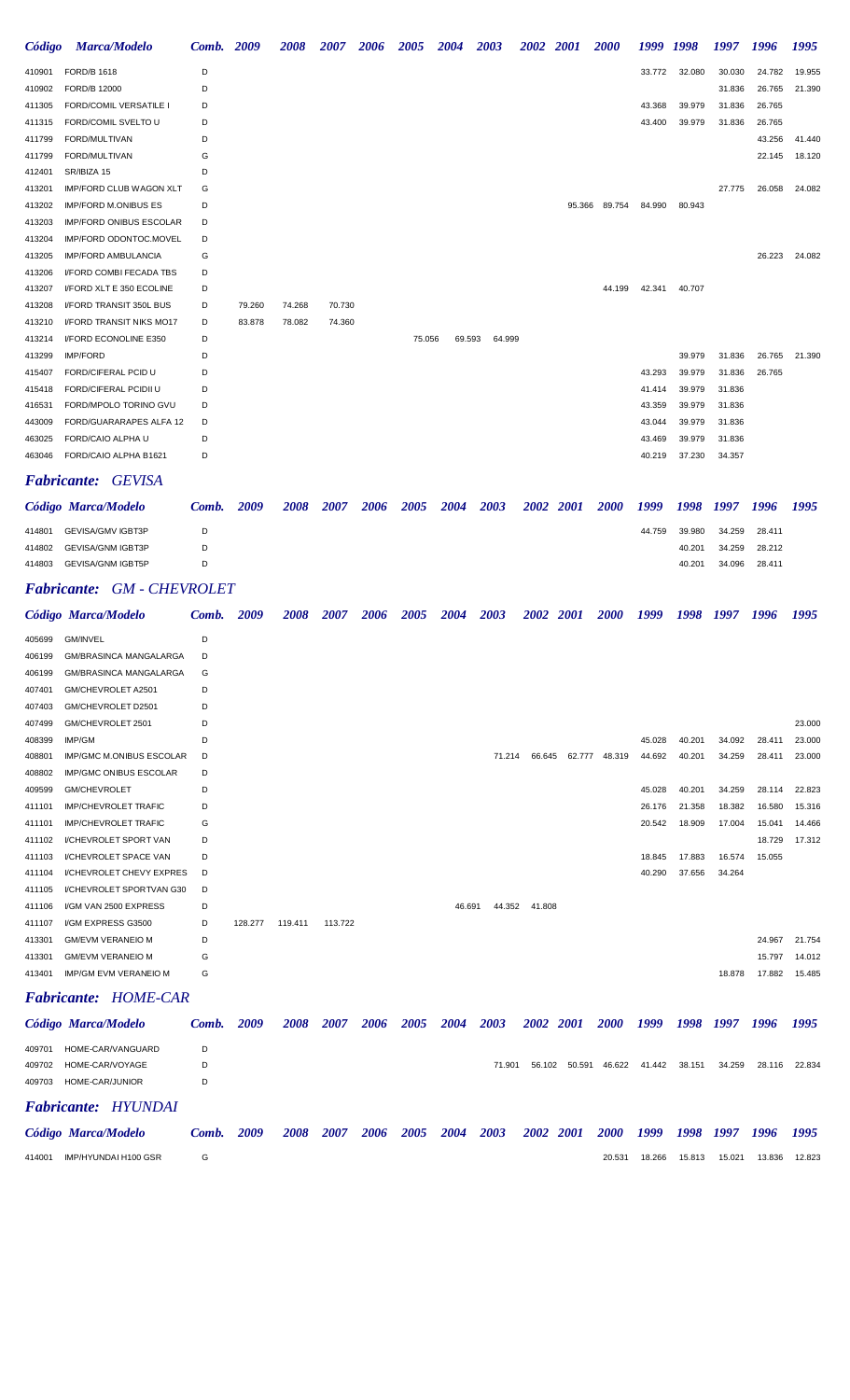| Código | Marca/Modelo | Comb. | 2009 | 2008 | 2007 | 2006 | 2005 | 2004 | 2003 | 2002 | 2001 | 2000 | 1999 | 1998 | 1997 | 1996 | 1995 |
|---|---|---|---|---|---|---|---|---|---|---|---|---|---|---|---|---|---|
| 410901 | FORD/B 1618 | D | | | | | | | | | | | 33.772 | 32.080 | 30.030 | 24.782 | 19.955 |
| 410902 | FORD/B 12000 | D | | | | | | | | | | | | | 31.836 | 26.765 | 21.390 |
| 411305 | FORD/COMIL VERSATILE I | D | | | | | | | | | | | 43.368 | 39.979 | 31.836 | 26.765 | |
| 411315 | FORD/COMIL SVELTO U | D | | | | | | | | | | | 43.400 | 39.979 | 31.836 | 26.765 | |
| 411799 | FORD/MULTIVAN | D | | | | | | | | | | | | | | 43.256 | 41.440 |
| 411799 | FORD/MULTIVAN | G | | | | | | | | | | | | | | 22.145 | 18.120 |
| 412401 | SR/IBIZA 15 | D | | | | | | | | | | | | | | | |
| 413201 | IMP/FORD CLUB WAGON XLT | G | | | | | | | | | | | | | 27.775 | 26.058 | 24.082 |
| 413202 | IMP/FORD M.ONIBUS ES | D | | | | | | | | | 95.366 | 89.754 | 84.990 | 80.943 | | | |
| 413203 | IMP/FORD ONIBUS ESCOLAR | D | | | | | | | | | | | | | | | |
| 413204 | IMP/FORD ODONTOC.MOVEL | D | | | | | | | | | | | | | | | |
| 413205 | IMP/FORD AMBULANCIA | G | | | | | | | | | | | | | | 26.223 | 24.082 |
| 413206 | I/FORD COMBI FECADA TBS | D | | | | | | | | | | | | | | | |
| 413207 | I/FORD XLT E 350 ECOLINE | D | | | | | | | | | | 44.199 | 42.341 | 40.707 | | | |
| 413208 | I/FORD TRANSIT 350L BUS | D | 79.260 | 74.268 | 70.730 | | | | | | | | | | | | |
| 413210 | I/FORD TRANSIT NIKS MO17 | D | 83.878 | 78.082 | 74.360 | | | | | | | | | | | | |
| 413214 | I/FORD ECONOLINE E350 | D | | | | | 75.056 | 69.593 | 64.999 | | | | | | | | |
| 413299 | IMP/FORD | D | | | | | | | | | | | | 39.979 | 31.836 | 26.765 | 21.390 |
| 415407 | FORD/CIFERAL PCID U | D | | | | | | | | | | | 43.293 | 39.979 | 31.836 | 26.765 | |
| 415418 | FORD/CIFERAL PCIDII U | D | | | | | | | | | | | 41.414 | 39.979 | 31.836 | | |
| 416531 | FORD/MPOLO TORINO GVU | D | | | | | | | | | | | 43.359 | 39.979 | 31.836 | | |
| 443009 | FORD/GUARARAPES ALFA 12 | D | | | | | | | | | | | 43.044 | 39.979 | 31.836 | | |
| 463025 | FORD/CAIO ALPHA U | D | | | | | | | | | | | 43.469 | 39.979 | 31.836 | | |
| 463046 | FORD/CAIO ALPHA B1621 | D | | | | | | | | | | | 40.219 | 37.230 | 34.357 | | |

## *Fabricante: GEVISA*

| Código | Marca/Modelo | Comb. | 2009 | 2008 | 2007 | 2006 | 2005 | 2004 | 2003 | 2002 | 2001 | 2000 | 1999 | 1998 | 1997 | 1996 | 1995 |
|---|---|---|---|---|---|---|---|---|---|---|---|---|---|---|---|---|---|
| 414801 | GEVISA/GMV IGBT3P | D | | | | | | | | | | | 44.759 | 39.980 | 34.259 | 28.411 | |
| 414802 | GEVISA/GNM IGBT3P | D | | | | | | | | | | | | 40.201 | 34.259 | 28.212 | |
| 414803 | GEVISA/GNM IGBT5P | D | | | | | | | | | | | | 40.201 | 34.096 | 28.411 | |

## *Fabricante: GM - CHEVROLET*

| Código | Marca/Modelo | Comb. | 2009 | 2008 | 2007 | 2006 | 2005 | 2004 | 2003 | 2002 | 2001 | 2000 | 1999 | 1998 | 1997 | 1996 | 1995 |
|---|---|---|---|---|---|---|---|---|---|---|---|---|---|---|---|---|---|
| 405699 | GM/INVEL | D | | | | | | | | | | | | | | | |
| 406199 | GM/BRASINCA MANGALARGA | D | | | | | | | | | | | | | | | |
| 406199 | GM/BRASINCA MANGALARGA | G | | | | | | | | | | | | | | | |
| 407401 | GM/CHEVROLET A2501 | D | | | | | | | | | | | | | | | |
| 407403 | GM/CHEVROLET D2501 | D | | | | | | | | | | | | | | | |
| 407499 | GM/CHEVROLET 2501 | D | | | | | | | | | | | | | | | 23.000 |
| 408399 | IMP/GM | D | | | | | | | | | | | 45.028 | 40.201 | 34.092 | 28.411 | 23.000 |
| 408801 | IMP/GMC M.ONIBUS ESCOLAR | D | | | | | | | 71.214 | 66.645 | 62.777 | 48.319 | 44.692 | 40.201 | 34.259 | 28.411 | 23.000 |
| 408802 | IMP/GMC ONIBUS ESCOLAR | D | | | | | | | | | | | | | | | |
| 409599 | GM/CHEVROLET | D | | | | | | | | | | | 45.028 | 40.201 | 34.259 | 28.114 | 22.823 |
| 411101 | IMP/CHEVROLET TRAFIC | D | | | | | | | | | | | 26.176 | 21.358 | 18.382 | 16.580 | 15.316 |
| 411101 | IMP/CHEVROLET TRAFIC | G | | | | | | | | | | | 20.542 | 18.909 | 17.004 | 15.041 | 14.466 |
| 411102 | I/CHEVROLET SPORT VAN | D | | | | | | | | | | | | | | 18.729 | 17.312 |
| 411103 | I/CHEVROLET SPACE VAN | D | | | | | | | | | | | 18.845 | 17.883 | 16.574 | 15.055 | |
| 411104 | I/CHEVROLET CHEVY EXPRES | D | | | | | | | | | | | 40.290 | 37.656 | 34.264 | | |
| 411105 | I/CHEVROLET SPORTVAN G30 | D | | | | | | | | | | | | | | | |
| 411106 | I/GM VAN 2500 EXPRESS | D | | | | | | 46.691 | 44.352 | 41.808 | | | | | | | |
| 411107 | I/GM EXPRESS G3500 | D | 128.277 | 119.411 | 113.722 | | | | | | | | | | | | |
| 413301 | GM/EVM VERANEIO M | D | | | | | | | | | | | | | | 24.967 | 21.754 |
| 413301 | GM/EVM VERANEIO M | G | | | | | | | | | | | | | | 15.797 | 14.012 |
| 413401 | IMP/GM EVM VERANEIO M | G | | | | | | | | | | | | | 18.878 | 17.882 | 15.485 |

## *Fabricante: HOME-CAR*

| Código | Marca/Modelo | Comb. | 2009 | 2008 | 2007 | 2006 | 2005 | 2004 | 2003 | 2002 | 2001 | 2000 | 1999 | 1998 | 1997 | 1996 | 1995 |
|---|---|---|---|---|---|---|---|---|---|---|---|---|---|---|---|---|---|
| 409701 | HOME-CAR/VANGUARD | D | | | | | | | | | | | | | | | |
| 409702 | HOME-CAR/VOYAGE | D | | | | | | | 71.901 | 56.102 | 50.591 | 46.622 | 41.442 | 38.151 | 34.259 | 28.116 | 22.834 |
| 409703 | HOME-CAR/JUNIOR | D | | | | | | | | | | | | | | | |

## *Fabricante: HYUNDAI*

| Código | Marca/Modelo | Comb. | 2009 | 2008 | 2007 | 2006 | 2005 | 2004 | 2003 | 2002 | 2001 | 2000 | 1999 | 1998 | 1997 | 1996 | 1995 |
|---|---|---|---|---|---|---|---|---|---|---|---|---|---|---|---|---|---|
| 414001 | IMP/HYUNDAI H100 GSR | G | | | | | | | | | | 20.531 | 18.266 | 15.813 | 15.021 | 13.836 | 12.823 |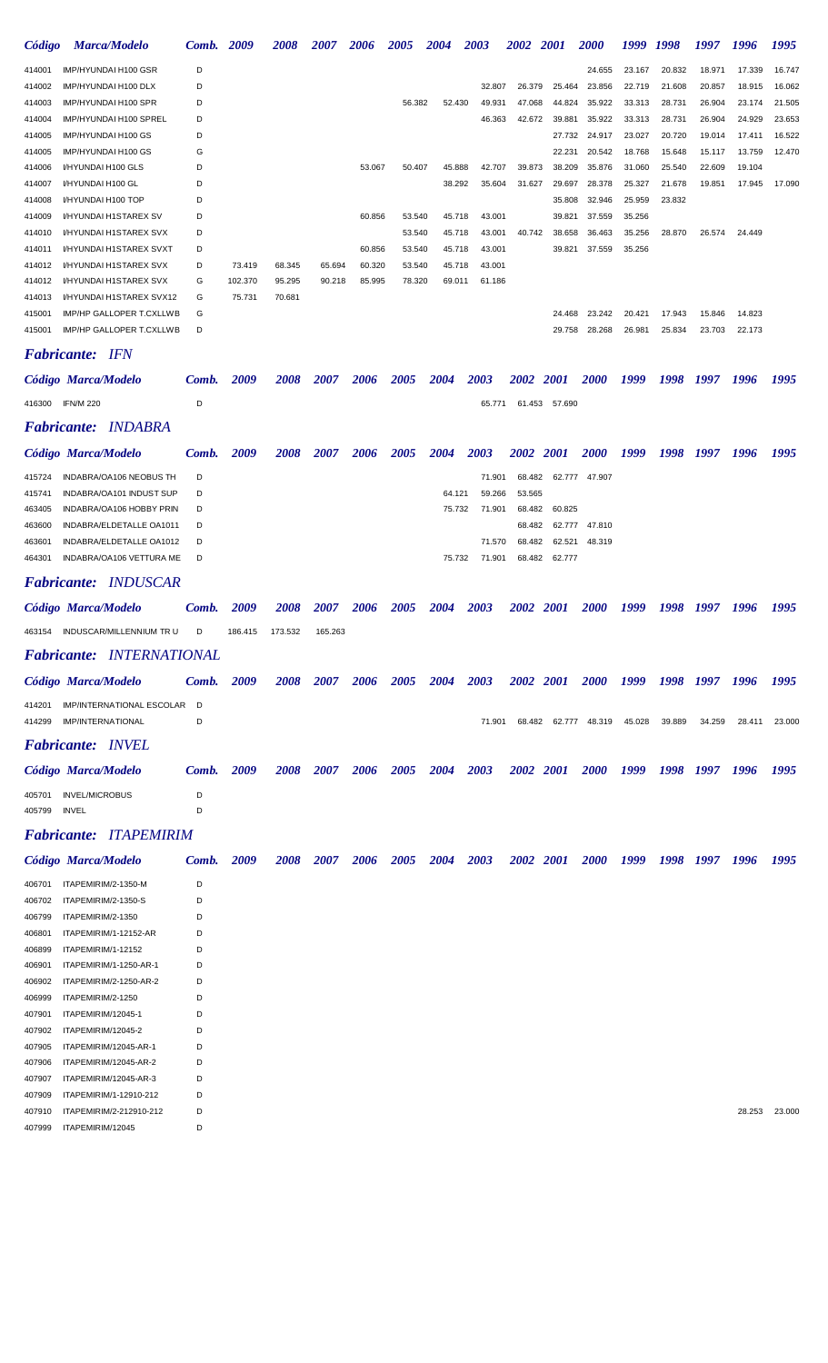| Código | Marca/Modelo | Comb. | 2009 | 2008 | 2007 | 2006 | 2005 | 2004 | 2003 | 2002 | 2001 | 2000 | 1999 | 1998 | 1997 | 1996 | 1995 |
|---|---|---|---|---|---|---|---|---|---|---|---|---|---|---|---|---|---|
| 414001 | IMP/HYUNDAI H100 GSR | D | | | | | | | | | | 24.655 | 23.167 | 20.832 | 18.971 | 17.339 | 16.747 |
| 414002 | IMP/HYUNDAI H100 DLX | D | | | | | | | 32.807 | 26.379 | 25.464 | 23.856 | 22.719 | 21.608 | 20.857 | 18.915 | 16.062 |
| 414003 | IMP/HYUNDAI H100 SPR | D | | | | | 56.382 | 52.430 | 49.931 | 47.068 | 44.824 | 35.922 | 33.313 | 28.731 | 26.904 | 23.174 | 21.505 |
| 414004 | IMP/HYUNDAI H100 SPREL | D | | | | | | | 46.363 | 42.672 | 39.881 | 35.922 | 33.313 | 28.731 | 26.904 | 24.929 | 23.653 |
| 414005 | IMP/HYUNDAI H100 GS | D | | | | | | | | | 27.732 | 24.917 | 23.027 | 20.720 | 19.014 | 17.411 | 16.522 |
| 414005 | IMP/HYUNDAI H100 GS | G | | | | | | | | | 22.231 | 20.542 | 18.768 | 15.648 | 15.117 | 13.759 | 12.470 |
| 414006 | I/HYUNDAI H100 GLS | D | | | | 53.067 | 50.407 | 45.888 | 42.707 | 39.873 | 38.209 | 35.876 | 31.060 | 25.540 | 22.609 | 19.104 | |
| 414007 | I/HYUNDAI H100 GL | D | | | | | | 38.292 | 35.604 | 31.627 | 29.697 | 28.378 | 25.327 | 21.678 | 19.851 | 17.945 | 17.090 |
| 414008 | I/HYUNDAI H100 TOP | D | | | | | | | | | 35.808 | 32.946 | 25.959 | 23.832 | | | |
| 414009 | I/HYUNDAI H1STAREX SV | D | | | | 60.856 | 53.540 | 45.718 | 43.001 | | 39.821 | 37.559 | 35.256 | | | | |
| 414010 | I/HYUNDAI H1STAREX SVX | D | | | | | 53.540 | 45.718 | 43.001 | 40.742 | 38.658 | 36.463 | 35.256 | 28.870 | 26.574 | 24.449 | |
| 414011 | I/HYUNDAI H1STAREX SVXT | D | | | | 60.856 | 53.540 | 45.718 | 43.001 | | 39.821 | 37.559 | 35.256 | | | | |
| 414012 | I/HYUNDAI H1STAREX SVX | D | 73.419 | 68.345 | 65.694 | 60.320 | 53.540 | 45.718 | 43.001 | | | | | | | | |
| 414012 | I/HYUNDAI H1STAREX SVX | G | 102.370 | 95.295 | 90.218 | 85.995 | 78.320 | 69.011 | 61.186 | | | | | | | | |
| 414013 | I/HYUNDAI H1STAREX SVX12 | G | 75.731 | 70.681 | | | | | | | | | | | | | |
| 415001 | IMP/HP GALLOPER T.CXLLWB | G | | | | | | | | | 24.468 | 23.242 | 20.421 | 17.943 | 15.846 | 14.823 | |
| 415001 | IMP/HP GALLOPER T.CXLLWB | D | | | | | | | | | 29.758 | 28.268 | 26.981 | 25.834 | 23.703 | 22.173 | |

## *Fabricante: IFN*

| Código | Marca/Modelo | Comb. | 2009 | 2008 | 2007 | 2006 | 2005 | 2004 | 2003 | 2002 | 2001 | 2000 | 1999 | 1998 | 1997 | 1996 | 1995 |
|---|---|---|---|---|---|---|---|---|---|---|---|---|---|---|---|---|---|
| 416300 | IFN/M 220 | D | | | | | | | 65.771 | 61.453 | 57.690 | | | | | | |

## *Fabricante: INDABRA*

| Código | Marca/Modelo | Comb. | 2009 | 2008 | 2007 | 2006 | 2005 | 2004 | 2003 | 2002 | 2001 | 2000 | 1999 | 1998 | 1997 | 1996 | 1995 |
|---|---|---|---|---|---|---|---|---|---|---|---|---|---|---|---|---|---|
| 415724 | INDABRA/OA106 NEOBUS TH | D | | | | | | | 71.901 | 68.482 | 62.777 | 47.907 | | | | | |
| 415741 | INDABRA/OA101 INDUST SUP | D | | | | | | 64.121 | 59.266 | 53.565 | | | | | | | |
| 463405 | INDABRA/OA106 HOBBY PRIN | D | | | | | | 75.732 | 71.901 | 68.482 | 60.825 | | | | | | |
| 463600 | INDABRA/ELDETALLE OA1011 | D | | | | | | | | 68.482 | 62.777 | 47.810 | | | | | |
| 463601 | INDABRA/ELDETALLE OA1012 | D | | | | | | | 71.570 | 68.482 | 62.521 | 48.319 | | | | | |
| 464301 | INDABRA/OA106 VETTURA ME | D | | | | | | 75.732 | 71.901 | 68.482 | 62.777 | | | | | | |

## *Fabricante: INDUSCAR*

| Código | Marca/Modelo | Comb. | 2009 | 2008 | 2007 | 2006 | 2005 | 2004 | 2003 | 2002 | 2001 | 2000 | 1999 | 1998 | 1997 | 1996 | 1995 |
|---|---|---|---|---|---|---|---|---|---|---|---|---|---|---|---|---|---|
| 463154 | INDUSCAR/MILLENNIUM TR U | D | 186.415 | 173.532 | 165.263 | | | | | | | | | | | | |

## *Fabricante: INTERNATIONAL*

| Código | Marca/Modelo | Comb. | 2009 | 2008 | 2007 | 2006 | 2005 | 2004 | 2003 | 2002 | 2001 | 2000 | 1999 | 1998 | 1997 | 1996 | 1995 |
|---|---|---|---|---|---|---|---|---|---|---|---|---|---|---|---|---|---|
| 414201 | IMP/INTERNATIONAL ESCOLAR | D | | | | | | | | | | | | | | | |
| 414299 | IMP/INTERNATIONAL | D | | | | | | | 71.901 | 68.482 | 62.777 | 48.319 | 45.028 | 39.889 | 34.259 | 28.411 | 23.000 |

## *Fabricante: INVEL*

| Código | Marca/Modelo | Comb. | 2009 | 2008 | 2007 | 2006 | 2005 | 2004 | 2003 | 2002 | 2001 | 2000 | 1999 | 1998 | 1997 | 1996 | 1995 |
|---|---|---|---|---|---|---|---|---|---|---|---|---|---|---|---|---|---|
| 405701 | INVEL/MICROBUS | D | | | | | | | | | | | | | | | |
| 405799 | INVEL | D | | | | | | | | | | | | | | | |

## *Fabricante: ITAPEMIRIM*

| Código | Marca/Modelo | Comb. | 2009 | 2008 | 2007 | 2006 | 2005 | 2004 | 2003 | 2002 | 2001 | 2000 | 1999 | 1998 | 1997 | 1996 | 1995 |
|---|---|---|---|---|---|---|---|---|---|---|---|---|---|---|---|---|---|
| 406701 | ITAPEMIRIM/2-1350-M | D | | | | | | | | | | | | | | | |
| 406702 | ITAPEMIRIM/2-1350-S | D | | | | | | | | | | | | | | | |
| 406799 | ITAPEMIRIM/2-1350 | D | | | | | | | | | | | | | | | |
| 406801 | ITAPEMIRIM/1-12152-AR | D | | | | | | | | | | | | | | | |
| 406899 | ITAPEMIRIM/1-12152 | D | | | | | | | | | | | | | | | |
| 406901 | ITAPEMIRIM/1-1250-AR-1 | D | | | | | | | | | | | | | | | |
| 406902 | ITAPEMIRIM/2-1250-AR-2 | D | | | | | | | | | | | | | | | |
| 406999 | ITAPEMIRIM/2-1250 | D | | | | | | | | | | | | | | | |
| 407901 | ITAPEMIRIM/12045-1 | D | | | | | | | | | | | | | | | |
| 407902 | ITAPEMIRIM/12045-2 | D | | | | | | | | | | | | | | | |
| 407905 | ITAPEMIRIM/12045-AR-1 | D | | | | | | | | | | | | | | | |
| 407906 | ITAPEMIRIM/12045-AR-2 | D | | | | | | | | | | | | | | | |
| 407907 | ITAPEMIRIM/12045-AR-3 | D | | | | | | | | | | | | | | | |
| 407909 | ITAPEMIRIM/1-12910-212 | D | | | | | | | | | | | | | | | |
| 407910 | ITAPEMIRIM/2-212910-212 | D | | | | | | | | | | | | | | 28.253 | 23.000 |
| 407999 | ITAPEMIRIM/12045 | D | | | | | | | | | | | | | | | |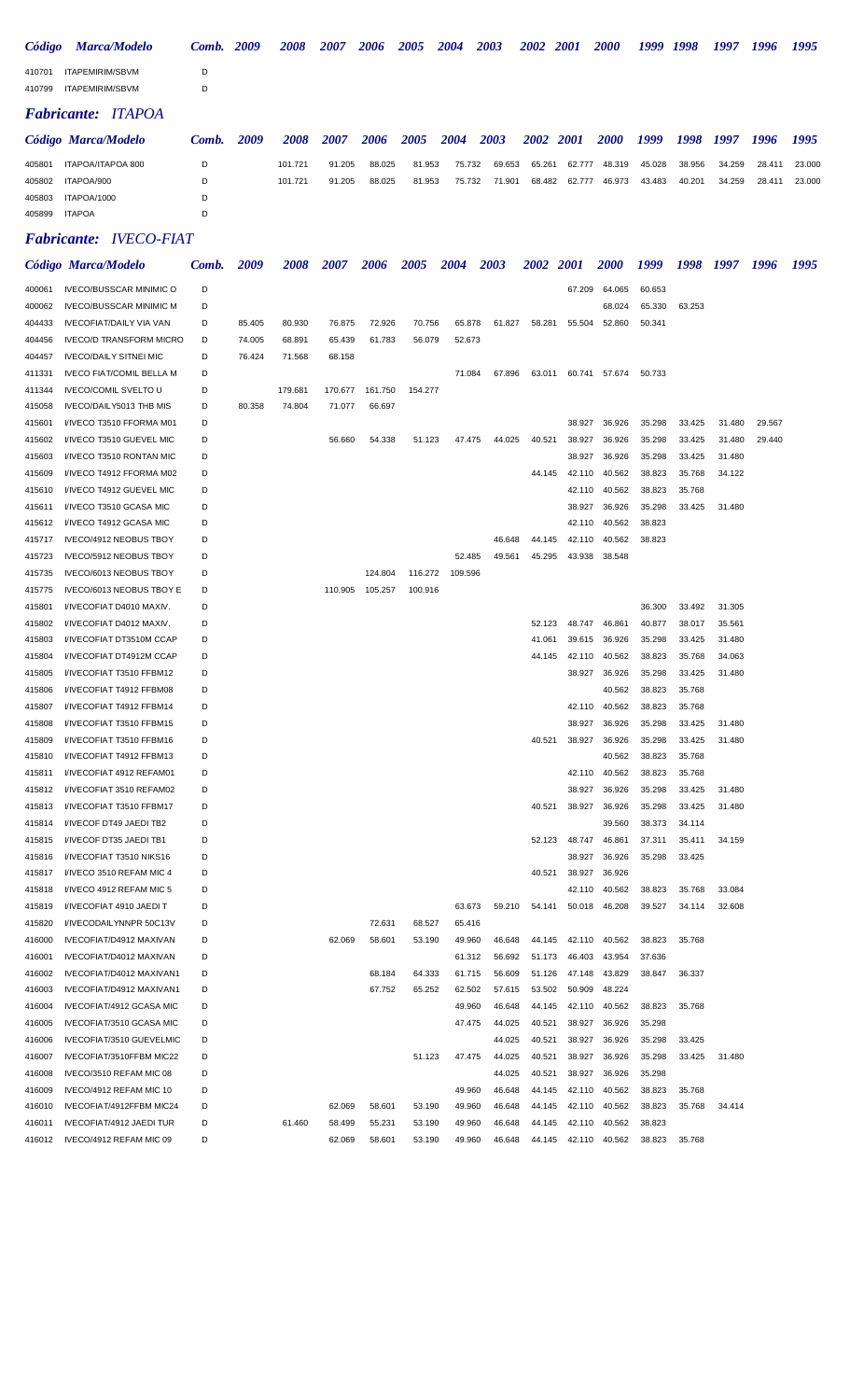| Código | Marca/Modelo | Comb. | 2009 | 2008 | 2007 | 2006 | 2005 | 2004 | 2003 | 2002 | 2001 | 2000 | 1999 | 1998 | 1997 | 1996 | 1995 |
|---|---|---|---|---|---|---|---|---|---|---|---|---|---|---|---|---|---|
| 410701 | ITAPEMIRIM/SBVM | D | | | | | | | | | | | | | | | |
| 410799 | ITAPEMIRIM/SBVM | D | | | | | | | | | | | | | | | |

## *Fabricante: ITAPOA*

| Código | Marca/Modelo | Comb. | 2009 | 2008 | 2007 | 2006 | 2005 | 2004 | 2003 | 2002 | 2001 | 2000 | 1999 | 1998 | 1997 | 1996 | 1995 |
|---|---|---|---|---|---|---|---|---|---|---|---|---|---|---|---|---|---|
| 405801 | ITAPOA/ITAPOA 800 | D | | 101.721 | 91.205 | 88.025 | 81.953 | 75.732 | 69.653 | 65.261 | 62.777 | 48.319 | 45.028 | 38.956 | 34.259 | 28.411 | 23.000 |
| 405802 | ITAPOA/900 | D | | 101.721 | 91.205 | 88.025 | 81.953 | 75.732 | 71.901 | 68.482 | 62.777 | 46.973 | 43.483 | 40.201 | 34.259 | 28.411 | 23.000 |
| 405803 | ITAPOA/1000 | D | | | | | | | | | | | | | | | |
| 405899 | ITAPOA | D | | | | | | | | | | | | | | | |

## *Fabricante: IVECO-FIAT*

| Código | Marca/Modelo | Comb. | 2009 | 2008 | 2007 | 2006 | 2005 | 2004 | 2003 | 2002 | 2001 | 2000 | 1999 | 1998 | 1997 | 1996 | 1995 |
|---|---|---|---|---|---|---|---|---|---|---|---|---|---|---|---|---|---|
| 400061 | IVECO/BUSSCAR MINIMIC O | D | | | | | | | | | 67.209 | 64.065 | 60.653 | | | | |
| 400062 | IVECO/BUSSCAR MINIMIC M | D | | | | | | | | | | 68.024 | 65.330 | 63.253 | | | |
| 404433 | IVECOFIAT/DAILY VIA VAN | D | 85.405 | 80.930 | 76.875 | 72.926 | 70.756 | 65.878 | 61.827 | 58.281 | 55.504 | 52.860 | 50.341 | | | | |
| 404456 | IVECO/D TRANSFORM MICRO | D | 74.005 | 68.891 | 65.439 | 61.783 | 56.079 | 52.673 | | | | | | | | | |
| 404457 | IVECO/DAILY SITNEI MIC | D | 76.424 | 71.568 | 68.158 | | | | | | | | | | | | |
| 411331 | IVECO FIAT/COMIL BELLA M | D | | | | | | 71.084 | 67.896 | 63.011 | 60.741 | 57.674 | 50.733 | | | | |
| 411344 | IVECO/COMIL SVELTO U | D | | 179.681 | 170.677 | 161.750 | 154.277 | | | | | | | | | | |
| 415058 | IVECO/DAILY5013 THB MIS | D | 80.358 | 74.804 | 71.077 | 66.697 | | | | | | | | | | | |
| 415601 | I/IVECO T3510 FFORMA M01 | D | | | | | | | | | 38.927 | 36.926 | 35.298 | 33.425 | 31.480 | 29.567 | |
| 415602 | I/IVECO T3510 GUEVEL MIC | D | | | 56.660 | 54.338 | 51.123 | 47.475 | 44.025 | 40.521 | 38.927 | 36.926 | 35.298 | 33.425 | 31.480 | 29.440 | |
| 415603 | I/IVECO T3510 RONTAN MIC | D | | | | | | | | | 38.927 | 36.926 | 35.298 | 33.425 | 31.480 | | |
| 415609 | I/IVECO T4912 FFORMA M02 | D | | | | | | | | 44.145 | 42.110 | 40.562 | 38.823 | 35.768 | 34.122 | | |
| 415610 | I/IVECO T4912 GUEVEL MIC | D | | | | | | | | | 42.110 | 40.562 | 38.823 | 35.768 | | | |
| 415611 | I/IVECO T3510 GCASA MIC | D | | | | | | | | | 38.927 | 36.926 | 35.298 | 33.425 | 31.480 | | |
| 415612 | I/IVECO T4912 GCASA MIC | D | | | | | | | | | 42.110 | 40.562 | 38.823 | | | | |
| 415717 | IVECO/4912 NEOBUS TBOY | D | | | | | | | 46.648 | 44.145 | 42.110 | 40.562 | 38.823 | | | | |
| 415723 | IVECO/5912 NEOBUS TBOY | D | | | | | | 52.485 | 49.561 | 45.295 | 43.938 | 38.548 | | | | | |
| 415735 | IVECO/6013 NEOBUS TBOY | D | | | | 124.804 | 116.272 | 109.596 | | | | | | | | | |
| 415775 | IVECO/6013 NEOBUS TBOY E | D | | | 110.905 | 105.257 | 100.916 | | | | | | | | | | |
| 415801 | I/IVECOFIAT D4010 MAXIV. | D | | | | | | | | | | | 36.300 | 33.492 | 31.305 | | |
| 415802 | I/IVECOFIAT D4012 MAXIV. | D | | | | | | | | 52.123 | 48.747 | 46.861 | 40.877 | 38.017 | 35.561 | | |
| 415803 | I/IVECOFIAT DT3510M CCAP | D | | | | | | | | 41.061 | 39.615 | 36.926 | 35.298 | 33.425 | 31.480 | | |
| 415804 | I/IVECOFIAT DT4912M CCAP | D | | | | | | | | 44.145 | 42.110 | 40.562 | 38.823 | 35.768 | 34.063 | | |
| 415805 | I/IVECOFIAT T3510 FFBM12 | D | | | | | | | | | 38.927 | 36.926 | 35.298 | 33.425 | 31.480 | | |
| 415806 | I/IVECOFIAT T4912 FFBM08 | D | | | | | | | | | | 40.562 | 38.823 | 35.768 | | | |
| 415807 | I/IVECOFIAT T4912 FFBM14 | D | | | | | | | | | 42.110 | 40.562 | 38.823 | 35.768 | | | |
| 415808 | I/IVECOFIAT T3510 FFBM15 | D | | | | | | | | | 38.927 | 36.926 | 35.298 | 33.425 | 31.480 | | |
| 415809 | I/IVECOFIAT T3510 FFBM16 | D | | | | | | | | 40.521 | 38.927 | 36.926 | 35.298 | 33.425 | 31.480 | | |
| 415810 | I/IVECOFIAT T4912 FFBM13 | D | | | | | | | | | | 40.562 | 38.823 | 35.768 | | | |
| 415811 | I/IVECOFIAT 4912 REFAM01 | D | | | | | | | | | 42.110 | 40.562 | 38.823 | 35.768 | | | |
| 415812 | I/IVECOFIAT 3510 REFAM02 | D | | | | | | | | | 38.927 | 36.926 | 35.298 | 33.425 | 31.480 | | |
| 415813 | I/IVECOFIAT T3510 FFBM17 | D | | | | | | | | 40.521 | 38.927 | 36.926 | 35.298 | 33.425 | 31.480 | | |
| 415814 | I/IVECOF DT49 JAEDI TB2 | D | | | | | | | | | | 39.560 | 38.373 | 34.114 | | | |
| 415815 | I/IVECOF DT35 JAEDI TB1 | D | | | | | | | | 52.123 | 48.747 | 46.861 | 37.311 | 35.411 | 34.159 | | |
| 415816 | I/IVECOFIAT T3510 NIKS16 | D | | | | | | | | | 38.927 | 36.926 | 35.298 | 33.425 | | | |
| 415817 | I/IVECO 3510 REFAM MIC 4 | D | | | | | | | | 40.521 | 38.927 | 36.926 | | | | | |
| 415818 | I/IVECO 4912 REFAM MIC 5 | D | | | | | | | | | 42.110 | 40.562 | 38.823 | 35.768 | 33.084 | | |
| 415819 | I/IVECOFIAT 4910 JAEDI T | D | | | | | | 63.673 | 59.210 | 54.141 | 50.018 | 46.208 | 39.527 | 34.114 | 32.608 | | |
| 415820 | I/IVECODAILYNNPR 50C13V | D | | | | 72.631 | 68.527 | 65.416 | | | | | | | | | |
| 416000 | IVECOFIAT/D4912 MAXIVAN | D | | | 62.069 | 58.601 | 53.190 | 49.960 | 46.648 | 44.145 | 42.110 | 40.562 | 38.823 | 35.768 | | | |
| 416001 | IVECOFIAT/D4012 MAXIVAN | D | | | | | | 61.312 | 56.692 | 51.173 | 46.403 | 43.954 | 37.636 | | | | |
| 416002 | IVECOFIAT/D4012 MAXIVAN1 | D | | | | 68.184 | 64.333 | 61.715 | 56.609 | 51.126 | 47.148 | 43.829 | 38.847 | 36.337 | | | |
| 416003 | IVECOFIAT/D4912 MAXIVAN1 | D | | | | 67.752 | 65.252 | 62.502 | 57.615 | 53.502 | 50.909 | 48.224 | | | | | |
| 416004 | IVECOFIAT/4912 GCASA MIC | D | | | | | | 49.960 | 46.648 | 44.145 | 42.110 | 40.562 | 38.823 | 35.768 | | | |
| 416005 | IVECOFIAT/3510 GCASA MIC | D | | | | | | 47.475 | 44.025 | 40.521 | 38.927 | 36.926 | 35.298 | | | | |
| 416006 | IVECOFIAT/3510 GUEVELMIC | D | | | | | | | 44.025 | 40.521 | 38.927 | 36.926 | 35.298 | 33.425 | | | |
| 416007 | IVECOFIAT/3510FFBM MIC22 | D | | | | | 51.123 | 47.475 | 44.025 | 40.521 | 38.927 | 36.926 | 35.298 | 33.425 | 31.480 | | |
| 416008 | IVECO/3510 REFAM MIC 08 | D | | | | | | | 44.025 | 40.521 | 38.927 | 36.926 | 35.298 | | | | |
| 416009 | IVECO/4912 REFAM MIC 10 | D | | | | | | 49.960 | 46.648 | 44.145 | 42.110 | 40.562 | 38.823 | 35.768 | | | |
| 416010 | IVECOFIAT/4912FFBM MIC24 | D | | | 62.069 | 58.601 | 53.190 | 49.960 | 46.648 | 44.145 | 42.110 | 40.562 | 38.823 | 35.768 | 34.414 | | |
| 416011 | IVECOFIAT/4912 JAEDI TUR | D | | 61.460 | 58.499 | 55.231 | 53.190 | 49.960 | 46.648 | 44.145 | 42.110 | 40.562 | 38.823 | | | | |
| 416012 | IVECO/4912 REFAM MIC 09 | D | | | 62.069 | 58.601 | 53.190 | 49.960 | 46.648 | 44.145 | 42.110 | 40.562 | 38.823 | 35.768 | | | |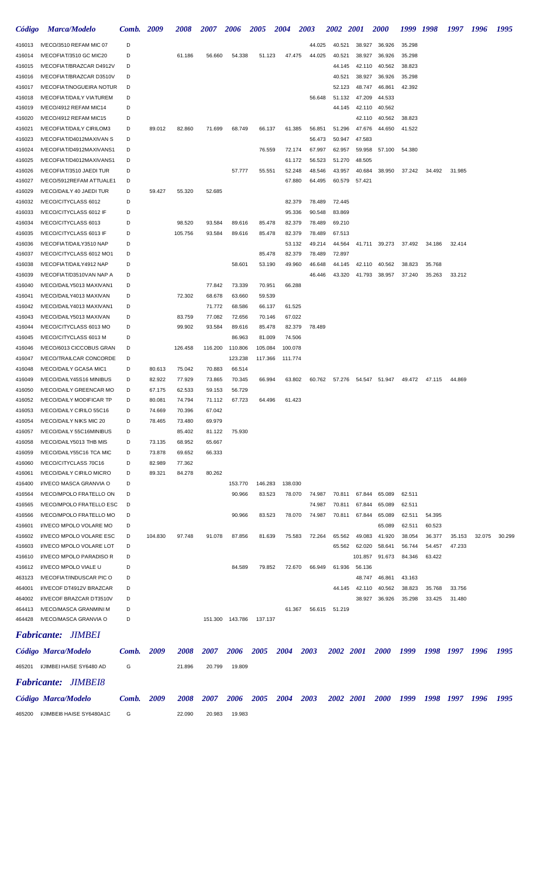| Código | Marca/Modelo | Comb. | 2009 | 2008 | 2007 | 2006 | 2005 | 2004 | 2003 | 2002 | 2001 | 2000 | 1999 | 1998 | 1997 | 1996 | 1995 |
|---|---|---|---|---|---|---|---|---|---|---|---|---|---|---|---|---|---|
| 416013 | IVECO/3510 REFAM MIC 07 | D | | | | | | | 44.025 | 40.521 | 38.927 | 36.926 | 35.298 | | | | |
| 416014 | IVECOFIAT/3510 GC MIC20 | D | | 61.186 | 56.660 | 54.338 | 51.123 | 47.475 | 44.025 | 40.521 | 38.927 | 36.926 | 35.298 | | | | |
| 416015 | IVECOFIAT/BRAZCAR D4912V | D | | | | | | | | 44.145 | 42.110 | 40.562 | 38.823 | | | | |
| 416016 | IVECOFIAT/BRAZCAR D3510V | D | | | | | | | | 40.521 | 38.927 | 36.926 | 35.298 | | | | |
| 416017 | IVECOFIAT/NOGUEIRA NOTUR | D | | | | | | | | 52.123 | 48.747 | 46.861 | 42.392 | | | | |
| 416018 | IVECOFIAT/DAILY VIATUREM | D | | | | | | | 56.648 | 51.132 | 47.209 | 44.533 | | | | | |
| 416019 | IVECO/4912 REFAM MIC14 | D | | | | | | | | 44.145 | 42.110 | 40.562 | | | | | |
| 416020 | IVECO/4912 REFAM MIC15 | D | | | | | | | | | 42.110 | 40.562 | 38.823 | | | | |
| 416021 | IVECOFIAT/DAILY CIRILOM3 | D | 89.012 | 82.860 | 71.699 | 68.749 | 66.137 | 61.385 | 56.851 | 51.296 | 47.676 | 44.650 | 41.522 | | | | |
| 416023 | IVECOFIAT/D4012MAXIVAN S | D | | | | | | | 56.473 | 50.947 | 47.583 | | | | | | |
| 416024 | IVECOFIAT/D4912MAXIVANS1 | D | | | | | 76.559 | 72.174 | 67.997 | 62.957 | 59.958 | 57.100 | 54.380 | | | | |
| 416025 | IVECOFIAT/D4012MAXIVANS1 | D | | | | | | 61.172 | 56.523 | 51.270 | 48.505 | | | | | | |
| 416026 | IVECOFIAT/3510 JAEDI TUR | D | | | | 57.777 | 55.551 | 52.248 | 48.546 | 43.957 | 40.684 | 38.950 | 37.242 | 34.492 | 31.985 | | |
| 416027 | IVECO/5912REFAM ATTUALE1 | D | | | | | | 67.880 | 64.495 | 60.579 | 57.421 | | | | | | |
| 416029 | IVECO/DAILY 40 JAEDI TUR | D | 59.427 | 55.320 | 52.685 | | | | | | | | | | | | |
| 416032 | IVECO/CITYCLASS 6012 | D | | | | | | 82.379 | 78.489 | 72.445 | | | | | | | |
| 416033 | IVECO/CITYCLASS 6012 IF | D | | | | | | 95.336 | 90.548 | 83.869 | | | | | | | |
| 416034 | IVECO/CITYCLASS 6013 | D | | 98.520 | 93.584 | 89.616 | 85.478 | 82.379 | 78.489 | 69.210 | | | | | | | |
| 416035 | IVECO/CITYCLASS 6013 IF | D | | 105.756 | 93.584 | 89.616 | 85.478 | 82.379 | 78.489 | 67.513 | | | | | | | |
| 416036 | IVECOFIAT/DAILY3510 NAP | D | | | | | | 53.132 | 49.214 | 44.564 | 41.711 | 39.273 | 37.492 | 34.186 | 32.414 | | |
| 416037 | IVECO/CITYCLASS 6012 MO1 | D | | | | | 85.478 | 82.379 | 78.489 | 72.897 | | | | | | | |
| 416038 | IVECOFIAT/DAILY4912 NAP | D | | | | 58.601 | 53.190 | 49.960 | 46.648 | 44.145 | 42.110 | 40.562 | 38.823 | 35.768 | | | |
| 416039 | IVECOFIAT/D3510VAN NAP A | D | | | | | | | 46.446 | 43.320 | 41.793 | 38.957 | 37.240 | 35.263 | 33.212 | | |
| 416040 | IVECO/DAILY5013 MAXIVAN1 | D | | | 77.842 | 73.339 | 70.951 | 66.288 | | | | | | | | | |
| 416041 | IVECO/DAILY4013 MAXIVAN | D | | 72.302 | 68.678 | 63.660 | 59.539 | | | | | | | | | | |
| 416042 | IVECO/DAILY4013 MAXIVAN1 | D | | | 71.772 | 68.586 | 66.137 | 61.525 | | | | | | | | | |
| 416043 | IVECO/DAILY5013 MAXIVAN | D | | 83.759 | 77.082 | 72.656 | 70.146 | 67.022 | | | | | | | | | |
| 416044 | IVECO/CITYCLASS 6013 MO | D | | 99.902 | 93.584 | 89.616 | 85.478 | 82.379 | 78.489 | | | | | | | | |
| 416045 | IVECO/CITYCLASS 6013 M | D | | | | 86.963 | 81.009 | 74.506 | | | | | | | | | |
| 416046 | IVECO/6013 CICCOBUS GRAN | D | | 126.458 | 116.200 | 110.806 | 105.084 | 100.078 | | | | | | | | | |
| 416047 | IVECO/TRAILCAR CONCORDE | D | | | | 123.238 | 117.366 | 111.774 | | | | | | | | | |
| 416048 | IVECO/DAILY GCASA MIC1 | D | 80.613 | 75.042 | 70.883 | 66.514 | | | | | | | | | | | |
| 416049 | IVECO/DAILY45S16 MINIBUS | D | 82.922 | 77.929 | 73.865 | 70.345 | 66.994 | 63.802 | 60.762 | 57.276 | 54.547 | 51.947 | 49.472 | 47.115 | 44.869 | | |
| 416050 | IVECO/DAILY GREENCAR MO | D | 67.175 | 62.533 | 59.153 | 56.729 | | | | | | | | | | | |
| 416052 | IVECO/DAILY MODIFICAR TP | D | 80.081 | 74.794 | 71.112 | 67.723 | 64.496 | 61.423 | | | | | | | | | |
| 416053 | IVECO/DAILY CIRILO 55C16 | D | 74.669 | 70.396 | 67.042 | | | | | | | | | | | | |
| 416054 | IVECO/DAILY NIKS MIC 20 | D | 78.465 | 73.480 | 69.979 | | | | | | | | | | | | |
| 416057 | IVECO/DAILY 55C16MINIBUS | D | | 85.402 | 81.122 | 75.930 | | | | | | | | | | | |
| 416058 | IVECO/DAILY5013 THB MIS | D | 73.135 | 68.952 | 65.667 | | | | | | | | | | | | |
| 416059 | IVECO/DAILY55C16 TCA MIC | D | 73.878 | 69.652 | 66.333 | | | | | | | | | | | | |
| 416060 | IVECO/CITYCLASS 70C16 | D | 82.989 | 77.362 | | | | | | | | | | | | | |
| 416061 | IVECO/DAILY CIRILO MICRO | D | 89.321 | 84.278 | 80.262 | | | | | | | | | | | | |
| 416400 | I/IVECO MASCA GRANVIA O | D | | | | 153.770 | 146.283 | 138.030 | | | | | | | | | |
| 416564 | IVECO/MPOLO FRATELLO ON | D | | | | 90.966 | 83.523 | 78.070 | 74.987 | 70.811 | 67.844 | 65.089 | 62.511 | | | | |
| 416565 | IVECO/MPOLO FRATELLO ESC | D | | | | | | | 74.987 | 70.811 | 67.844 | 65.089 | 62.511 | | | | |
| 416566 | IVECO/MPOLO FRATELLO MO | D | | | | 90.966 | 83.523 | 78.070 | 74.987 | 70.811 | 67.844 | 65.089 | 62.511 | 54.395 | | | |
| 416601 | I/IVECO MPOLO VOLARE MO | D | | | | | | | | | | 65.089 | 62.511 | 60.523 | | | |
| 416602 | I/IVECO MPOLO VOLARE ESC | D | 104.830 | 97.748 | 91.078 | 87.856 | 81.639 | 75.583 | 72.264 | 65.562 | 49.083 | 41.920 | 38.054 | 36.377 | 35.153 | 32.075 | 30.299 |
| 416603 | I/IVECO MPOLO VOLARE LOT | D | | | | | | | | 65.562 | 62.020 | 58.641 | 56.744 | 54.457 | 47.233 | | |
| 416610 | I/IVECO MPOLO PARADISO R | D | | | | | | | | | 101.857 | 91.673 | 84.346 | 63.422 | | | |
| 416612 | I/IVECO MPOLO VIALE U | D | | | | 84.589 | 79.852 | 72.670 | 66.949 | 61.936 | 56.136 | | | | | | |
| 463123 | IVECOFIAT/INDUSCAR PIC O | D | | | | | | | | | 48.747 | 46.861 | 43.163 | | | | |
| 464001 | I/IVECOF DT4912V BRAZCAR | D | | | | | | | | 44.145 | 42.110 | 40.562 | 38.823 | 35.768 | 33.756 | | |
| 464002 | I/IVECOF BRAZCAR DT3510V | D | | | | | | | | | 38.927 | 36.926 | 35.298 | 33.425 | 31.480 | | |
| 464413 | IVECO/MASCA GRANMINI M | D | | | | | | 61.367 | 56.615 | 51.219 | | | | | | | |
| 464428 | IVECO/MASCA GRANVIA O | D | | | 151.300 | 143.786 | 137.137 | | | | | | | | | | |

## *Fabricante: JIMBEI*

| Código | Marca/Modelo | Comb. | 2009 | 2008 | 2007 | 2006 | 2005 | 2004 | 2003 | 2002 | 2001 | 2000 | 1999 | 1998 | 1997 | 1996 | 1995 |
|---|---|---|---|---|---|---|---|---|---|---|---|---|---|---|---|---|---|
| 465201 | I/JIMBEI HAISE SY6480 AD | G | | 21.896 | 20.799 | 19.809 | | | | | | | | | | | |

## *Fabricante: JIMBEI8*

| Código | Marca/Modelo | Comb. | 2009 | 2008 | 2007 | 2006 | 2005 | 2004 | 2003 | 2002 | 2001 | 2000 | 1999 | 1998 | 1997 | 1996 | 1995 |
|---|---|---|---|---|---|---|---|---|---|---|---|---|---|---|---|---|---|
| 465200 | I/JIMBEI8 HAISE SY6480A1C | G | | 22.090 | 20.983 | 19.983 | | | | | | | | | | | |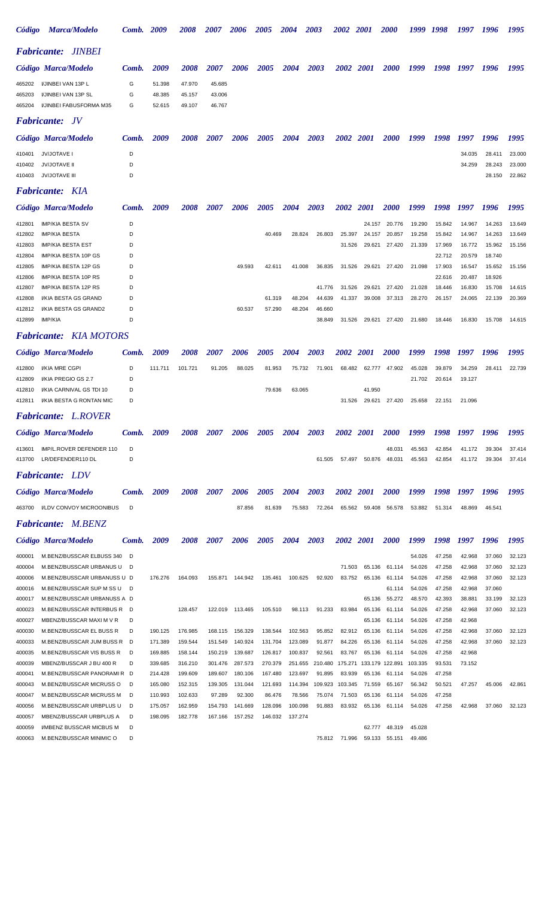## *Fabricante: JINBEI*

| Código | Marca/Modelo | Comb. | 2009 | 2008 | 2007 | 2006 | 2005 | 2004 | 2003 | 2002 | 2001 | 2000 | 1999 | 1998 | 1997 | 1996 | 1995 |
|---|---|---|---|---|---|---|---|---|---|---|---|---|---|---|---|---|---|
| 465202 | I/JINBEI VAN 13P L | G | 51.398 | 47.970 | 45.685 | | | | | | | | | | | | |
| 465203 | I/JINBEI VAN 13P SL | G | 48.385 | 45.157 | 43.006 | | | | | | | | | | | | |
| 465204 | I/JINBEI FABUSFORMA M35 | G | 52.615 | 49.107 | 46.767 | | | | | | | | | | | | |

## *Fabricante: JV*

| Código | Marca/Modelo | Comb. | 2009 | 2008 | 2007 | 2006 | 2005 | 2004 | 2003 | 2002 | 2001 | 2000 | 1999 | 1998 | 1997 | 1996 | 1995 |
|---|---|---|---|---|---|---|---|---|---|---|---|---|---|---|---|---|---|
| 410401 | JV/JOTAVE I | D | | | | | | | | | | | | | 34.035 | 28.411 | 23.000 |
| 410402 | JV/JOTAVE II | D | | | | | | | | | | | | | 34.259 | 28.243 | 23.000 |
| 410403 | JV/JOTAVE III | D | | | | | | | | | | | | | | 28.150 | 22.862 |

## *Fabricante: KIA*

| Código | Marca/Modelo | Comb. | 2009 | 2008 | 2007 | 2006 | 2005 | 2004 | 2003 | 2002 | 2001 | 2000 | 1999 | 1998 | 1997 | 1996 | 1995 |
|---|---|---|---|---|---|---|---|---|---|---|---|---|---|---|---|---|---|
| 412801 | IMP/KIA BESTA SV | D | | | | | | | | | 24.157 | 20.776 | 19.290 | 15.842 | 14.967 | 14.263 | 13.649 |
| 412802 | IMP/KIA BESTA | D | | | | | 40.469 | 28.824 | 26.803 | 25.397 | 24.157 | 20.857 | 19.258 | 15.842 | 14.967 | 14.263 | 13.649 |
| 412803 | IMP/KIA BESTA EST | D | | | | | | | | 31.526 | 29.621 | 27.420 | 21.339 | 17.969 | 16.772 | 15.962 | 15.156 |
| 412804 | IMP/KIA BESTA 10P GS | D | | | | | | | | | | | | 22.712 | 20.579 | 18.740 | |
| 412805 | IMP/KIA BESTA 12P GS | D | | | | 49.593 | 42.611 | 41.008 | 36.835 | 31.526 | 29.621 | 27.420 | 21.098 | 17.903 | 16.547 | 15.652 | 15.156 |
| 412806 | IMP/KIA BESTA 10P RS | D | | | | | | | | | | | | 22.616 | 20.487 | 18.926 | |
| 412807 | IMP/KIA BESTA 12P RS | D | | | | | | | 41.776 | 31.526 | 29.621 | 27.420 | 21.028 | 18.446 | 16.830 | 15.708 | 14.615 |
| 412808 | I/KIA BESTA GS GRAND | D | | | | | 61.319 | 48.204 | 44.639 | 41.337 | 39.008 | 37.313 | 28.270 | 26.157 | 24.065 | 22.139 | 20.369 |
| 412812 | I/KIA BESTA GS GRAND2 | D | | | | 60.537 | 57.290 | 48.204 | 46.660 | | | | | | | | |
| 412899 | IMP/KIA | D | | | | | | | 38.849 | 31.526 | 29.621 | 27.420 | 21.680 | 18.446 | 16.830 | 15.708 | 14.615 |

## *Fabricante: KIA MOTORS*

| Código | Marca/Modelo | Comb. | 2009 | 2008 | 2007 | 2006 | 2005 | 2004 | 2003 | 2002 | 2001 | 2000 | 1999 | 1998 | 1997 | 1996 | 1995 |
|---|---|---|---|---|---|---|---|---|---|---|---|---|---|---|---|---|---|
| 412800 | I/KIA MRE CGPI | D | 111.711 | 101.721 | 91.205 | 88.025 | 81.953 | 75.732 | 71.901 | 68.482 | 62.777 | 47.902 | 45.028 | 39.879 | 34.259 | 28.411 | 22.739 |
| 412809 | I/KIA PREGIO GS 2.7 | D | | | | | | | | | | | 21.702 | 20.614 | 19.127 | | |
| 412810 | I/KIA CARNIVAL GS TDI 10 | D | | | | | 79.636 | 63.065 | | | 41.950 | | | | | | |
| 412811 | I/KIA BESTA G RONTAN MIC | D | | | | | | | | 31.526 | 29.621 | 27.420 | 25.658 | 22.151 | 21.096 | | |

## *Fabricante: L.ROVER*

| Código | Marca/Modelo | Comb. | 2009 | 2008 | 2007 | 2006 | 2005 | 2004 | 2003 | 2002 | 2001 | 2000 | 1999 | 1998 | 1997 | 1996 | 1995 |
|---|---|---|---|---|---|---|---|---|---|---|---|---|---|---|---|---|---|
| 413601 | IMP/L.ROVER DEFENDER 110 | D | | | | | | | | | | 48.031 | 45.563 | 42.854 | 41.172 | 39.304 | 37.414 |
| 413700 | LR/DEFENDER110 DL | D | | | | | | | 61.505 | 57.497 | 50.876 | 48.031 | 45.563 | 42.854 | 41.172 | 39.304 | 37.414 |

## *Fabricante: LDV*

| Código | Marca/Modelo | Comb. | 2009 | 2008 | 2007 | 2006 | 2005 | 2004 | 2003 | 2002 | 2001 | 2000 | 1999 | 1998 | 1997 | 1996 | 1995 |
|---|---|---|---|---|---|---|---|---|---|---|---|---|---|---|---|---|---|
| 463700 | I/LDV CONVOY MICROONIBUS | D | | | | 87.856 | 81.639 | 75.583 | 72.264 | 65.562 | 59.408 | 56.578 | 53.882 | 51.314 | 48.869 | 46.541 | |

## *Fabricante: M.BENZ*

| Código | Marca/Modelo | Comb. | 2009 | 2008 | 2007 | 2006 | 2005 | 2004 | 2003 | 2002 | 2001 | 2000 | 1999 | 1998 | 1997 | 1996 | 1995 |
|---|---|---|---|---|---|---|---|---|---|---|---|---|---|---|---|---|---|
| 400001 | M.BENZ/BUSSCAR ELBUSS 340 | D | | | | | | | | | | | 54.026 | 47.258 | 42.968 | 37.060 | 32.123 |
| 400004 | M.BENZ/BUSSCAR URBANUS U | D | | | | | | | | 71.503 | 65.136 | 61.114 | 54.026 | 47.258 | 42.968 | 37.060 | 32.123 |
| 400006 | M.BENZ/BUSSCAR URBANUSS U | D | 176.276 | 164.093 | 155.871 | 144.942 | 135.461 | 100.625 | 92.920 | 83.752 | 65.136 | 61.114 | 54.026 | 47.258 | 42.968 | 37.060 | 32.123 |
| 400016 | M.BENZ/BUSSCAR SUP M SS U | D | | | | | | | | | | 61.114 | 54.026 | 47.258 | 42.968 | 37.060 | |
| 400017 | M.BENZ/BUSSCAR URBANUSS A | D | | | | | | | | | 65.136 | 55.272 | 48.570 | 42.393 | 38.881 | 33.199 | 32.123 |
| 400023 | M.BENZ/BUSSCAR INTERBUS R | D | | 128.457 | 122.019 | 113.465 | 105.510 | 98.113 | 91.233 | 83.984 | 65.136 | 61.114 | 54.026 | 47.258 | 42.968 | 37.060 | 32.123 |
| 400027 | MBENZ/BUSSCAR MAXI M V R | D | | | | | | | | | 65.136 | 61.114 | 54.026 | 47.258 | 42.968 | | |
| 400030 | M.BENZ/BUSSCAR EL BUSS R | D | 190.125 | 176.985 | 168.115 | 156.329 | 138.544 | 102.563 | 95.852 | 82.912 | 65.136 | 61.114 | 54.026 | 47.258 | 42.968 | 37.060 | 32.123 |
| 400033 | M.BENZ/BUSSCAR JUM BUSS R | D | 171.389 | 159.544 | 151.549 | 140.924 | 131.704 | 123.089 | 91.877 | 84.226 | 65.136 | 61.114 | 54.026 | 47.258 | 42.968 | 37.060 | 32.123 |
| 400035 | M.BENZ/BUSSCAR VIS BUSS R | D | 169.885 | 158.144 | 150.219 | 139.687 | 126.817 | 100.837 | 92.561 | 83.767 | 65.136 | 61.114 | 54.026 | 47.258 | 42.968 | | |
| 400039 | MBENZ/BUSSCAR J BU 400 R | D | 339.685 | 316.210 | 301.476 | 287.573 | 270.379 | 251.655 | 210.480 | 175.271 | 133.179 | 122.891 | 103.335 | 93.531 | 73.152 | | |
| 400041 | M.BENZ/BUSSCAR PANORAMI R | D | 214.428 | 199.609 | 189.607 | 180.106 | 167.480 | 123.697 | 91.895 | 83.939 | 65.136 | 61.114 | 54.026 | 47.258 | | | |
| 400043 | M.BENZ/BUSSCAR MICRUSS O | D | 165.080 | 152.315 | 139.305 | 131.044 | 121.693 | 114.394 | 109.923 | 103.345 | 71.559 | 65.167 | 56.342 | 50.521 | 47.257 | 45.006 | 42.861 |
| 400047 | M.BENZ/BUSSCAR MICRUSS M | D | 110.993 | 102.633 | 97.289 | 92.300 | 86.476 | 78.566 | 75.074 | 71.503 | 65.136 | 61.114 | 54.026 | 47.258 | | | |
| 400056 | M.BENZ/BUSSCAR URBPLUS U | D | 175.057 | 162.959 | 154.793 | 141.669 | 128.096 | 100.098 | 91.883 | 83.932 | 65.136 | 61.114 | 54.026 | 47.258 | 42.968 | 37.060 | 32.123 |
| 400057 | MBENZ/BUSSCAR URBPLUS A | D | 198.095 | 182.778 | 167.166 | 157.252 | 146.032 | 137.274 | | | | | | | | | |
| 400059 | I/MBENZ BUSSCAR MICBUS M | D | | | | | | | | | 62.777 | 48.319 | 45.028 | | | | |
| 400063 | M.BENZ/BUSSCAR MINIMIC O | D | | | | | | | 75.812 | 71.996 | 59.133 | 55.151 | 49.486 | | | | |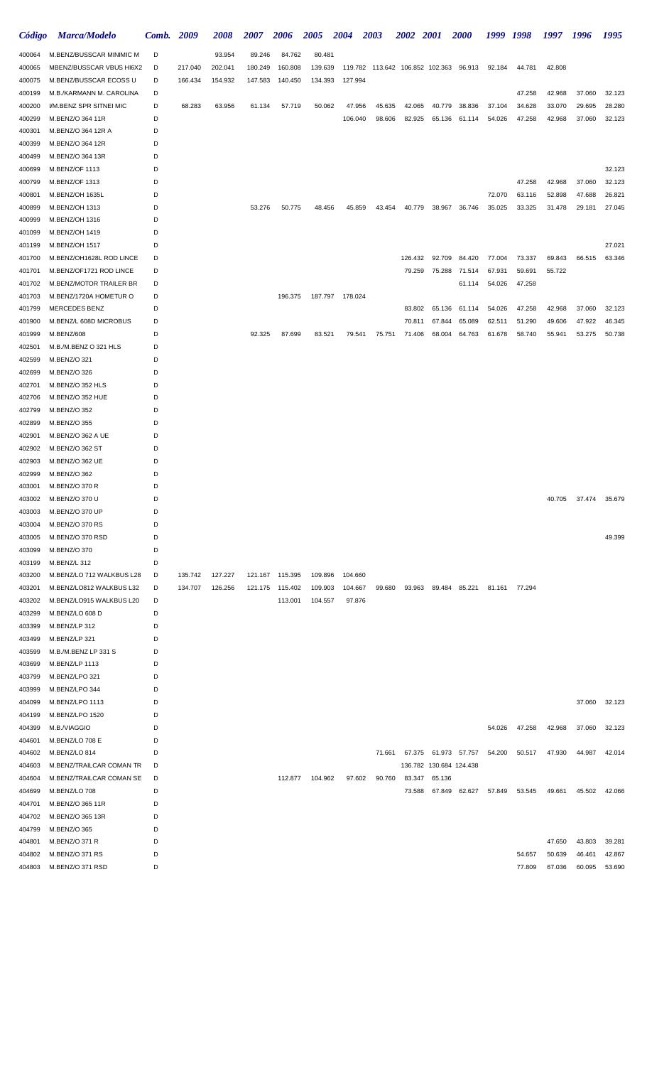| *Código* | *Marca/Modelo* | *Comb.* | *2009* | *2008* | *2007* | *2006* | *2005* | *2004* | *2003* | *2002* | *2001* | *2000* | *1999* | *1998* | *1997* | *1996* | *1995* |
|---|---|---|---|---|---|---|---|---|---|---|---|---|---|---|---|---|---|
| 400064 | M.BENZ/BUSSCAR MINIMIC M | D | | 93.954 | 89.246 | 84.762 | 80.481 | | | | | | | | | | |
| 400065 | MBENZ/BUSSCAR VBUS HI6X2 | D | 217.040 | 202.041 | 180.249 | 160.808 | 139.639 | 119.782 | 113.642 | 106.852 | 102.363 | 96.913 | 92.184 | 44.781 | 42.808 | | |
| 400075 | M.BENZ/BUSSCAR ECOSS U | D | 166.434 | 154.932 | 147.583 | 140.450 | 134.393 | 127.994 | | | | | | | | | |
| 400199 | M.B./KARMANN M. CAROLINA | D | | | | | | | | | | | | 47.258 | 42.968 | 37.060 | 32.123 |
| 400200 | I/M.BENZ SPR SITNEI MIC | D | 68.283 | 63.956 | 61.134 | 57.719 | 50.062 | 47.956 | 45.635 | 42.065 | 40.779 | 38.836 | 37.104 | 34.628 | 33.070 | 29.695 | 28.280 |
| 400299 | M.BENZ/O 364 11R | D | | | | | | 106.040 | 98.606 | 82.925 | 65.136 | 61.114 | 54.026 | 47.258 | 42.968 | 37.060 | 32.123 |
| 400301 | M.BENZ/O 364 12R A | D | | | | | | | | | | | | | | | |
| 400399 | M.BENZ/O 364 12R | D | | | | | | | | | | | | | | | |
| 400499 | M.BENZ/O 364 13R | D | | | | | | | | | | | | | | | |
| 400699 | M.BENZ/OF 1113 | D | | | | | | | | | | | | | | | 32.123 |
| 400799 | M.BENZ/OF 1313 | D | | | | | | | | | | | | 47.258 | 42.968 | 37.060 | 32.123 |
| 400801 | M.BENZ/OH 1635L | D | | | | | | | | | | | 72.070 | 63.116 | 52.898 | 47.688 | 26.821 |
| 400899 | M.BENZ/OH 1313 | D | | | 53.276 | 50.775 | 48.456 | 45.859 | 43.454 | 40.779 | 38.967 | 36.746 | 35.025 | 33.325 | 31.478 | 29.181 | 27.045 |
| 400999 | M.BENZ/OH 1316 | D | | | | | | | | | | | | | | | |
| 401099 | M.BENZ/OH 1419 | D | | | | | | | | | | | | | | | |
| 401199 | M.BENZ/OH 1517 | D | | | | | | | | | | | | | | | 27.021 |
| 401700 | M.BENZ/OH1628L ROD LINCE | D | | | | | | | | 126.432 | 92.709 | 84.420 | 77.004 | 73.337 | 69.843 | 66.515 | 63.346 |
| 401701 | M.BENZ/OF1721 ROD LINCE | D | | | | | | | | 79.259 | 75.288 | 71.514 | 67.931 | 59.691 | 55.722 | | |
| 401702 | M.BENZ/MOTOR TRAILER BR | D | | | | | | | | | | 61.114 | 54.026 | 47.258 | | | |
| 401703 | M.BENZ/1720A HOMETUR O | D | | | | 196.375 | 187.797 | 178.024 | | | | | | | | | |
| 401799 | MERCEDES BENZ | D | | | | | | | | 83.802 | 65.136 | 61.114 | 54.026 | 47.258 | 42.968 | 37.060 | 32.123 |
| 401900 | M.BENZ/L 608D MICROBUS | D | | | | | | | | 70.811 | 67.844 | 65.089 | 62.511 | 51.290 | 49.606 | 47.922 | 46.345 |
| 401999 | M.BENZ/608 | D | | | 92.325 | 87.699 | 83.521 | 79.541 | 75.751 | 71.406 | 68.004 | 64.763 | 61.678 | 58.740 | 55.941 | 53.275 | 50.738 |
| 402501 | M.B./M.BENZ O 321 HLS | D | | | | | | | | | | | | | | | |
| 402599 | M.BENZ/O 321 | D | | | | | | | | | | | | | | | |
| 402699 | M.BENZ/O 326 | D | | | | | | | | | | | | | | | |
| 402701 | M.BENZ/O 352 HLS | D | | | | | | | | | | | | | | | |
| 402706 | M.BENZ/O 352 HUE | D | | | | | | | | | | | | | | | |
| 402799 | M.BENZ/O 352 | D | | | | | | | | | | | | | | | |
| 402899 | M.BENZ/O 355 | D | | | | | | | | | | | | | | | |
| 402901 | M.BENZ/O 362 A UE | D | | | | | | | | | | | | | | | |
| 402902 | M.BENZ/O 362 ST | D | | | | | | | | | | | | | | | |
| 402903 | M.BENZ/O 362 UE | D | | | | | | | | | | | | | | | |
| 402999 | M.BENZ/O 362 | D | | | | | | | | | | | | | | | |
| 403001 | M.BENZ/O 370 R | D | | | | | | | | | | | | | | | |
| 403002 | M.BENZ/O 370 U | D | | | | | | | | | | | | | 40.705 | 37.474 | 35.679 |
| 403003 | M.BENZ/O 370 UP | D | | | | | | | | | | | | | | | |
| 403004 | M.BENZ/O 370 RS | D | | | | | | | | | | | | | | | |
| 403005 | M.BENZ/O 370 RSD | D | | | | | | | | | | | | | | | 49.399 |
| 403099 | M.BENZ/O 370 | D | | | | | | | | | | | | | | | |
| 403199 | M.BENZ/L 312 | D | | | | | | | | | | | | | | | |
| 403200 | M.BENZ/LO 712 WALKBUS L28 | D | 135.742 | 127.227 | 121.167 | 115.395 | 109.896 | 104.660 | | | | | | | | | |
| 403201 | M.BENZ/LO812 WALKBUS L32 | D | 134.707 | 126.256 | 121.175 | 115.402 | 109.903 | 104.667 | 99.680 | 93.963 | 89.484 | 85.221 | 81.161 | 77.294 | | | |
| 403202 | M.BENZ/LO915 WALKBUS L20 | D | | | | 113.001 | 104.557 | 97.876 | | | | | | | | | |
| 403299 | M.BENZ/LO 608 D | D | | | | | | | | | | | | | | | |
| 403399 | M.BENZ/LP 312 | D | | | | | | | | | | | | | | | |
| 403499 | M.BENZ/LP 321 | D | | | | | | | | | | | | | | | |
| 403599 | M.B./M.BENZ LP 331 S | D | | | | | | | | | | | | | | | |
| 403699 | M.BENZ/LP 1113 | D | | | | | | | | | | | | | | | |
| 403799 | M.BENZ/LPO 321 | D | | | | | | | | | | | | | | | |
| 403999 | M.BENZ/LPO 344 | D | | | | | | | | | | | | | | | |
| 404099 | M.BENZ/LPO 1113 | D | | | | | | | | | | | | | | 37.060 | 32.123 |
| 404199 | M.BENZ/LPO 1520 | D | | | | | | | | | | | | | | | |
| 404399 | M.B./VIAGGIO | D | | | | | | | | | | | 54.026 | 47.258 | 42.968 | 37.060 | 32.123 |
| 404601 | M.BENZ/LO 708 E | D | | | | | | | | | | | | | | | |
| 404602 | M.BENZ/LO 814 | D | | | | | | | 71.661 | 67.375 | 61.973 | 57.757 | 54.200 | 50.517 | 47.930 | 44.987 | 42.014 |
| 404603 | M.BENZ/TRAILCAR COMAN TR | D | | | | | | | | 136.782 | 130.684 | 124.438 | | | | | |
| 404604 | M.BENZ/TRAILCAR COMAN SE | D | | | | 112.877 | 104.962 | 97.602 | 90.760 | 83.347 | 65.136 | | | | | | |
| 404699 | M.BENZ/LO 708 | D | | | | | | | | 73.588 | 67.849 | 62.627 | 57.849 | 53.545 | 49.661 | 45.502 | 42.066 |
| 404701 | M.BENZ/O 365 11R | D | | | | | | | | | | | | | | | |
| 404702 | M.BENZ/O 365 13R | D | | | | | | | | | | | | | | | |
| 404799 | M.BENZ/O 365 | D | | | | | | | | | | | | | | | |
| 404801 | M.BENZ/O 371 R | D | | | | | | | | | | | | | 47.650 | 43.803 | 39.281 |
| 404802 | M.BENZ/O 371 RS | D | | | | | | | | | | | | 54.657 | 50.639 | 46.461 | 42.867 |
| 404803 | M.BENZ/O 371 RSD | D | | | | | | | | | | | | 77.809 | 67.036 | 60.095 | 53.690 |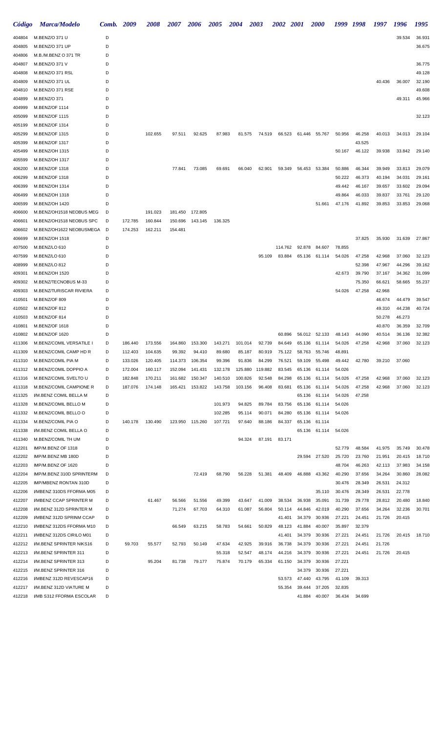| *Código* | *Marca/Modelo* | *Comb.* | *2009* | *2008* | *2007* | *2006* | *2005* | *2004* | *2003* | *2002* | *2001* | *2000* | *1999* | *1998* | *1997* | *1996* | *1995* |
|---|---|---|---|---|---|---|---|---|---|---|---|---|---|---|---|---|---|
| 404804 | M.BENZ/O 371 U | D | | | | | | | | | | | | | | 39.534 | 36.931 |
| 404805 | M.BENZ/O 371 UP | D | | | | | | | | | | | | | | | 36.675 |
| 404806 | M.B./M.BENZ O 371 TR | D | | | | | | | | | | | | | | | |
| 404807 | M.BENZ/O 371 V | D | | | | | | | | | | | | | | | 36.775 |
| 404808 | M.BENZ/O 371 RSL | D | | | | | | | | | | | | | | | 49.128 |
| 404809 | M.BENZ/O 371 UL | D | | | | | | | | | | | | | 40.436 | 36.007 | 32.190 |
| 404810 | M.BENZ/O 371 RSE | D | | | | | | | | | | | | | | | 49.608 |
| 404899 | M.BENZ/O 371 | D | | | | | | | | | | | | | | 49.311 | 45.966 |
| 404999 | M.BENZ/OF 1114 | D | | | | | | | | | | | | | | | |
| 405099 | M.BENZ/OF 1115 | D | | | | | | | | | | | | | | | 32.123 |
| 405199 | M.BENZ/OF 1314 | D | | | | | | | | | | | | | | | |
| 405299 | M.BENZ/OF 1315 | D | | 102.655 | 97.511 | 92.625 | 87.983 | 81.575 | 74.519 | 66.523 | 61.446 | 55.767 | 50.956 | 46.258 | 40.013 | 34.013 | 29.104 |
| 405399 | M.BENZ/OF 1317 | D | | | | | | | | | | | | 43.525 | | | |
| 405499 | M.BENZ/OH 1315 | D | | | | | | | | | | | 50.167 | 46.122 | 39.938 | 33.842 | 29.140 |
| 405599 | M.BENZ/OH 1317 | D | | | | | | | | | | | | | | | |
| 406200 | M.BENZ/OF 1318 | D | | | 77.841 | 73.085 | 69.691 | 66.040 | 62.901 | 59.349 | 56.453 | 53.384 | 50.886 | 46.344 | 39.949 | 33.813 | 29.079 |
| 406299 | M.BENZ/OF 1318 | D | | | | | | | | | | | 50.222 | 46.373 | 40.194 | 34.031 | 29.161 |
| 406399 | M.BENZ/OH 1314 | D | | | | | | | | | | | 49.442 | 46.167 | 39.657 | 33.602 | 29.094 |
| 406499 | M.BENZ/OH 1318 | D | | | | | | | | | | | 49.864 | 46.033 | 39.837 | 33.761 | 29.120 |
| 406599 | M.BENZ/OH 1420 | D | | | | | | | | | | 51.661 | 47.176 | 41.892 | 39.853 | 33.853 | 29.068 |
| 406600 | M.BENZ/OH1518 NEOBUS MEG | D | | 191.023 | 181.450 | 172.805 | | | | | | | | | | | |
| 406601 | M.BENZ/OH1518 NEOBUS SPC | D | 172.785 | 160.844 | 150.696 | 143.145 | 136.325 | | | | | | | | | | |
| 406602 | M.BENZ/OH1622 NEOBUSMEGA | D | 174.253 | 162.211 | 154.481 | | | | | | | | | | | | |
| 406699 | M.BENZ/OH 1518 | D | | | | | | | | | | | | 37.825 | 35.930 | 31.639 | 27.867 |
| 407500 | M.BENZ/LO 610 | D | | | | | | | | 114.762 | 92.878 | 84.607 | 78.855 | | | | |
| 407599 | M.BENZ/LO 610 | D | | | | | | | 95.109 | 83.884 | 65.136 | 61.114 | 54.026 | 47.258 | 42.968 | 37.060 | 32.123 |
| 408999 | M.BENZ/LO 812 | D | | | | | | | | | | | | 52.398 | 47.967 | 44.296 | 39.162 |
| 409301 | M.BENZ/OH 1520 | D | | | | | | | | | | | 42.673 | 39.790 | 37.167 | 34.362 | 31.099 |
| 409302 | M.BENZ/TECNOBUS M-33 | D | | | | | | | | | | | | 75.350 | 66.621 | 58.665 | 55.237 |
| 409303 | M.BENZ/TURISCAR RIVIERA | D | | | | | | | | | | | 54.026 | 47.258 | 42.968 | | |
| 410501 | M.BENZ/OF 809 | D | | | | | | | | | | | | | 46.674 | 44.479 | 39.547 |
| 410502 | M.BENZ/OF 812 | D | | | | | | | | | | | | | 49.310 | 44.238 | 40.724 |
| 410503 | M.BENZ/OF 814 | D | | | | | | | | | | | | | 50.278 | 46.273 | |
| 410801 | M.BENZ/OF 1618 | D | | | | | | | | | | | | | 40.870 | 36.359 | 32.709 |
| 410802 | M.BENZ/OF 1620 | D | | | | | | | | 60.896 | 56.012 | 52.133 | 48.143 | 44.090 | 40.514 | 36.136 | 32.382 |
| 411306 | M.BENZ/COMIL VERSATILE I | D | 186.440 | 173.556 | 164.860 | 153.300 | 143.271 | 101.014 | 92.739 | 84.649 | 65.136 | 61.114 | 54.026 | 47.258 | 42.968 | 37.060 | 32.123 |
| 411309 | M.BENZ/COMIL CAMP HD R | D | 112.403 | 104.635 | 99.392 | 94.410 | 89.680 | 85.187 | 80.919 | 75.122 | 58.763 | 55.746 | 48.891 | | | | |
| 411310 | M.BENZ/COMIL PIA M | D | 133.026 | 120.405 | 114.373 | 106.354 | 99.396 | 91.836 | 84.299 | 76.521 | 59.109 | 55.498 | 49.442 | 42.780 | 39.210 | 37.060 | |
| 411312 | M.BENZ/COMIL DOPPIO A | D | 172.004 | 160.117 | 152.094 | 141.431 | 132.178 | 125.880 | 119.882 | 83.545 | 65.136 | 61.114 | 54.026 | | | | |
| 411316 | M.BENZ/COMIL SVELTO U | D | 182.848 | 170.211 | 161.682 | 150.347 | 140.510 | 100.826 | 92.548 | 84.298 | 65.136 | 61.114 | 54.026 | 47.258 | 42.968 | 37.060 | 32.123 |
| 411318 | M.BENZ/COMIL CAMPIONE R | D | 187.076 | 174.148 | 165.421 | 153.822 | 143.758 | 103.156 | 96.408 | 83.681 | 65.136 | 61.114 | 54.026 | 47.258 | 42.968 | 37.060 | 32.123 |
| 411325 | I/M.BENZ COMIL BELLA M | D | | | | | | | | | 65.136 | 61.114 | 54.026 | 47.258 | | | |
| 411328 | M.BENZ/COMIL BELLO M | D | | | | | 101.973 | 94.825 | 89.784 | 83.756 | 65.136 | 61.114 | 54.026 | | | | |
| 411332 | M.BENZ/COMIL BELLO O | D | | | | | 102.285 | 95.114 | 90.071 | 84.280 | 65.136 | 61.114 | 54.026 | | | | |
| 411334 | M.BENZ/COMIL PIA O | D | 140.178 | 130.490 | 123.950 | 115.260 | 107.721 | 97.640 | 88.186 | 84.337 | 65.136 | 61.114 | | | | | |
| 411338 | I/M.BENZ COMIL BELLA O | D | | | | | | | | | 65.136 | 61.114 | 54.026 | | | | |
| 411340 | M.BENZ/COMIL TH UM | D | | | | | | 94.324 | 87.191 | 83.171 | | | | | | | |
| 412201 | IMP/M.BENZ OF 1318 | D | | | | | | | | | | | 52.779 | 48.584 | 41.975 | 35.749 | 30.478 |
| 412202 | IMP/M.BENZ MB 180D | D | | | | | | | | | 29.594 | 27.520 | 25.720 | 23.760 | 21.951 | 20.415 | 18.710 |
| 412203 | IMP/M.BENZ OF 1620 | D | | | | | | | | | | | 48.704 | 46.263 | 42.113 | 37.983 | 34.158 |
| 412204 | IMP/M.BENZ 310D SPRINTERM | D | | | | 72.419 | 68.790 | 56.228 | 51.381 | 48.409 | 46.888 | 43.362 | 40.290 | 37.656 | 34.264 | 30.860 | 28.082 |
| 412205 | IMP/MBENZ RONTAN 310D | D | | | | | | | | | | | 30.476 | 28.349 | 26.531 | 24.312 | |
| 412206 | I/MBENZ 310DS FFORMA M05 | D | | | | | | | | | | 35.110 | 30.476 | 28.349 | 26.531 | 22.778 | |
| 412207 | I/MBENZ CCAP SPRINTER M | D | | 61.467 | 56.566 | 51.556 | 49.399 | 43.647 | 41.009 | 38.534 | 36.938 | 35.091 | 31.739 | 29.778 | 28.812 | 20.480 | 18.840 |
| 412208 | I/M.BENZ 312D SPRINTER M | D | | | 71.274 | 67.703 | 64.310 | 61.087 | 56.804 | 50.114 | 44.846 | 42.019 | 40.290 | 37.656 | 34.264 | 32.236 | 30.701 |
| 412209 | I/MBENZ 312D SPRINM CCAP | D | | | | | | | | 41.401 | 34.379 | 30.936 | 27.221 | 24.451 | 21.726 | 20.415 | |
| 412210 | I/MBENZ 312DS FFORMA M10 | D | | | 66.549 | 63.215 | 58.783 | 54.661 | 50.829 | 48.123 | 41.884 | 40.007 | 35.897 | 32.379 | | | |
| 412211 | I/MBENZ 312DS CIRILO M01 | D | | | | | | | | 41.401 | 34.379 | 30.936 | 27.221 | 24.451 | 21.726 | 20.415 | 18.710 |
| 412212 | I/M.BENZ SPRINTER NIKS16 | D | 59.703 | 55.577 | 52.793 | 50.149 | 47.634 | 42.925 | 39.916 | 36.738 | 34.379 | 30.936 | 27.221 | 24.451 | 21.726 | | |
| 412213 | I/M.BENZ SPRINTER 311 | D | | | | | 55.318 | 52.547 | 48.174 | 44.216 | 34.379 | 30.936 | 27.221 | 24.451 | 21.726 | 20.415 | |
| 412214 | I/M.BENZ SPRINTER 313 | D | | 95.204 | 81.738 | 79.177 | 75.874 | 70.179 | 65.334 | 61.150 | 34.379 | 30.936 | 27.221 | | | | |
| 412215 | I/M.BENZ SPRINTER 316 | D | | | | | | | | | 34.379 | 30.936 | 27.221 | | | | |
| 412216 | I/MBENZ 312D REVESCAP16 | D | | | | | | | | 53.573 | 47.440 | 43.795 | 41.109 | 39.313 | | | |
| 412217 | I/M.BENZ 312D VIATURE M | D | | | | | | | | 55.354 | 39.444 | 37.205 | 32.835 | | | | |
| 412218 | I/MB S312 FFORMA ESCOLAR | D | | | | | | | | | 41.884 | 40.007 | 36.434 | 34.699 | | | |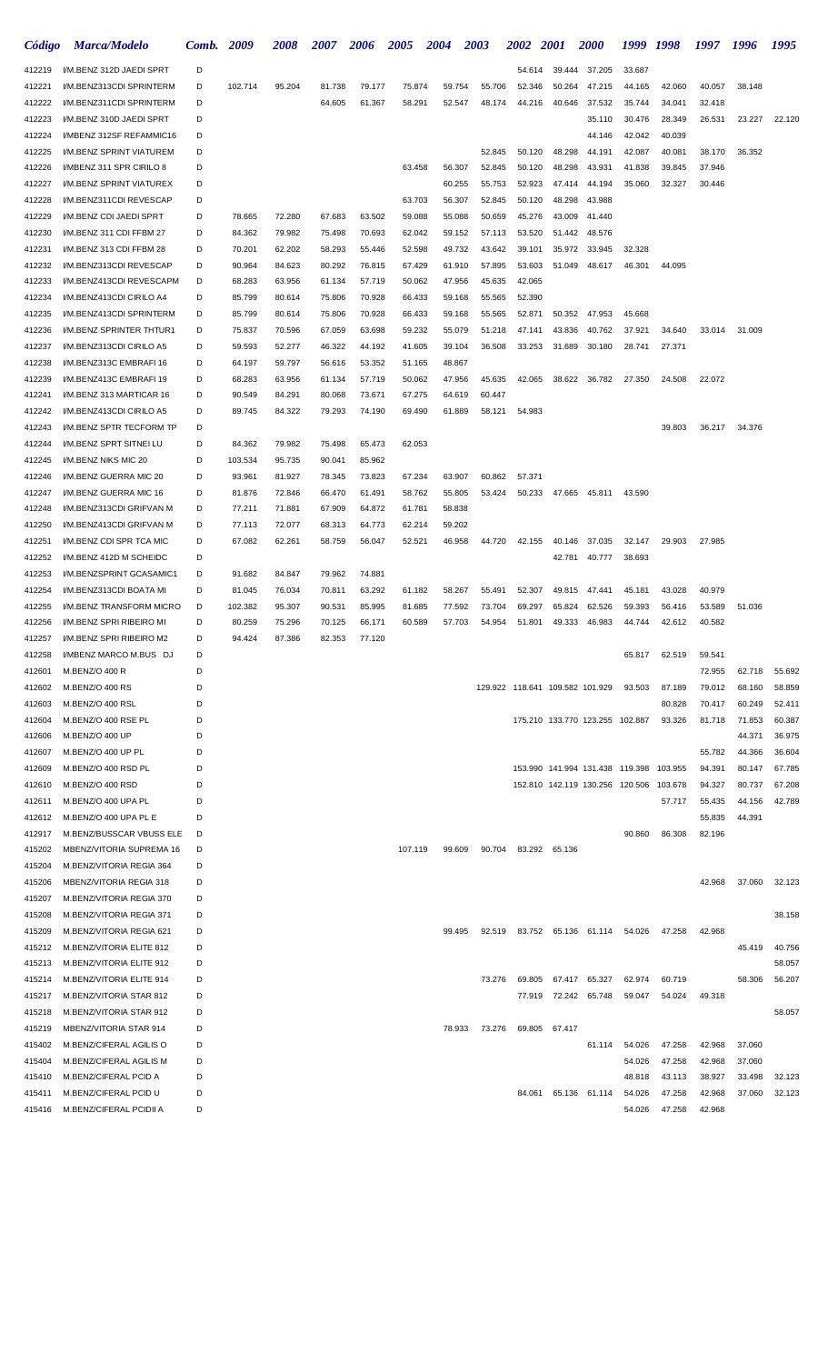| *Código* | *Marca/Modelo* | *Comb.* | *2009* | *2008* | *2007* | *2006* | *2005* | *2004* | *2003* | *2002* | *2001* | *2000* | *1999* | *1998* | *1997* | *1996* | *1995* |
|---|---|---|---|---|---|---|---|---|---|---|---|---|---|---|---|---|---|
| 412219 | I/M.BENZ 312D JAEDI SPRT | D | | | | | | | | 54.614 | 39.444 | 37.205 | 33.687 | | | | |
| 412221 | I/M.BENZ313CDI SPRINTERM | D | 102.714 | 95.204 | 81.738 | 79.177 | 75.874 | 59.754 | 55.706 | 52.346 | 50.264 | 47.215 | 44.165 | 42.060 | 40.057 | 38.148 | |
| 412222 | I/M.BENZ311CDI SPRINTERM | D | | | 64.605 | 61.367 | 58.291 | 52.547 | 48.174 | 44.216 | 40.646 | 37.532 | 35.744 | 34.041 | 32.418 | | |
| 412223 | I/M.BENZ 310D JAEDI SPRT | D | | | | | | | | | | 35.110 | 30.476 | 28.349 | 26.531 | 23.227 | 22.120 |
| 412224 | I/MBENZ 312SF REFAMMIC16 | D | | | | | | | | | | 44.146 | 42.042 | 40.039 | | | |
| 412225 | I/M.BENZ SPRINT VIATUREM | D | | | | | | | 52.845 | 50.120 | 48.298 | 44.191 | 42.087 | 40.081 | 38.170 | 36.352 | |
| 412226 | I/MBENZ 311 SPR CIRILO 8 | D | | | | | 63.458 | 56.307 | 52.845 | 50.120 | 48.298 | 43.931 | 41.838 | 39.845 | 37.946 | | |
| 412227 | I/M.BENZ SPRINT VIATUREX | D | | | | | | 60.255 | 55.753 | 52.923 | 47.414 | 44.194 | 35.060 | 32.327 | 30.446 | | |
| 412228 | I/M.BENZ311CDI REVESCAP | D | | | | | 63.703 | 56.307 | 52.845 | 50.120 | 48.298 | 43.988 | | | | | |
| 412229 | I/M.BENZ CDI JAEDI SPRT | D | 78.665 | 72.280 | 67.683 | 63.502 | 59.088 | 55.088 | 50.659 | 45.276 | 43.009 | 41.440 | | | | | |
| 412230 | I/M.BENZ 311 CDI FFBM 27 | D | 84.362 | 79.982 | 75.498 | 70.693 | 62.042 | 59.152 | 57.113 | 53.520 | 51.442 | 48.576 | | | | | |
| 412231 | I/M.BENZ 313 CDI FFBM 28 | D | 70.201 | 62.202 | 58.293 | 55.446 | 52.598 | 49.732 | 43.642 | 39.101 | 35.972 | 33.945 | 32.328 | | | | |
| 412232 | I/M.BENZ313CDI REVESCAP | D | 90.964 | 84.623 | 80.292 | 76.815 | 67.429 | 61.910 | 57.895 | 53.603 | 51.049 | 48.617 | 46.301 | 44.095 | | | |
| 412233 | I/M.BENZ413CDI REVESCAPM | D | 68.283 | 63.956 | 61.134 | 57.719 | 50.062 | 47.956 | 45.635 | 42.065 | | | | | | | |
| 412234 | I/M.BENZ413CDI CIRILO A4 | D | 85.799 | 80.614 | 75.806 | 70.928 | 66.433 | 59.168 | 55.565 | 52.390 | | | | | | | |
| 412235 | I/M.BENZ413CDI SPRINTERM | D | 85.799 | 80.614 | 75.806 | 70.928 | 66.433 | 59.168 | 55.565 | 52.871 | 50.352 | 47.953 | 45.668 | | | | |
| 412236 | I/M.BENZ SPRINTER THTUR1 | D | 75.837 | 70.596 | 67.059 | 63.698 | 59.232 | 55.079 | 51.218 | 47.141 | 43.836 | 40.762 | 37.921 | 34.640 | 33.014 | 31.009 | |
| 412237 | I/M.BENZ313CDI CIRILO A5 | D | 59.593 | 52.277 | 46.322 | 44.192 | 41.605 | 39.104 | 36.508 | 33.253 | 31.689 | 30.180 | 28.741 | 27.371 | | | |
| 412238 | I/M.BENZ313C EMBRAFI 16 | D | 64.197 | 59.797 | 56.616 | 53.352 | 51.165 | 48.867 | | | | | | | | | |
| 412239 | I/M.BENZ413C EMBRAFI 19 | D | 68.283 | 63.956 | 61.134 | 57.719 | 50.062 | 47.956 | 45.635 | 42.065 | 38.622 | 36.782 | 27.350 | 24.508 | 22.072 | | |
| 412241 | I/M.BENZ 313 MARTICAR 16 | D | 90.549 | 84.291 | 80.068 | 73.671 | 67.275 | 64.619 | 60.447 | | | | | | | | |
| 412242 | I/M.BENZ413CDI CIRILO A5 | D | 89.745 | 84.322 | 79.293 | 74.190 | 69.490 | 61.889 | 58.121 | 54.983 | | | | | | | |
| 412243 | I/M.BENZ SPTR TECFORM TP | D | | | | | | | | | | | | 39.803 | 36.217 | 34.376 | |
| 412244 | I/M.BENZ SPRT SITNEI LU | D | 84.362 | 79.982 | 75.498 | 65.473 | 62.053 | | | | | | | | | | |
| 412245 | I/M.BENZ NIKS MIC 20 | D | 103.534 | 95.735 | 90.041 | 85.962 | | | | | | | | | | | |
| 412246 | I/M.BENZ GUERRA MIC 20 | D | 93.961 | 81.927 | 78.345 | 73.823 | 67.234 | 63.907 | 60.862 | 57.371 | | | | | | | |
| 412247 | I/M.BENZ GUERRA MIC 16 | D | 81.876 | 72.846 | 66.470 | 61.491 | 58.762 | 55.805 | 53.424 | 50.233 | 47.665 | 45.811 | 43.590 | | | | |
| 412248 | I/M.BENZ313CDI GRIFVAN M | D | 77.211 | 71.881 | 67.909 | 64.872 | 61.781 | 58.838 | | | | | | | | | |
| 412250 | I/M.BENZ413CDI GRIFVAN M | D | 77.113 | 72.077 | 68.313 | 64.773 | 62.214 | 59.202 | | | | | | | | | |
| 412251 | I/M.BENZ CDI SPR TCA MIC | D | 67.082 | 62.261 | 58.759 | 56.047 | 52.521 | 46.958 | 44.720 | 42.155 | 40.146 | 37.035 | 32.147 | 29.903 | 27.985 | | |
| 412252 | I/M.BENZ 412D M SCHEIDC | D | | | | | | | | | 42.781 | 40.777 | 38.693 | | | | |
| 412253 | I/M.BENZSPRINT GCASAMIC1 | D | 91.682 | 84.847 | 79.962 | 74.881 | | | | | | | | | | | |
| 412254 | I/M.BENZ313CDI BOATA MI | D | 81.045 | 76.034 | 70.811 | 63.292 | 61.182 | 58.267 | 55.491 | 52.307 | 49.815 | 47.441 | 45.181 | 43.028 | 40.979 | | |
| 412255 | I/M.BENZ TRANSFORM MICRO | D | 102.382 | 95.307 | 90.531 | 85.995 | 81.685 | 77.592 | 73.704 | 69.297 | 65.824 | 62.526 | 59.393 | 56.416 | 53.589 | 51.036 | |
| 412256 | I/M.BENZ SPRI RIBEIRO MI | D | 80.259 | 75.296 | 70.125 | 66.171 | 60.589 | 57.703 | 54.954 | 51.801 | 49.333 | 46.983 | 44.744 | 42.612 | 40.582 | | |
| 412257 | I/M.BENZ SPRI RIBEIRO M2 | D | 94.424 | 87.386 | 82.353 | 77.120 | | | | | | | | | | | |
| 412258 | I/MBENZ MARCO M.BUS DJ | D | | | | | | | | | | | 65.817 | 62.519 | 59.541 | | |
| 412601 | M.BENZ/O 400 R | D | | | | | | | | | | | | | 72.955 | 62.718 | 55.692 |
| 412602 | M.BENZ/O 400 RS | D | | | | | | | 129.922 | 118.641 | 109.582 | 101.929 | 93.503 | 87.189 | 79.012 | 68.160 | 58.859 |
| 412603 | M.BENZ/O 400 RSL | D | | | | | | | | | | | | 80.828 | 70.417 | 60.249 | 52.411 |
| 412604 | M.BENZ/O 400 RSE PL | D | | | | | | | | 175.210 | 133.770 | 123.255 | 102.887 | 93.326 | 81.718 | 71.853 | 60.387 |
| 412606 | M.BENZ/O 400 UP | D | | | | | | | | | | | | | | 44.371 | 36.975 |
| 412607 | M.BENZ/O 400 UP PL | D | | | | | | | | | | | | | 55.782 | 44.366 | 36.604 |
| 412609 | M.BENZ/O 400 RSD PL | D | | | | | | | | 153.990 | 141.994 | 131.438 | 119.398 | 103.955 | 94.391 | 80.147 | 67.785 |
| 412610 | M.BENZ/O 400 RSD | D | | | | | | | | 152.810 | 142.119 | 130.256 | 120.506 | 103.678 | 94.327 | 80.737 | 67.208 |
| 412611 | M.BENZ/O 400 UPA PL | D | | | | | | | | | | | | 57.717 | 55.435 | 44.156 | 42.789 |
| 412612 | M.BENZ/O 400 UPA PL E | D | | | | | | | | | | | | | 55.835 | 44.391 | |
| 412917 | M.BENZ/BUSSCAR VBUSS ELE | D | | | | | | | | | | | 90.860 | 86.308 | 82.196 | | |
| 415202 | MBENZ/VITORIA SUPREMA 16 | D | | | | | 107.119 | 99.609 | 90.704 | 83.292 | 65.136 | | | | | | |
| 415204 | M.BENZ/VITORIA REGIA 364 | D | | | | | | | | | | | | | | | |
| 415206 | MBENZ/VITORIA REGIA 318 | D | | | | | | | | | | | | | 42.968 | 37.060 | 32.123 |
| 415207 | M.BENZ/VITORIA REGIA 370 | D | | | | | | | | | | | | | | | |
| 415208 | M.BENZ/VITORIA REGIA 371 | D | | | | | | | | | | | | | | | 38.158 |
| 415209 | M.BENZ/VITORIA REGIA 621 | D | | | | | | 99.495 | 92.519 | 83.752 | 65.136 | 61.114 | 54.026 | 47.258 | 42.968 | | |
| 415212 | M.BENZ/VITORIA ELITE 812 | D | | | | | | | | | | | | | | 45.419 | 40.756 |
| 415213 | M.BENZ/VITORIA ELITE 912 | D | | | | | | | | | | | | | | | 58.057 |
| 415214 | M.BENZ/VITORIA ELITE 914 | D | | | | | | | 73.276 | 69.805 | 67.417 | 65.327 | 62.974 | 60.719 | | 58.306 | 56.207 |
| 415217 | M.BENZ/VITORIA STAR 812 | D | | | | | | | | 77.919 | 72.242 | 65.748 | 59.047 | 54.024 | 49.318 | | |
| 415218 | M.BENZ/VITORIA STAR 912 | D | | | | | | | | | | | | | | | 58.057 |
| 415219 | MBENZ/VITORIA STAR 914 | D | | | | | | 78.933 | 73.276 | 69.805 | 67.417 | | | | | | |
| 415402 | M.BENZ/CIFERAL AGILIS O | D | | | | | | | | | | 61.114 | 54.026 | 47.258 | 42.968 | 37.060 | |
| 415404 | M.BENZ/CIFERAL AGILIS M | D | | | | | | | | | | | 54.026 | 47.258 | 42.968 | 37.060 | |
| 415410 | M.BENZ/CIFERAL PCID A | D | | | | | | | | | | | 48.818 | 43.113 | 38.927 | 33.498 | 32.123 |
| 415411 | M.BENZ/CIFERAL PCID U | D | | | | | | | | 84.061 | 65.136 | 61.114 | 54.026 | 47.258 | 42.968 | 37.060 | 32.123 |
| 415416 | M.BENZ/CIFERAL PCIDII A | D | | | | | | | | | | | 54.026 | 47.258 | 42.968 | | |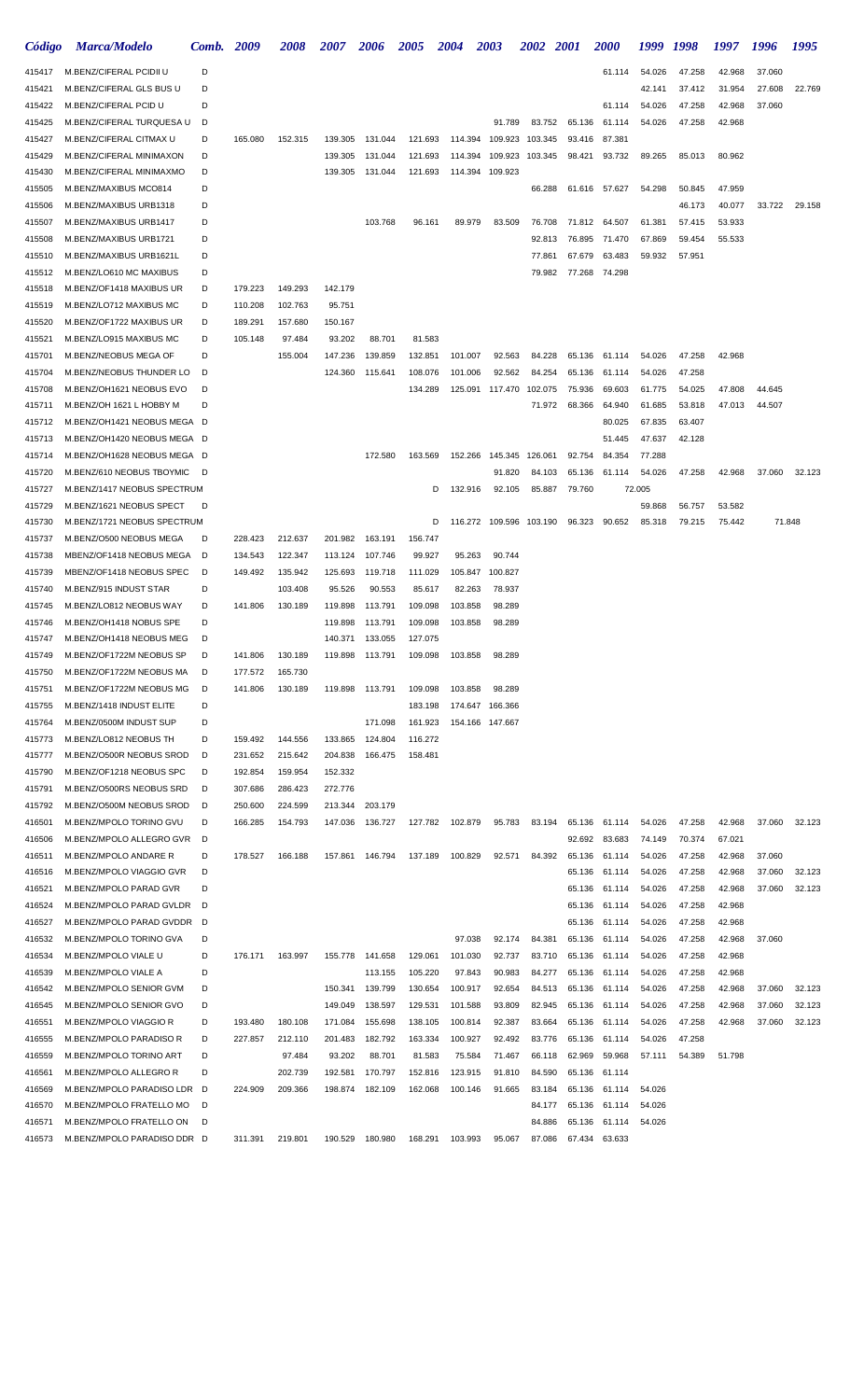| Código | Marca/Modelo | Comb. | 2009 | 2008 | 2007 | 2006 | 2005 | 2004 | 2003 | 2002 | 2001 | 2000 | 1999 | 1998 | 1997 | 1996 | 1995 |
|---|---|---|---|---|---|---|---|---|---|---|---|---|---|---|---|---|---|
| 415417 | M.BENZ/CIFERAL PCIDII U | D | | | | | | | | | | 61.114 | 54.026 | 47.258 | 42.968 | 37.060 | |
| 415421 | M.BENZ/CIFERAL GLS BUS U | D | | | | | | | | | | | 42.141 | 37.412 | 31.954 | 27.608 | 22.769 |
| 415422 | M.BENZ/CIFERAL PCID U | D | | | | | | | | | | 61.114 | 54.026 | 47.258 | 42.968 | 37.060 | |
| 415425 | M.BENZ/CIFERAL TURQUESA U | D | | | | | | | 91.789 | 83.752 | 65.136 | 61.114 | 54.026 | 47.258 | 42.968 | | |
| 415427 | M.BENZ/CIFERAL CITMAX U | D | 165.080 | 152.315 | 139.305 | 131.044 | 121.693 | 114.394 | 109.923 | 103.345 | 93.416 | 87.381 | | | | | |
| 415429 | M.BENZ/CIFERAL MINIMAXON | D | | | 139.305 | 131.044 | 121.693 | 114.394 | 109.923 | 103.345 | 98.421 | 93.732 | 89.265 | 85.013 | 80.962 | | |
| 415430 | M.BENZ/CIFERAL MINIMAXMO | D | | | 139.305 | 131.044 | 121.693 | 114.394 | 109.923 | | | | | | | | |
| 415505 | M.BENZ/MAXIBUS MCO814 | D | | | | | | | | 66.288 | 61.616 | 57.627 | 54.298 | 50.845 | 47.959 | | |
| 415506 | M.BENZ/MAXIBUS URB1318 | D | | | | | | | | | | | | 46.173 | 40.077 | 33.722 | 29.158 |
| 415507 | M.BENZ/MAXIBUS URB1417 | D | | | | 103.768 | 96.161 | 89.979 | 83.509 | 76.708 | 71.812 | 64.507 | 61.381 | 57.415 | 53.933 | | |
| 415508 | M.BENZ/MAXIBUS URB1721 | D | | | | | | | | 92.813 | 76.895 | 71.470 | 67.869 | 59.454 | 55.533 | | |
| 415510 | M.BENZ/MAXIBUS URB1621L | D | | | | | | | | 77.861 | 67.679 | 63.483 | 59.932 | 57.951 | | | |
| 415512 | M.BENZ/LO610 MC MAXIBUS | D | | | | | | | | 79.982 | 77.268 | 74.298 | | | | | |
| 415518 | M.BENZ/OF1418 MAXIBUS UR | D | 179.223 | 149.293 | 142.179 | | | | | | | | | | | | |
| 415519 | M.BENZ/LO712 MAXIBUS MC | D | 110.208 | 102.763 | 95.751 | | | | | | | | | | | | |
| 415520 | M.BENZ/OF1722 MAXIBUS UR | D | 189.291 | 157.680 | 150.167 | | | | | | | | | | | | |
| 415521 | M.BENZ/LO915 MAXIBUS MC | D | 105.148 | 97.484 | 93.202 | 88.701 | 81.583 | | | | | | | | | | |
| 415701 | M.BENZ/NEOBUS MEGA OF | D | | 155.004 | 147.236 | 139.859 | 132.851 | 101.007 | 92.563 | 84.228 | 65.136 | 61.114 | 54.026 | 47.258 | 42.968 | | |
| 415704 | M.BENZ/NEOBUS THUNDER LO | D | | | 124.360 | 115.641 | 108.076 | 101.006 | 92.562 | 84.254 | 65.136 | 61.114 | 54.026 | 47.258 | | | |
| 415708 | M.BENZ/OH1621 NEOBUS EVO | D | | | | | 134.289 | 125.091 | 117.470 | 102.075 | 75.936 | 69.603 | 61.775 | 54.025 | 47.808 | 44.645 | |
| 415711 | M.BENZ/OH 1621 L HOBBY M | D | | | | | | | | 71.972 | 68.366 | 64.940 | 61.685 | 53.818 | 47.013 | 44.507 | |
| 415712 | M.BENZ/OH1421 NEOBUS MEGA | D | | | | | | | | | | 80.025 | 67.835 | 63.407 | | | |
| 415713 | M.BENZ/OH1420 NEOBUS MEGA | D | | | | | | | | | | 51.445 | 47.637 | 42.128 | | | |
| 415714 | M.BENZ/OH1628 NEOBUS MEGA | D | | | | 172.580 | 163.569 | 152.266 | 145.345 | 126.061 | 92.754 | 84.354 | 77.288 | | | | |
| 415720 | M.BENZ/610 NEOBUS TBOYMIC | D | | | | | | | 91.820 | 84.103 | 65.136 | 61.114 | 54.026 | 47.258 | 42.968 | 37.060 | 32.123 |
| 415727 | M.BENZ/1417 NEOBUS SPECTRUM | | | | | | D | 132.916 | 92.105 | 85.887 | 79.760 | 72.005 | | | | | |
| 415729 | M.BENZ/1621 NEOBUS SPECT | D | | | | | | | | | | | 59.868 | 56.757 | 53.582 | | |
| 415730 | M.BENZ/1721 NEOBUS SPECTRUM | | | | | | D | 116.272 | 109.596 | 103.190 | 96.323 | 90.652 | 85.318 | 79.215 | 75.442 | 71.848 | |
| 415737 | M.BENZ/O500 NEOBUS MEGA | D | 228.423 | 212.637 | 201.982 | 163.191 | 156.747 | | | | | | | | | | |
| 415738 | MBENZ/OF1418 NEOBUS MEGA | D | 134.543 | 122.347 | 113.124 | 107.746 | 99.927 | 95.263 | 90.744 | | | | | | | | |
| 415739 | MBENZ/OF1418 NEOBUS SPEC | D | 149.492 | 135.942 | 125.693 | 119.718 | 111.029 | 105.847 | 100.827 | | | | | | | | |
| 415740 | M.BENZ/915 INDUST STAR | D | | 103.408 | 95.526 | 90.553 | 85.617 | 82.263 | 78.937 | | | | | | | | |
| 415745 | M.BENZ/LO812 NEOBUS WAY | D | 141.806 | 130.189 | 119.898 | 113.791 | 109.098 | 103.858 | 98.289 | | | | | | | | |
| 415746 | M.BENZ/OH1418 NOBUS SPE | D | | | 119.898 | 113.791 | 109.098 | 103.858 | 98.289 | | | | | | | | |
| 415747 | M.BENZ/OH1418 NEOBUS MEG | D | | | 140.371 | 133.055 | 127.075 | | | | | | | | | | |
| 415749 | M.BENZ/OF1722M NEOBUS SP | D | 141.806 | 130.189 | 119.898 | 113.791 | 109.098 | 103.858 | 98.289 | | | | | | | | |
| 415750 | M.BENZ/OF1722M NEOBUS MA | D | 177.572 | 165.730 | | | | | | | | | | | | | |
| 415751 | M.BENZ/OF1722M NEOBUS MG | D | 141.806 | 130.189 | 119.898 | 113.791 | 109.098 | 103.858 | 98.289 | | | | | | | | |
| 415755 | M.BENZ/1418 INDUST ELITE | D | | | | | 183.198 | 174.647 | 166.366 | | | | | | | | |
| 415764 | M.BENZ/0500M INDUST SUP | D | | | | 171.098 | 161.923 | 154.166 | 147.667 | | | | | | | | |
| 415773 | M.BENZ/LO812 NEOBUS TH | D | 159.492 | 144.556 | 133.865 | 124.804 | 116.272 | | | | | | | | | | |
| 415777 | M.BENZ/O500R NEOBUS SROD | D | 231.652 | 215.642 | 204.838 | 166.475 | 158.481 | | | | | | | | | | |
| 415790 | M.BENZ/OF1218 NEOBUS SPC | D | 192.854 | 159.954 | 152.332 | | | | | | | | | | | | |
| 415791 | M.BENZ/O500RS NEOBUS SRD | D | 307.686 | 286.423 | 272.776 | | | | | | | | | | | | |
| 415792 | M.BENZ/O500M NEOBUS SROD | D | 250.600 | 224.599 | 213.344 | 203.179 | | | | | | | | | | | |
| 416501 | M.BENZ/MPOLO TORINO GVU | D | 166.285 | 154.793 | 147.036 | 136.727 | 127.782 | 102.879 | 95.783 | 83.194 | 65.136 | 61.114 | 54.026 | 47.258 | 42.968 | 37.060 | 32.123 |
| 416506 | M.BENZ/MPOLO ALLEGRO GVR | D | | | | | | | | | 92.692 | 83.683 | 74.149 | 70.374 | 67.021 | | |
| 416511 | M.BENZ/MPOLO ANDARE R | D | 178.527 | 166.188 | 157.861 | 146.794 | 137.189 | 100.829 | 92.571 | 84.392 | 65.136 | 61.114 | 54.026 | 47.258 | 42.968 | 37.060 | |
| 416516 | M.BENZ/MPOLO VIAGGIO GVR | D | | | | | | | | | 65.136 | 61.114 | 54.026 | 47.258 | 42.968 | 37.060 | 32.123 |
| 416521 | M.BENZ/MPOLO PARAD GVR | D | | | | | | | | | 65.136 | 61.114 | 54.026 | 47.258 | 42.968 | 37.060 | 32.123 |
| 416524 | M.BENZ/MPOLO PARAD GVLDR | D | | | | | | | | | 65.136 | 61.114 | 54.026 | 47.258 | 42.968 | | |
| 416527 | M.BENZ/MPOLO PARAD GVDDR | D | | | | | | | | | 65.136 | 61.114 | 54.026 | 47.258 | 42.968 | | |
| 416532 | M.BENZ/MPOLO TORINO GVA | D | | | | | | 97.038 | 92.174 | 84.381 | 65.136 | 61.114 | 54.026 | 47.258 | 42.968 | 37.060 | |
| 416534 | M.BENZ/MPOLO VIALE U | D | 176.171 | 163.997 | 155.778 | 141.658 | 129.061 | 101.030 | 92.737 | 83.710 | 65.136 | 61.114 | 54.026 | 47.258 | 42.968 | | |
| 416539 | M.BENZ/MPOLO VIALE A | D | | | | 113.155 | 105.220 | 97.843 | 90.983 | 84.277 | 65.136 | 61.114 | 54.026 | 47.258 | 42.968 | | |
| 416542 | M.BENZ/MPOLO SENIOR GVM | D | | | 150.341 | 139.799 | 130.654 | 100.917 | 92.654 | 84.513 | 65.136 | 61.114 | 54.026 | 47.258 | 42.968 | 37.060 | 32.123 |
| 416545 | M.BENZ/MPOLO SENIOR GVO | D | | | 149.049 | 138.597 | 129.531 | 101.588 | 93.809 | 82.945 | 65.136 | 61.114 | 54.026 | 47.258 | 42.968 | 37.060 | 32.123 |
| 416551 | M.BENZ/MPOLO VIAGGIO R | D | 193.480 | 180.108 | 171.084 | 155.698 | 138.105 | 100.814 | 92.387 | 83.664 | 65.136 | 61.114 | 54.026 | 47.258 | 42.968 | 37.060 | 32.123 |
| 416555 | M.BENZ/MPOLO PARADISO R | D | 227.857 | 212.110 | 201.483 | 182.792 | 163.334 | 100.927 | 92.492 | 83.776 | 65.136 | 61.114 | 54.026 | 47.258 | | | |
| 416559 | M.BENZ/MPOLO TORINO ART | D | | 97.484 | 93.202 | 88.701 | 81.583 | 75.584 | 71.467 | 66.118 | 62.969 | 59.968 | 57.111 | 54.389 | 51.798 | | |
| 416561 | M.BENZ/MPOLO ALLEGRO R | D | | 202.739 | 192.581 | 170.797 | 152.816 | 123.915 | 91.810 | 84.590 | 65.136 | 61.114 | | | | | |
| 416569 | M.BENZ/MPOLO PARADISO LDR | D | 224.909 | 209.366 | 198.874 | 182.109 | 162.068 | 100.146 | 91.665 | 83.184 | 65.136 | 61.114 | 54.026 | | | | |
| 416570 | M.BENZ/MPOLO FRATELLO MO | D | | | | | | | | 84.177 | 65.136 | 61.114 | 54.026 | | | | |
| 416571 | M.BENZ/MPOLO FRATELLO ON | D | | | | | | | | 84.886 | 65.136 | 61.114 | 54.026 | | | | |
| 416573 | M.BENZ/MPOLO PARADISO DDR | D | 311.391 | 219.801 | 190.529 | 180.980 | 168.291 | 103.993 | 95.067 | 87.086 | 67.434 | 63.633 | | | | | |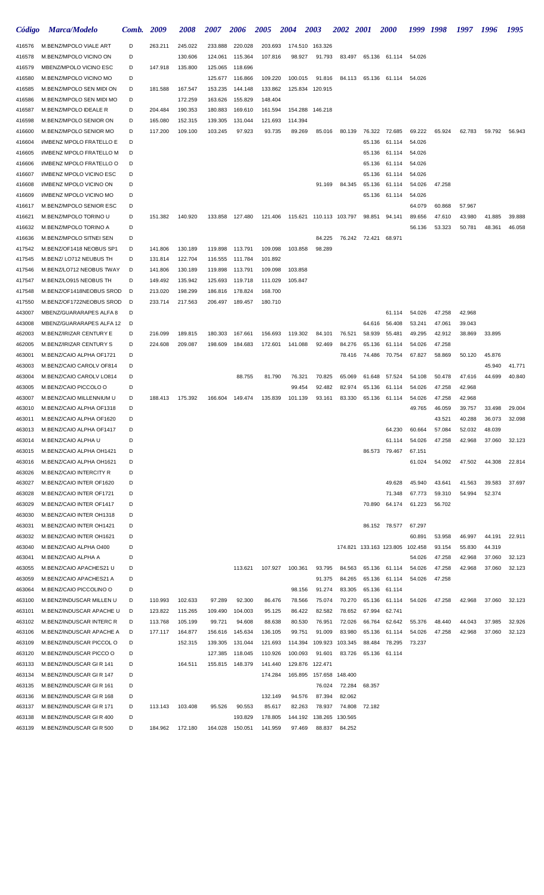| *Código* | *Marca/Modelo* | *Comb.* | *2009* | *2008* | *2007* | *2006* | *2005* | *2004* | *2003* | *2002* | *2001* | *2000* | *1999* | *1998* | *1997* | *1996* | *1995* |
|---|---|---|---|---|---|---|---|---|---|---|---|---|---|---|---|---|---|
| 416576 | M.BENZ/MPOLO VIALE ART | D | 263.211 | 245.022 | 233.888 | 220.028 | 203.693 | 174.510 | 163.326 | | | | | | | | |
| 416578 | M.BENZ/MPOLO VICINO ON | D | | 130.606 | 124.061 | 115.364 | 107.816 | 98.927 | 91.793 | 83.497 | 65.136 | 61.114 | 54.026 | | | | |
| 416579 | MBENZ/MPOLO VICINO ESC | D | 147.918 | 135.800 | 125.065 | 118.696 | | | | | | | | | | | |
| 416580 | M.BENZ/MPOLO VICINO MO | D | | | 125.677 | 116.866 | 109.220 | 100.015 | 91.816 | 84.113 | 65.136 | 61.114 | 54.026 | | | | |
| 416585 | M.BENZ/MPOLO SEN MIDI ON | D | 181.588 | 167.547 | 153.235 | 144.148 | 133.862 | 125.834 | 120.915 | | | | | | | | |
| 416586 | M.BENZ/MPOLO SEN MIDI MO | D | | 172.259 | 163.626 | 155.829 | 148.404 | | | | | | | | | | |
| 416587 | M.BENZ/MPOLO IDEALE R | D | 204.484 | 190.353 | 180.883 | 169.610 | 161.594 | 154.288 | 146.218 | | | | | | | | |
| 416598 | M.BENZ/MPOLO SENIOR ON | D | 165.080 | 152.315 | 139.305 | 131.044 | 121.693 | 114.394 | | | | | | | | | |
| 416600 | M.BENZ/MPOLO SENIOR MO | D | 117.200 | 109.100 | 103.245 | 97.923 | 93.735 | 89.269 | 85.016 | 80.139 | 76.322 | 72.685 | 69.222 | 65.924 | 62.783 | 59.792 | 56.943 |
| 416604 | I/MBENZ MPOLO FRATELLO E | D | | | | | | | | | 65.136 | 61.114 | 54.026 | | | | |
| 416605 | I/MBENZ MPOLO FRATELLO M | D | | | | | | | | | 65.136 | 61.114 | 54.026 | | | | |
| 416606 | I/MBENZ MPOLO FRATELLO O | D | | | | | | | | | 65.136 | 61.114 | 54.026 | | | | |
| 416607 | I/MBENZ MPOLO VICINO ESC | D | | | | | | | | | 65.136 | 61.114 | 54.026 | | | | |
| 416608 | I/MBENZ MPOLO VICINO ON | D | | | | | | | 91.169 | 84.345 | 65.136 | 61.114 | 54.026 | 47.258 | | | |
| 416609 | I/MBENZ MPOLO VICINO MO | D | | | | | | | | | 65.136 | 61.114 | 54.026 | | | | |
| 416617 | M.BENZ/MPOLO SENIOR ESC | D | | | | | | | | | | | 64.079 | 60.868 | 57.967 | | |
| 416621 | M.BENZ/MPOLO TORINO U | D | 151.382 | 140.920 | 133.858 | 127.480 | 121.406 | 115.621 | 110.113 | 103.797 | 98.851 | 94.141 | 89.656 | 47.610 | 43.980 | 41.885 | 39.888 |
| 416632 | M.BENZ/MPOLO TORINO A | D | | | | | | | | | | | 56.136 | 53.323 | 50.781 | 48.361 | 46.058 |
| 416636 | M.BENZ/MPOLO SITNEI SEN | D | | | | | | | 84.225 | 76.242 | 72.421 | 68.971 | | | | | |
| 417542 | M.BENZ/OF1418 NEOBUS SP1 | D | 141.806 | 130.189 | 119.898 | 113.791 | 109.098 | 103.858 | 98.289 | | | | | | | | |
| 417545 | M.BENZ/ LO712 NEUBUS TH | D | 131.814 | 122.704 | 116.555 | 111.784 | 101.892 | | | | | | | | | | |
| 417546 | M.BENZ/LO712 NEOBUS TWAY | D | 141.806 | 130.189 | 119.898 | 113.791 | 109.098 | 103.858 | | | | | | | | | |
| 417547 | M.BENZ/LO915 NEOBUS TH | D | 149.492 | 135.942 | 125.693 | 119.718 | 111.029 | 105.847 | | | | | | | | | |
| 417548 | M.BENZ/OF1418NEOBUS SROD | D | 213.020 | 198.299 | 186.816 | 178.824 | 168.700 | | | | | | | | | | |
| 417550 | M.BENZ/OF1722NEOBUS SROD | D | 233.714 | 217.563 | 206.497 | 189.457 | 180.710 | | | | | | | | | | |
| 443007 | MBENZ/GUARARAPES ALFA 8 | D | | | | | | | | | | 61.114 | 54.026 | 47.258 | 42.968 | | |
| 443008 | MBENZ/GUARARAPES ALFA 12 | D | | | | | | | | | 64.616 | 56.408 | 53.241 | 47.061 | 39.043 | | |
| 462003 | M.BENZ/IRIZAR CENTURY E | D | 216.099 | 189.815 | 180.303 | 167.661 | 156.693 | 119.302 | 84.101 | 76.521 | 58.939 | 55.481 | 49.295 | 42.912 | 38.869 | 33.895 | |
| 462005 | M.BENZ/IRIZAR CENTURY S | D | 224.608 | 209.087 | 198.609 | 184.683 | 172.601 | 141.088 | 92.469 | 84.276 | 65.136 | 61.114 | 54.026 | 47.258 | | | |
| 463001 | M.BENZ/CAIO ALPHA OF1721 | D | | | | | | | | 78.416 | 74.486 | 70.754 | 67.827 | 58.869 | 50.120 | 45.876 | |
| 463003 | M.BENZ/CAIO CAROLV OF814 | D | | | | | | | | | | | | | | 45.940 | 41.771 |
| 463004 | M.BENZ/CAIO CAROLV LO814 | D | | | | 88.755 | 81.790 | 76.321 | 70.825 | 65.069 | 61.648 | 57.524 | 54.108 | 50.478 | 47.616 | 44.699 | 40.840 |
| 463005 | M.BENZ/CAIO PICCOLO O | D | | | | | | 99.454 | 92.482 | 82.974 | 65.136 | 61.114 | 54.026 | 47.258 | 42.968 | | |
| 463007 | M.BENZ/CAIO MILLENNIUM U | D | 188.413 | 175.392 | 166.604 | 149.474 | 135.839 | 101.139 | 93.161 | 83.330 | 65.136 | 61.114 | 54.026 | 47.258 | 42.968 | | |
| 463010 | M.BENZ/CAIO ALPHA OF1318 | D | | | | | | | | | | | 49.765 | 46.059 | 39.757 | 33.498 | 29.004 |
| 463011 | M.BENZ/CAIO ALPHA OF1620 | D | | | | | | | | | | | | 43.521 | 40.288 | 36.073 | 32.098 |
| 463013 | M.BENZ/CAIO ALPHA OF1417 | D | | | | | | | | | | 64.230 | 60.664 | 57.084 | 52.032 | 48.039 | |
| 463014 | M.BENZ/CAIO ALPHA U | D | | | | | | | | | | 61.114 | 54.026 | 47.258 | 42.968 | 37.060 | 32.123 |
| 463015 | M.BENZ/CAIO ALPHA OH1421 | D | | | | | | | | | 86.573 | 79.467 | 67.151 | | | | |
| 463016 | M.BENZ/CAIO ALPHA OH1621 | D | | | | | | | | | | | 61.024 | 54.092 | 47.502 | 44.308 | 22.814 |
| 463026 | M.BENZ/CAIO INTERCITY R | D | | | | | | | | | | | | | | | |
| 463027 | M.BENZ/CAIO INTER OF1620 | D | | | | | | | | | | 49.628 | 45.940 | 43.641 | 41.563 | 39.583 | 37.697 |
| 463028 | M.BENZ/CAIO INTER OF1721 | D | | | | | | | | | | 71.348 | 67.773 | 59.310 | 54.994 | 52.374 | |
| 463029 | M.BENZ/CAIO INTER OF1417 | D | | | | | | | | | 70.890 | 64.174 | 61.223 | 56.702 | | | |
| 463030 | M.BENZ/CAIO INTER OH1318 | D | | | | | | | | | | | | | | | |
| 463031 | M.BENZ/CAIO INTER OH1421 | D | | | | | | | | | 86.152 | 78.577 | 67.297 | | | | |
| 463032 | M.BENZ/CAIO INTER OH1621 | D | | | | | | | | | | | 60.891 | 53.958 | 46.997 | 44.191 | 22.911 |
| 463040 | M.BENZ/CAIO ALPHA O400 | D | | | | | | | | 174.821 | 133.163 | 123.805 | 102.458 | 93.154 | 55.830 | 44.319 | |
| 463041 | M.BENZ/CAIO ALPHA A | D | | | | | | | | | | | 54.026 | 47.258 | 42.968 | 37.060 | 32.123 |
| 463055 | M.BENZ/CAIO APACHES21 U | D | | | | 113.621 | 107.927 | 100.361 | 93.795 | 84.563 | 65.136 | 61.114 | 54.026 | 47.258 | 42.968 | 37.060 | 32.123 |
| 463059 | M.BENZ/CAIO APACHES21 A | D | | | | | | | 91.375 | 84.265 | 65.136 | 61.114 | 54.026 | 47.258 | | | |
| 463064 | M.BENZ/CAIO PICCOLINO O | D | | | | | | 98.156 | 91.274 | 83.305 | 65.136 | 61.114 | | | | | |
| 463100 | M.BENZ/INDUSCAR MILLEN U | D | 110.993 | 102.633 | 97.289 | 92.300 | 86.476 | 78.566 | 75.074 | 70.270 | 65.136 | 61.114 | 54.026 | 47.258 | 42.968 | 37.060 | 32.123 |
| 463101 | M.BENZ/INDUSCAR APACHE U | D | 123.822 | 115.265 | 109.490 | 104.003 | 95.125 | 86.422 | 82.582 | 78.652 | 67.994 | 62.741 | | | | | |
| 463102 | M.BENZ/INDUSCAR INTERC R | D | 113.768 | 105.199 | 99.721 | 94.608 | 88.638 | 80.530 | 76.951 | 72.026 | 66.764 | 62.642 | 55.376 | 48.440 | 44.043 | 37.985 | 32.926 |
| 463106 | M.BENZ/INDUSCAR APACHE A | D | 177.117 | 164.877 | 156.616 | 145.634 | 136.105 | 99.751 | 91.009 | 83.980 | 65.136 | 61.114 | 54.026 | 47.258 | 42.968 | 37.060 | 32.123 |
| 463109 | M.BENZ/INDUSCAR PICCOL O | D | | 152.315 | 139.305 | 131.044 | 121.693 | 114.394 | 109.923 | 103.345 | 88.484 | 78.295 | 73.237 | | | | |
| 463120 | M.BENZ/INDUSCAR PICCO O | D | | | 127.385 | 118.045 | 110.926 | 100.093 | 91.601 | 83.726 | 65.136 | 61.114 | | | | | |
| 463133 | M.BENZ/INDUSCAR GI R 141 | D | | 164.511 | 155.815 | 148.379 | 141.440 | 129.876 | 122.471 | | | | | | | | |
| 463134 | M.BENZ/INDUSCAR GI R 147 | D | | | | | 174.284 | 165.895 | 157.658 | 148.400 | | | | | | | |
| 463135 | M.BENZ/INDUSCAR GI R 161 | D | | | | | | | 76.024 | 72.284 | 68.357 | | | | | | |
| 463136 | M.BENZ/INDUSCAR GI R 168 | D | | | | | 132.149 | 94.576 | 87.394 | 82.062 | | | | | | | |
| 463137 | M.BENZ/INDUSCAR GI R 171 | D | 113.143 | 103.408 | 95.526 | 90.553 | 85.617 | 82.263 | 78.937 | 74.808 | 72.182 | | | | | | |
| 463138 | M.BENZ/INDUSCAR GI R 400 | D | | | | 193.829 | 178.805 | 144.192 | 138.265 | 130.565 | | | | | | | |
| 463139 | M.BENZ/INDUSCAR GI R 500 | D | 184.962 | 172.180 | 164.028 | 150.051 | 141.959 | 97.469 | 88.837 | 84.252 | | | | | | | |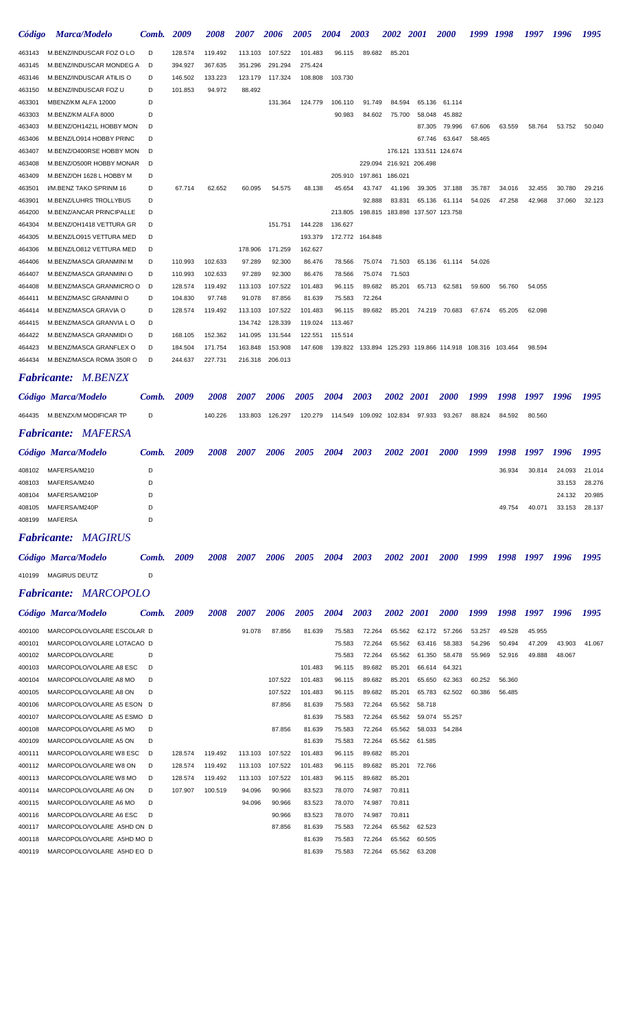| Código | Marca/Modelo | Comb. | 2009 | 2008 | 2007 | 2006 | 2005 | 2004 | 2003 | 2002 | 2001 | 2000 | 1999 | 1998 | 1997 | 1996 | 1995 |
|---|---|---|---|---|---|---|---|---|---|---|---|---|---|---|---|---|---|
| 463143 | M.BENZ/INDUSCAR FOZ O LO | D | 128.574 | 119.492 | 113.103 | 107.522 | 101.483 | 96.115 | 89.682 | 85.201 | | | | | | | |
| 463145 | M.BENZ/INDUSCAR MONDEG A | D | 394.927 | 367.635 | 351.296 | 291.294 | 275.424 | | | | | | | | | | |
| 463146 | M.BENZ/INDUSCAR ATILIS O | D | 146.502 | 133.223 | 123.179 | 117.324 | 108.808 | 103.730 | | | | | | | | | |
| 463150 | M.BENZ/INDUSCAR FOZ U | D | 101.853 | 94.972 | 88.492 | | | | | | | | | | | | |
| 463301 | MBENZ/KM ALFA 12000 | D | | | | 131.364 | 124.779 | 106.110 | 91.749 | 84.594 | 65.136 | 61.114 | | | | | |
| 463303 | M.BENZ/KM ALFA 8000 | D | | | | | | 90.983 | 84.602 | 75.700 | 58.048 | 45.882 | | | | | |
| 463403 | M.BENZ/OH1421L HOBBY MON | D | | | | | | | | | 87.305 | 79.996 | 67.606 | 63.559 | 58.764 | 53.752 | 50.040 |
| 463406 | M.BENZ/LO914 HOBBY PRINC | D | | | | | | | | | 67.746 | 63.647 | 58.465 | | | | |
| 463407 | M.BENZ/O400RSE HOBBY MON | D | | | | | | | | 176.121 | 133.511 | 124.674 | | | | | |
| 463408 | M.BENZ/O500R HOBBY MONAR | D | | | | | | | 229.094 | 216.921 | 206.498 | | | | | | |
| 463409 | M.BENZ/OH 1628 L HOBBY M | D | | | | | | 205.910 | 197.861 | 186.021 | | | | | | | |
| 463501 | I/M.BENZ TAKO SPRINM 16 | D | 67.714 | 62.652 | 60.095 | 54.575 | 48.138 | 45.654 | 43.747 | 41.196 | 39.305 | 37.188 | 35.787 | 34.016 | 32.455 | 30.780 | 29.216 |
| 463901 | M.BENZ/LUHRS TROLLYBUS | D | | | | | | | 92.888 | 83.831 | 65.136 | 61.114 | 54.026 | 47.258 | 42.968 | 37.060 | 32.123 |
| 464200 | M.BENZ/ANCAR PRINCIPALLE | D | | | | | | 213.805 | 198.815 | 183.898 | 137.507 | 123.758 | | | | | |
| 464304 | M.BENZ/OH1418 VETTURA GR | D | | | | 151.751 | 144.228 | 136.627 | | | | | | | | | |
| 464305 | M.BENZ/LO915 VETTURA MED | D | | | | | 193.379 | 172.772 | 164.848 | | | | | | | | |
| 464306 | M.BENZ/LO812 VETTURA MED | D | | | 178.906 | 171.259 | 162.627 | | | | | | | | | | |
| 464406 | M.BENZ/MASCA GRANMINI M | D | 110.993 | 102.633 | 97.289 | 92.300 | 86.476 | 78.566 | 75.074 | 71.503 | 65.136 | 61.114 | 54.026 | | | | |
| 464407 | M.BENZ/MASCA GRANMINI O | D | 110.993 | 102.633 | 97.289 | 92.300 | 86.476 | 78.566 | 75.074 | 71.503 | | | | | | | |
| 464408 | M.BENZ/MASCA GRANMICRO O | D | 128.574 | 119.492 | 113.103 | 107.522 | 101.483 | 96.115 | 89.682 | 85.201 | 65.713 | 62.581 | 59.600 | 56.760 | 54.055 | | |
| 464411 | M.BENZ/MASC GRANMINI O | D | 104.830 | 97.748 | 91.078 | 87.856 | 81.639 | 75.583 | 72.264 | | | | | | | | |
| 464414 | M.BENZ/MASCA GRAVIA O | D | 128.574 | 119.492 | 113.103 | 107.522 | 101.483 | 96.115 | 89.682 | 85.201 | 74.219 | 70.683 | 67.674 | 65.205 | 62.098 | | |
| 464415 | M.BENZ/MASCA GRANVIA L O | D | | | 134.742 | 128.339 | 119.024 | 113.467 | | | | | | | | | |
| 464422 | M.BENZ/MASCA GRANMIDI O | D | 168.105 | 152.362 | 141.095 | 131.544 | 122.551 | 115.514 | | | | | | | | | |
| 464423 | M.BENZ/MASCA GRANFLEX O | D | 184.504 | 171.754 | 163.848 | 153.908 | 147.608 | 139.822 | 133.894 | 125.293 | 119.866 | 114.918 | 108.316 | 103.464 | 98.594 | | |
| 464434 | M.BENZ/MASCA ROMA 350R O | D | 244.637 | 227.731 | 216.318 | 206.013 | | | | | | | | | | | |

## *Fabricante: M.BENZX*

| Código | Marca/Modelo | Comb. | 2009 | 2008 | 2007 | 2006 | 2005 | 2004 | 2003 | 2002 | 2001 | 2000 | 1999 | 1998 | 1997 | 1996 | 1995 |
|---|---|---|---|---|---|---|---|---|---|---|---|---|---|---|---|---|---|
| 464435 | M.BENZX/M MODIFICAR TP | D | | 140.226 | 133.803 | 126.297 | 120.279 | 114.549 | 109.092 | 102.834 | 97.933 | 93.267 | 88.824 | 84.592 | 80.560 | | |

## *Fabricante: MAFERSA*

| Código | Marca/Modelo | Comb. | 2009 | 2008 | 2007 | 2006 | 2005 | 2004 | 2003 | 2002 | 2001 | 2000 | 1999 | 1998 | 1997 | 1996 | 1995 |
|---|---|---|---|---|---|---|---|---|---|---|---|---|---|---|---|---|---|
| 408102 | MAFERSA/M210 | D | | | | | | | | | | | | 36.934 | 30.814 | 24.093 | 21.014 |
| 408103 | MAFERSA/M240 | D | | | | | | | | | | | | | | 33.153 | 28.276 |
| 408104 | MAFERSA/M210P | D | | | | | | | | | | | | | | 24.132 | 20.985 |
| 408105 | MAFERSA/M240P | D | | | | | | | | | | | | 49.754 | 40.071 | 33.153 | 28.137 |
| 408199 | MAFERSA | D | | | | | | | | | | | | | | | |

## *Fabricante: MAGIRUS*

| Código | Marca/Modelo | Comb. | 2009 | 2008 | 2007 | 2006 | 2005 | 2004 | 2003 | 2002 | 2001 | 2000 | 1999 | 1998 | 1997 | 1996 | 1995 |
|---|---|---|---|---|---|---|---|---|---|---|---|---|---|---|---|---|---|
| 410199 | MAGIRUS DEUTZ | D | | | | | | | | | | | | | | | |

## *Fabricante: MARCOPOLO*

| Código | Marca/Modelo | Comb. | 2009 | 2008 | 2007 | 2006 | 2005 | 2004 | 2003 | 2002 | 2001 | 2000 | 1999 | 1998 | 1997 | 1996 | 1995 |
|---|---|---|---|---|---|---|---|---|---|---|---|---|---|---|---|---|---|
| 400100 | MARCOPOLO/VOLARE ESCOLAR | D | | | 91.078 | 87.856 | 81.639 | 75.583 | 72.264 | 65.562 | 62.172 | 57.266 | 53.257 | 49.528 | 45.955 | | |
| 400101 | MARCOPOLO/VOLARE LOTACAO | D | | | | | | 75.583 | 72.264 | 65.562 | 63.416 | 58.383 | 54.296 | 50.494 | 47.209 | 43.903 | 41.067 |
| 400102 | MARCOPOLO/VOLARE | D | | | | | | 75.583 | 72.264 | 65.562 | 61.350 | 58.478 | 55.969 | 52.916 | 49.888 | 48.067 | |
| 400103 | MARCOPOLO/VOLARE A8 ESC | D | | | | | 101.483 | 96.115 | 89.682 | 85.201 | 66.614 | 64.321 | | | | | |
| 400104 | MARCOPOLO/VOLARE A8 MO | D | | | | 107.522 | 101.483 | 96.115 | 89.682 | 85.201 | 65.650 | 62.363 | 60.252 | 56.360 | | | |
| 400105 | MARCOPOLO/VOLARE A8 ON | D | | | | 107.522 | 101.483 | 96.115 | 89.682 | 85.201 | 65.783 | 62.502 | 60.386 | 56.485 | | | |
| 400106 | MARCOPOLO/VOLARE A5 ESON | D | | | | 87.856 | 81.639 | 75.583 | 72.264 | 65.562 | 58.718 | | | | | | |
| 400107 | MARCOPOLO/VOLARE A5 ESMO | D | | | | | 81.639 | 75.583 | 72.264 | 65.562 | 59.074 | 55.257 | | | | | |
| 400108 | MARCOPOLO/VOLARE A5 MO | D | | | | 87.856 | 81.639 | 75.583 | 72.264 | 65.562 | 58.033 | 54.284 | | | | | |
| 400109 | MARCOPOLO/VOLARE A5 ON | D | | | | | 81.639 | 75.583 | 72.264 | 65.562 | 61.585 | | | | | | |
| 400111 | MARCOPOLO/VOLARE W8 ESC | D | 128.574 | 119.492 | 113.103 | 107.522 | 101.483 | 96.115 | 89.682 | 85.201 | | | | | | | |
| 400112 | MARCOPOLO/VOLARE W8 ON | D | 128.574 | 119.492 | 113.103 | 107.522 | 101.483 | 96.115 | 89.682 | 85.201 | 72.766 | | | | | | |
| 400113 | MARCOPOLO/VOLARE W8 MO | D | 128.574 | 119.492 | 113.103 | 107.522 | 101.483 | 96.115 | 89.682 | 85.201 | | | | | | | |
| 400114 | MARCOPOLO/VOLARE A6 ON | D | 107.907 | 100.519 | 94.096 | 90.966 | 83.523 | 78.070 | 74.987 | 70.811 | | | | | | | |
| 400115 | MARCOPOLO/VOLARE A6 MO | D | | | 94.096 | 90.966 | 83.523 | 78.070 | 74.987 | 70.811 | | | | | | | |
| 400116 | MARCOPOLO/VOLARE A6 ESC | D | | | | 90.966 | 83.523 | 78.070 | 74.987 | 70.811 | | | | | | | |
| 400117 | MARCOPOLO/VOLARE A5HD ON | D | | | | 87.856 | 81.639 | 75.583 | 72.264 | 65.562 | 62.523 | | | | | | |
| 400118 | MARCOPOLO/VOLARE A5HD MO | D | | | | | 81.639 | 75.583 | 72.264 | 65.562 | 60.505 | | | | | | |
| 400119 | MARCOPOLO/VOLARE A5HD EO | D | | | | | 81.639 | 75.583 | 72.264 | 65.562 | 63.208 | | | | | | |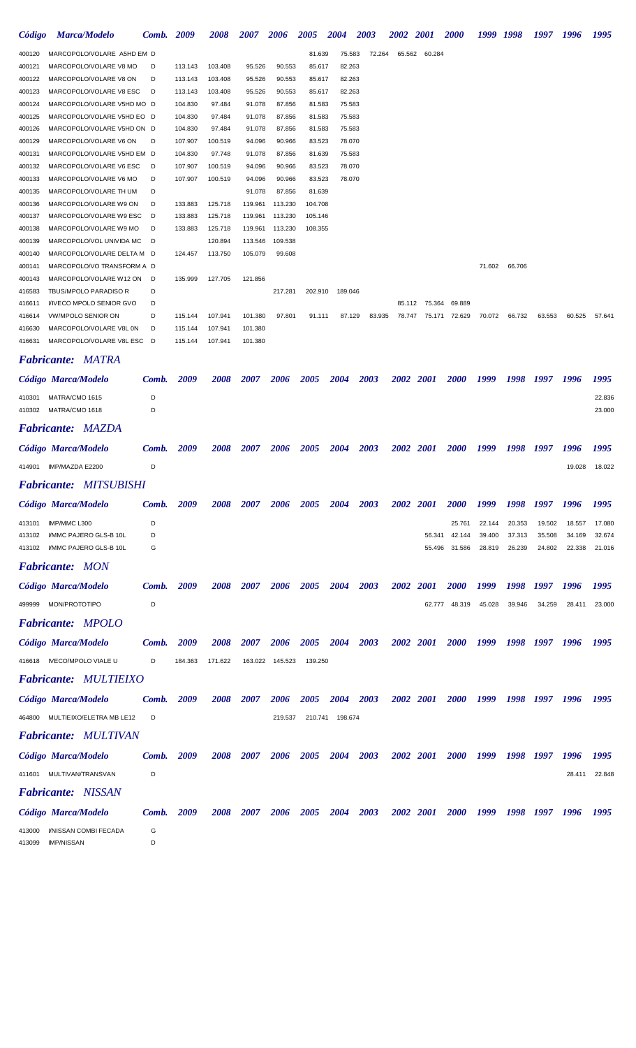| Código | Marca/Modelo | Comb. | 2009 | 2008 | 2007 | 2006 | 2005 | 2004 | 2003 | 2002 | 2001 | 2000 | 1999 | 1998 | 1997 | 1996 | 1995 |
|---|---|---|---|---|---|---|---|---|---|---|---|---|---|---|---|---|---|
| 400120 | MARCOPOLO/VOLARE A5HD EM | D | | | | | 81.639 | 75.583 | 72.264 | 65.562 | 60.284 | | | | | | |
| 400121 | MARCOPOLO/VOLARE V8 MO | D | 113.143 | 103.408 | 95.526 | 90.553 | 85.617 | 82.263 | | | | | | | | | |
| 400122 | MARCOPOLO/VOLARE V8 ON | D | 113.143 | 103.408 | 95.526 | 90.553 | 85.617 | 82.263 | | | | | | | | | |
| 400123 | MARCOPOLO/VOLARE V8 ESC | D | 113.143 | 103.408 | 95.526 | 90.553 | 85.617 | 82.263 | | | | | | | | | |
| 400124 | MARCOPOLO/VOLARE V5HD MO | D | 104.830 | 97.484 | 91.078 | 87.856 | 81.583 | 75.583 | | | | | | | | | |
| 400125 | MARCOPOLO/VOLARE V5HD EO | D | 104.830 | 97.484 | 91.078 | 87.856 | 81.583 | 75.583 | | | | | | | | | |
| 400126 | MARCOPOLO/VOLARE V5HD ON | D | 104.830 | 97.484 | 91.078 | 87.856 | 81.583 | 75.583 | | | | | | | | | |
| 400129 | MARCOPOLO/VOLARE V6 ON | D | 107.907 | 100.519 | 94.096 | 90.966 | 83.523 | 78.070 | | | | | | | | | |
| 400131 | MARCOPOLO/VOLARE V5HD EM | D | 104.830 | 97.748 | 91.078 | 87.856 | 81.639 | 75.583 | | | | | | | | | |
| 400132 | MARCOPOLO/VOLARE V6 ESC | D | 107.907 | 100.519 | 94.096 | 90.966 | 83.523 | 78.070 | | | | | | | | | |
| 400133 | MARCOPOLO/VOLARE V6 MO | D | 107.907 | 100.519 | 94.096 | 90.966 | 83.523 | 78.070 | | | | | | | | | |
| 400135 | MARCOPOLO/VOLARE TH UM | D | | | 91.078 | 87.856 | 81.639 | | | | | | | | | | |
| 400136 | MARCOPOLO/VOLARE W9 ON | D | 133.883 | 125.718 | 119.961 | 113.230 | 104.708 | | | | | | | | | | |
| 400137 | MARCOPOLO/VOLARE W9 ESC | D | 133.883 | 125.718 | 119.961 | 113.230 | 105.146 | | | | | | | | | | |
| 400138 | MARCOPOLO/VOLARE W9 MO | D | 133.883 | 125.718 | 119.961 | 113.230 | 108.355 | | | | | | | | | | |
| 400139 | MARCOPOLO/VOL UNIVIDA MC | D | | 120.894 | 113.546 | 109.538 | | | | | | | | | | | |
| 400140 | MARCOPOLO/VOLARE DELTA M | D | 124.457 | 113.750 | 105.079 | 99.608 | | | | | | | | | | | |
| 400141 | MARCOPOLO/VO TRANSFORM A | D | | | | | | | | | | | 71.602 | 66.706 | | | |
| 400143 | MARCOPOLO/VOLARE W12 ON | D | 135.999 | 127.705 | 121.856 | | | | | | | | | | | | |
| 416583 | TBUS/MPOLO PARADISO R | D | | | | 217.281 | 202.910 | 189.046 | | | | | | | | | |
| 416611 | I/IVECO MPOLO SENIOR GVO | D | | | | | | | | 85.112 | 75.364 | 69.889 | | | | | |
| 416614 | VW/MPOLO SENIOR ON | D | 115.144 | 107.941 | 101.380 | 97.801 | 91.111 | 87.129 | 83.935 | 78.747 | 75.171 | 72.629 | 70.072 | 66.732 | 63.553 | 60.525 | 57.641 |
| 416630 | MARCOPOLO/VOLARE V8L 0N | D | 115.144 | 107.941 | 101.380 | | | | | | | | | | | | |
| 416631 | MARCOPOLO/VOLARE V8L ESC | D | 115.144 | 107.941 | 101.380 | | | | | | | | | | | | |

***Fabricante: MATRA***

| Código | Marca/Modelo | Comb. | 2009 | 2008 | 2007 | 2006 | 2005 | 2004 | 2003 | 2002 | 2001 | 2000 | 1999 | 1998 | 1997 | 1996 | 1995 |
|---|---|---|---|---|---|---|---|---|---|---|---|---|---|---|---|---|---|
| 410301 | MATRA/CMO 1615 | D | | | | | | | | | | | | | | | 22.836 |
| 410302 | MATRA/CMO 1618 | D | | | | | | | | | | | | | | | 23.000 |

***Fabricante: MAZDA***

| Código | Marca/Modelo | Comb. | 2009 | 2008 | 2007 | 2006 | 2005 | 2004 | 2003 | 2002 | 2001 | 2000 | 1999 | 1998 | 1997 | 1996 | 1995 |
|---|---|---|---|---|---|---|---|---|---|---|---|---|---|---|---|---|---|
| 414901 | IMP/MAZDA E2200 | D | | | | | | | | | | | | | | 19.028 | 18.022 |

***Fabricante: MITSUBISHI***

| Código | Marca/Modelo | Comb. | 2009 | 2008 | 2007 | 2006 | 2005 | 2004 | 2003 | 2002 | 2001 | 2000 | 1999 | 1998 | 1997 | 1996 | 1995 |
|---|---|---|---|---|---|---|---|---|---|---|---|---|---|---|---|---|---|
| 413101 | IMP/MMC L300 | D | | | | | | | | | | 25.761 | 22.144 | 20.353 | 19.502 | 18.557 | 17.080 |
| 413102 | I/MMC PAJERO GLS-B 10L | D | | | | | | | | | 56.341 | 42.144 | 39.400 | 37.313 | 35.508 | 34.169 | 32.674 |
| 413102 | I/MMC PAJERO GLS-B 10L | G | | | | | | | | | 55.496 | 31.586 | 28.819 | 26.239 | 24.802 | 22.338 | 21.016 |

***Fabricante: MON***

| Código | Marca/Modelo | Comb. | 2009 | 2008 | 2007 | 2006 | 2005 | 2004 | 2003 | 2002 | 2001 | 2000 | 1999 | 1998 | 1997 | 1996 | 1995 |
|---|---|---|---|---|---|---|---|---|---|---|---|---|---|---|---|---|---|
| 499999 | MON/PROTOTIPO | D | | | | | | | | | 62.777 | 48.319 | 45.028 | 39.946 | 34.259 | 28.411 | 23.000 |

***Fabricante: MPOLO***

| Código | Marca/Modelo | Comb. | 2009 | 2008 | 2007 | 2006 | 2005 | 2004 | 2003 | 2002 | 2001 | 2000 | 1999 | 1998 | 1997 | 1996 | 1995 |
|---|---|---|---|---|---|---|---|---|---|---|---|---|---|---|---|---|---|
| 416618 | IVECO/MPOLO VIALE U | D | 184.363 | 171.622 | 163.022 | 145.523 | 139.250 | | | | | | | | | | |

***Fabricante: MULTIEIXO***

| Código | Marca/Modelo | Comb. | 2009 | 2008 | 2007 | 2006 | 2005 | 2004 | 2003 | 2002 | 2001 | 2000 | 1999 | 1998 | 1997 | 1996 | 1995 |
|---|---|---|---|---|---|---|---|---|---|---|---|---|---|---|---|---|---|
| 464800 | MULTIEIXO/ELETRA MB LE12 | D | | | | 219.537 | 210.741 | 198.674 | | | | | | | | | |

***Fabricante: MULTIVAN***

| Código | Marca/Modelo | Comb. | 2009 | 2008 | 2007 | 2006 | 2005 | 2004 | 2003 | 2002 | 2001 | 2000 | 1999 | 1998 | 1997 | 1996 | 1995 |
|---|---|---|---|---|---|---|---|---|---|---|---|---|---|---|---|---|---|
| 411601 | MULTIVAN/TRANSVAN | D | | | | | | | | | | | | | | 28.411 | 22.848 |

***Fabricante: NISSAN***

| Código | Marca/Modelo | Comb. | 2009 | 2008 | 2007 | 2006 | 2005 | 2004 | 2003 | 2002 | 2001 | 2000 | 1999 | 1998 | 1997 | 1996 | 1995 |
|---|---|---|---|---|---|---|---|---|---|---|---|---|---|---|---|---|---|
| 413000 | I/NISSAN COMBI FECADA | G | | | | | | | | | | | | | | | |
| 413099 | IMP/NISSAN | D | | | | | | | | | | | | | | | |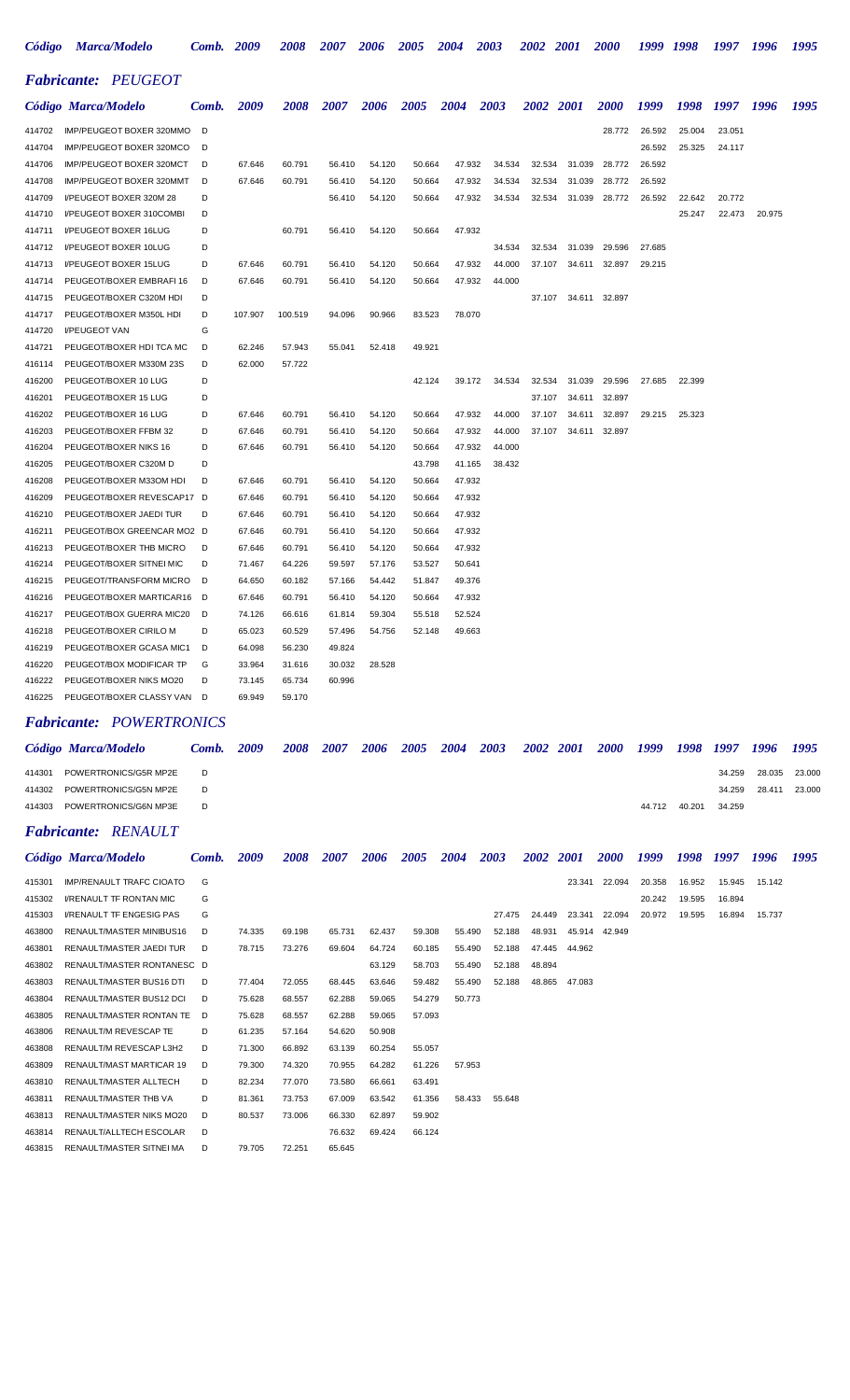## *Fabricante: PEUGEOT*

| Código | Marca/Modelo | Comb. | 2009 | 2008 | 2007 | 2006 | 2005 | 2004 | 2003 | 2002 | 2001 | 2000 | 1999 | 1998 | 1997 | 1996 | 1995 |
|---|---|---|---|---|---|---|---|---|---|---|---|---|---|---|---|---|---|
| 414702 | IMP/PEUGEOT BOXER 320MMO | D | | | | | | | | | | 28.772 | 26.592 | 25.004 | 23.051 | | |
| 414704 | IMP/PEUGEOT BOXER 320MCO | D | | | | | | | | | | | 26.592 | 25.325 | 24.117 | | |
| 414706 | IMP/PEUGEOT BOXER 320MCT | D | 67.646 | 60.791 | 56.410 | 54.120 | 50.664 | 47.932 | 34.534 | 32.534 | 31.039 | 28.772 | 26.592 | | | | |
| 414708 | IMP/PEUGEOT BOXER 320MMT | D | 67.646 | 60.791 | 56.410 | 54.120 | 50.664 | 47.932 | 34.534 | 32.534 | 31.039 | 28.772 | 26.592 | | | | |
| 414709 | I/PEUGEOT BOXER 320M 28 | D | | | 56.410 | 54.120 | 50.664 | 47.932 | 34.534 | 32.534 | 31.039 | 28.772 | 26.592 | 22.642 | 20.772 | | |
| 414710 | I/PEUGEOT BOXER 310COMBI | D | | | | | | | | | | | | 25.247 | 22.473 | 20.975 | |
| 414711 | I/PEUGEOT BOXER 16LUG | D | | 60.791 | 56.410 | 54.120 | 50.664 | 47.932 | | | | | | | | | |
| 414712 | I/PEUGEOT BOXER 10LUG | D | | | | | | | 34.534 | 32.534 | 31.039 | 29.596 | 27.685 | | | | |
| 414713 | I/PEUGEOT BOXER 15LUG | D | 67.646 | 60.791 | 56.410 | 54.120 | 50.664 | 47.932 | 44.000 | 37.107 | 34.611 | 32.897 | 29.215 | | | | |
| 414714 | PEUGEOT/BOXER EMBRAFI 16 | D | 67.646 | 60.791 | 56.410 | 54.120 | 50.664 | 47.932 | 44.000 | | | | | | | | |
| 414715 | PEUGEOT/BOXER C320M HDI | D | | | | | | | | 37.107 | 34.611 | 32.897 | | | | | |
| 414717 | PEUGEOT/BOXER M350L HDI | D | 107.907 | 100.519 | 94.096 | 90.966 | 83.523 | 78.070 | | | | | | | | | |
| 414720 | I/PEUGEOT VAN | G | | | | | | | | | | | | | | | |
| 414721 | PEUGEOT/BOXER HDI TCA MC | D | 62.246 | 57.943 | 55.041 | 52.418 | 49.921 | | | | | | | | | | |
| 416114 | PEUGEOT/BOXER M330M 23S | D | 62.000 | 57.722 | | | | | | | | | | | | | |
| 416200 | PEUGEOT/BOXER 10 LUG | D | | | | | 42.124 | 39.172 | 34.534 | 32.534 | 31.039 | 29.596 | 27.685 | 22.399 | | | |
| 416201 | PEUGEOT/BOXER 15 LUG | D | | | | | | | | 37.107 | 34.611 | 32.897 | | | | | |
| 416202 | PEUGEOT/BOXER 16 LUG | D | 67.646 | 60.791 | 56.410 | 54.120 | 50.664 | 47.932 | 44.000 | 37.107 | 34.611 | 32.897 | 29.215 | 25.323 | | | |
| 416203 | PEUGEOT/BOXER FFBM 32 | D | 67.646 | 60.791 | 56.410 | 54.120 | 50.664 | 47.932 | 44.000 | 37.107 | 34.611 | 32.897 | | | | | |
| 416204 | PEUGEOT/BOXER NIKS 16 | D | 67.646 | 60.791 | 56.410 | 54.120 | 50.664 | 47.932 | 44.000 | | | | | | | | |
| 416205 | PEUGEOT/BOXER C320M D | D | | | | | 43.798 | 41.165 | 38.432 | | | | | | | | |
| 416208 | PEUGEOT/BOXER M33OM HDI | D | 67.646 | 60.791 | 56.410 | 54.120 | 50.664 | 47.932 | | | | | | | | | |
| 416209 | PEUGEOT/BOXER REVESCAP17 | D | 67.646 | 60.791 | 56.410 | 54.120 | 50.664 | 47.932 | | | | | | | | | |
| 416210 | PEUGEOT/BOXER JAEDI TUR | D | 67.646 | 60.791 | 56.410 | 54.120 | 50.664 | 47.932 | | | | | | | | | |
| 416211 | PEUGEOT/BOX GREENCAR MO2 | D | 67.646 | 60.791 | 56.410 | 54.120 | 50.664 | 47.932 | | | | | | | | | |
| 416213 | PEUGEOT/BOXER THB MICRO | D | 67.646 | 60.791 | 56.410 | 54.120 | 50.664 | 47.932 | | | | | | | | | |
| 416214 | PEUGEOT/BOXER SITNEI MIC | D | 71.467 | 64.226 | 59.597 | 57.176 | 53.527 | 50.641 | | | | | | | | | |
| 416215 | PEUGEOT/TRANSFORM MICRO | D | 64.650 | 60.182 | 57.166 | 54.442 | 51.847 | 49.376 | | | | | | | | | |
| 416216 | PEUGEOT/BOXER MARTICAR16 | D | 67.646 | 60.791 | 56.410 | 54.120 | 50.664 | 47.932 | | | | | | | | | |
| 416217 | PEUGEOT/BOX GUERRA MIC20 | D | 74.126 | 66.616 | 61.814 | 59.304 | 55.518 | 52.524 | | | | | | | | | |
| 416218 | PEUGEOT/BOXER CIRILO M | D | 65.023 | 60.529 | 57.496 | 54.756 | 52.148 | 49.663 | | | | | | | | | |
| 416219 | PEUGEOT/BOXER GCASA MIC1 | D | 64.098 | 56.230 | 49.824 | | | | | | | | | | | | |
| 416220 | PEUGEOT/BOX MODIFICAR TP | G | 33.964 | 31.616 | 30.032 | 28.528 | | | | | | | | | | | |
| 416222 | PEUGEOT/BOXER NIKS MO20 | D | 73.145 | 65.734 | 60.996 | | | | | | | | | | | | |
| 416225 | PEUGEOT/BOXER CLASSY VAN | D | 69.949 | 59.170 | | | | | | | | | | | | | |

## *Fabricante: POWERTRONICS*

| Código | Marca/Modelo | Comb. | 2009 | 2008 | 2007 | 2006 | 2005 | 2004 | 2003 | 2002 | 2001 | 2000 | 1999 | 1998 | 1997 | 1996 | 1995 |
|---|---|---|---|---|---|---|---|---|---|---|---|---|---|---|---|---|---|
| 414301 | POWERTRONICS/G5R MP2E | D | | | | | | | | | | | | | 34.259 | 28.035 | 23.000 |
| 414302 | POWERTRONICS/G5N MP2E | D | | | | | | | | | | | | | 34.259 | 28.411 | 23.000 |
| 414303 | POWERTRONICS/G6N MP3E | D | | | | | | | | | | | 44.712 | 40.201 | 34.259 | | |

## *Fabricante: RENAULT*

| Código | Marca/Modelo | Comb. | 2009 | 2008 | 2007 | 2006 | 2005 | 2004 | 2003 | 2002 | 2001 | 2000 | 1999 | 1998 | 1997 | 1996 | 1995 |
|---|---|---|---|---|---|---|---|---|---|---|---|---|---|---|---|---|---|
| 415301 | IMP/RENAULT TRAFC CIOATO | G | | | | | | | | | 23.341 | 22.094 | 20.358 | 16.952 | 15.945 | 15.142 | |
| 415302 | I/RENAULT TF RONTAN MIC | G | | | | | | | | | | | 20.242 | 19.595 | 16.894 | | |
| 415303 | I/RENAULT TF ENGESIG PAS | G | | | | | | | 27.475 | 24.449 | 23.341 | 22.094 | 20.972 | 19.595 | 16.894 | 15.737 | |
| 463800 | RENAULT/MASTER MINIBUS16 | D | 74.335 | 69.198 | 65.731 | 62.437 | 59.308 | 55.490 | 52.188 | 48.931 | 45.914 | 42.949 | | | | | |
| 463801 | RENAULT/MASTER JAEDI TUR | D | 78.715 | 73.276 | 69.604 | 64.724 | 60.185 | 55.490 | 52.188 | 47.445 | 44.962 | | | | | | |
| 463802 | RENAULT/MASTER RONTANESC | D | | | | 63.129 | 58.703 | 55.490 | 52.188 | 48.894 | | | | | | | |
| 463803 | RENAULT/MASTER BUS16 DTI | D | 77.404 | 72.055 | 68.445 | 63.646 | 59.482 | 55.490 | 52.188 | 48.865 | 47.083 | | | | | | |
| 463804 | RENAULT/MASTER BUS12 DCI | D | 75.628 | 68.557 | 62.288 | 59.065 | 54.279 | 50.773 | | | | | | | | | |
| 463805 | RENAULT/MASTER RONTAN TE | D | 75.628 | 68.557 | 62.288 | 59.065 | 57.093 | | | | | | | | | | |
| 463806 | RENAULT/M REVESCAP TE | D | 61.235 | 57.164 | 54.620 | 50.908 | | | | | | | | | | | |
| 463808 | RENAULT/M REVESCAP L3H2 | D | 71.300 | 66.892 | 63.139 | 60.254 | 55.057 | | | | | | | | | | |
| 463809 | RENAULT/MAST MARTICAR 19 | D | 79.300 | 74.320 | 70.955 | 64.282 | 61.226 | 57.953 | | | | | | | | | |
| 463810 | RENAULT/MASTER ALLTECH | D | 82.234 | 77.070 | 73.580 | 66.661 | 63.491 | | | | | | | | | | |
| 463811 | RENAULT/MASTER THB VA | D | 81.361 | 73.753 | 67.009 | 63.542 | 61.356 | 58.433 | 55.648 | | | | | | | | |
| 463813 | RENAULT/MASTER NIKS MO20 | D | 80.537 | 73.006 | 66.330 | 62.897 | 59.902 | | | | | | | | | | |
| 463814 | RENAULT/ALLTECH ESCOLAR | D | | | 76.632 | 69.424 | 66.124 | | | | | | | | | | |
| 463815 | RENAULT/MASTER SITNEI MA | D | 79.705 | 72.251 | 65.645 | | | | | | | | | | | | |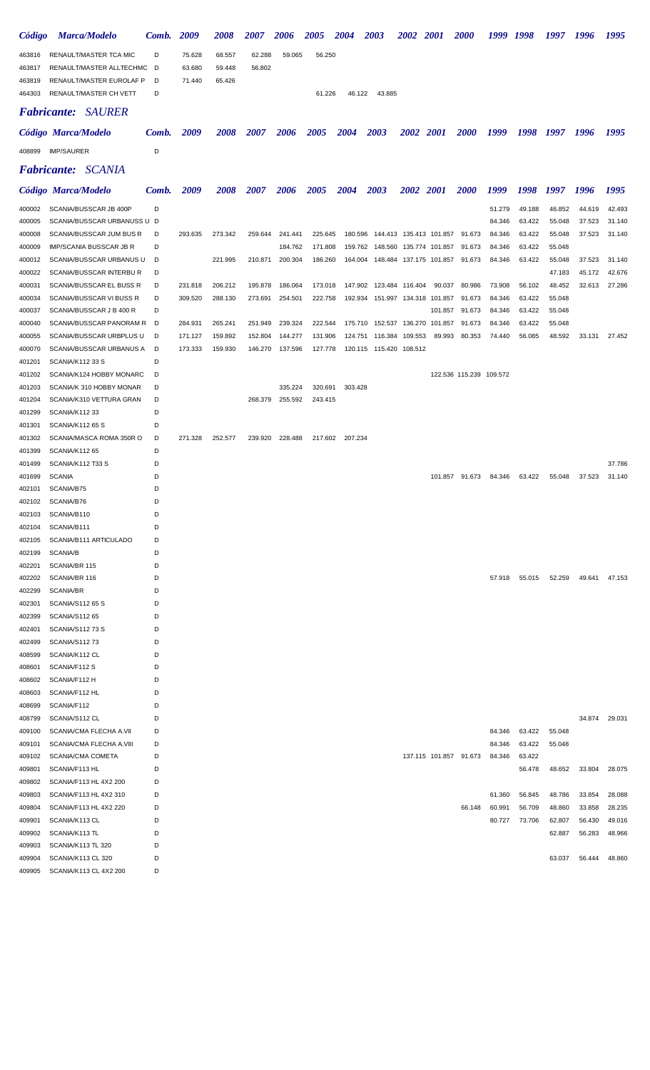| Código | Marca/Modelo | Comb. | 2009 | 2008 | 2007 | 2006 | 2005 | 2004 | 2003 | 2002 | 2001 | 2000 | 1999 | 1998 | 1997 | 1996 | 1995 |
|---|---|---|---|---|---|---|---|---|---|---|---|---|---|---|---|---|---|
| 463816 | RENAULT/MASTER TCA MIC | D | 75.628 | 68.557 | 62.288 | 59.065 | 56.250 | | | | | | | | | | |
| 463817 | RENAULT/MASTER ALLTECHMC | D | 63.680 | 59.448 | 56.802 | | | | | | | | | | | | |
| 463819 | RENAULT/MASTER EUROLAF P | D | 71.440 | 65.426 | | | | | | | | | | | | | |
| 464303 | RENAULT/MASTER CH VETT | D | | | | | 61.226 | 46.122 | 43.885 | | | | | | | | |

## *Fabricante: SAURER*

| Código | Marca/Modelo | Comb. | 2009 | 2008 | 2007 | 2006 | 2005 | 2004 | 2003 | 2002 | 2001 | 2000 | 1999 | 1998 | 1997 | 1996 | 1995 |
|---|---|---|---|---|---|---|---|---|---|---|---|---|---|---|---|---|---|
| 408899 | IMP/SAURER | D | | | | | | | | | | | | | | | |

## *Fabricante: SCANIA*

| Código | Marca/Modelo | Comb. | 2009 | 2008 | 2007 | 2006 | 2005 | 2004 | 2003 | 2002 | 2001 | 2000 | 1999 | 1998 | 1997 | 1996 | 1995 |
|---|---|---|---|---|---|---|---|---|---|---|---|---|---|---|---|---|---|
| 400002 | SCANIA/BUSSCAR JB 400P | D | | | | | | | | | | | 51.279 | 49.188 | 46.852 | 44.619 | 42.493 |
| 400005 | SCANIA/BUSSCAR URBANUSS U | D | | | | | | | | | | | 84.346 | 63.422 | 55.048 | 37.523 | 31.140 |
| 400008 | SCANIA/BUSSCAR JUM BUS R | D | 293.635 | 273.342 | 259.644 | 241.441 | 225.645 | 180.596 | 144.413 | 135.413 | 101.857 | 91.673 | 84.346 | 63.422 | 55.048 | 37.523 | 31.140 |
| 400009 | IMP/SCANIA BUSSCAR JB R | D | | | | 184.762 | 171.808 | 159.762 | 148.560 | 135.774 | 101.857 | 91.673 | 84.346 | 63.422 | 55.048 | | |
| 400012 | SCANIA/BUSSCAR URBANUS U | D | | 221.995 | 210.871 | 200.304 | 186.260 | 164.004 | 148.484 | 137.175 | 101.857 | 91.673 | 84.346 | 63.422 | 55.048 | 37.523 | 31.140 |
| 400022 | SCANIA/BUSSCAR INTERBU R | D | | | | | | | | | | | | | 47.183 | 45.172 | 42.676 |
| 400031 | SCANIA/BUSSCAR EL BUSS R | D | 231.818 | 206.212 | 195.878 | 186.064 | 173.018 | 147.902 | 123.484 | 116.404 | 90.037 | 80.986 | 73.908 | 56.102 | 48.452 | 32.613 | 27.286 |
| 400034 | SCANIA/BUSSCAR VI BUSS R | D | 309.520 | 288.130 | 273.691 | 254.501 | 222.758 | 192.934 | 151.997 | 134.318 | 101.857 | 91.673 | 84.346 | 63.422 | 55.048 | | |
| 400037 | SCANIA/BUSSCAR J B 400 R | D | | | | | | | | | 101.857 | 91.673 | 84.346 | 63.422 | 55.048 | | |
| 400040 | SCANIA/BUSSCAR PANORAM R | D | 284.931 | 265.241 | 251.949 | 239.324 | 222.544 | 175.710 | 152.537 | 136.270 | 101.857 | 91.673 | 84.346 | 63.422 | 55.048 | | |
| 400055 | SCANIA/BUSSCAR URBPLUS U | D | 171.127 | 159.892 | 152.804 | 144.277 | 131.906 | 124.751 | 116.384 | 109.553 | 89.993 | 80.353 | 74.440 | 56.085 | 48.592 | 33.131 | 27.452 |
| 400070 | SCANIA/BUSSCAR URBANUS A | D | 173.333 | 159.930 | 146.270 | 137.596 | 127.778 | 120.115 | 115.420 | 108.512 | | | | | | | |
| 401201 | SCANIA/K112 33 S | D | | | | | | | | | | | | | | | |
| 401202 | SCANIA/K124 HOBBY MONARC | D | | | | | | | | | | 122.536 | 115.239 | 109.572 | | | |
| 401203 | SCANIA/K 310 HOBBY MONAR | D | | | | 335.224 | 320.691 | 303.428 | | | | | | | | | |
| 401204 | SCANIA/K310 VETTURA GRAN | D | | | 268.379 | 255.592 | 243.415 | | | | | | | | | | |
| 401299 | SCANIA/K112 33 | D | | | | | | | | | | | | | | | |
| 401301 | SCANIA/K112 65 S | D | | | | | | | | | | | | | | | |
| 401302 | SCANIA/MASCA ROMA 350R O | D | 271.328 | 252.577 | 239.920 | 228.488 | 217.602 | 207.234 | | | | | | | | | |
| 401399 | SCANIA/K112 65 | D | | | | | | | | | | | | | | | |
| 401499 | SCANIA/K112 T33 S | D | | | | | | | | | | | | | | | 37.786 |
| 401699 | SCANIA | D | | | | | | | | | 101.857 | 91.673 | 84.346 | 63.422 | 55.048 | 37.523 | 31.140 |
| 402101 | SCANIA/B75 | D | | | | | | | | | | | | | | | |
| 402102 | SCANIA/B76 | D | | | | | | | | | | | | | | | |
| 402103 | SCANIA/B110 | D | | | | | | | | | | | | | | | |
| 402104 | SCANIA/B111 | D | | | | | | | | | | | | | | | |
| 402105 | SCANIA/B111 ARTICULADO | D | | | | | | | | | | | | | | | |
| 402199 | SCANIA/B | D | | | | | | | | | | | | | | | |
| 402201 | SCANIA/BR 115 | D | | | | | | | | | | | | | | | |
| 402202 | SCANIA/BR 116 | D | | | | | | | | | | | 57.918 | 55.015 | 52.259 | 49.641 | 47.153 |
| 402299 | SCANIA/BR | D | | | | | | | | | | | | | | | |
| 402301 | SCANIA/S112 65 S | D | | | | | | | | | | | | | | | |
| 402399 | SCANIA/S112 65 | D | | | | | | | | | | | | | | | |
| 402401 | SCANIA/S112 73 S | D | | | | | | | | | | | | | | | |
| 402499 | SCANIA/S112 73 | D | | | | | | | | | | | | | | | |
| 408599 | SCANIA/K112 CL | D | | | | | | | | | | | | | | | |
| 408601 | SCANIA/F112 S | D | | | | | | | | | | | | | | | |
| 408602 | SCANIA/F112 H | D | | | | | | | | | | | | | | | |
| 408603 | SCANIA/F112 HL | D | | | | | | | | | | | | | | | |
| 408699 | SCANIA/F112 | D | | | | | | | | | | | | | | | |
| 408799 | SCANIA/S112 CL | D | | | | | | | | | | | | | | 34.874 | 29.031 |
| 409100 | SCANIA/CMA FLECHA A.VII | D | | | | | | | | | | | 84.346 | 63.422 | 55.048 | | |
| 409101 | SCANIA/CMA FLECHA A.VIII | D | | | | | | | | | | | 84.346 | 63.422 | 55.048 | | |
| 409102 | SCANIA/CMA COMETA | D | | | | | | | | 137.115 | 101.857 | 91.673 | 84.346 | 63.422 | | | |
| 409801 | SCANIA/F113 HL | D | | | | | | | | | | | | 56.478 | 48.652 | 33.804 | 28.075 |
| 409802 | SCANIA/F113 HL 4X2 200 | D | | | | | | | | | | | | | | | |
| 409803 | SCANIA/F113 HL 4X2 310 | D | | | | | | | | | | | 61.360 | 56.845 | 48.786 | 33.854 | 28.088 |
| 409804 | SCANIA/F113 HL 4X2 220 | D | | | | | | | | | | 66.148 | 60.991 | 56.709 | 48.860 | 33.858 | 28.235 |
| 409901 | SCANIA/K113 CL | D | | | | | | | | | | | 80.727 | 73.706 | 62.807 | 56.430 | 49.016 |
| 409902 | SCANIA/K113 TL | D | | | | | | | | | | | | | 62.887 | 56.283 | 48.966 |
| 409903 | SCANIA/K113 TL 320 | D | | | | | | | | | | | | | | | |
| 409904 | SCANIA/K113 CL 320 | D | | | | | | | | | | | | | 63.037 | 56.444 | 48.860 |
| 409905 | SCANIA/K113 CL 4X2 200 | D | | | | | | | | | | | | | | | |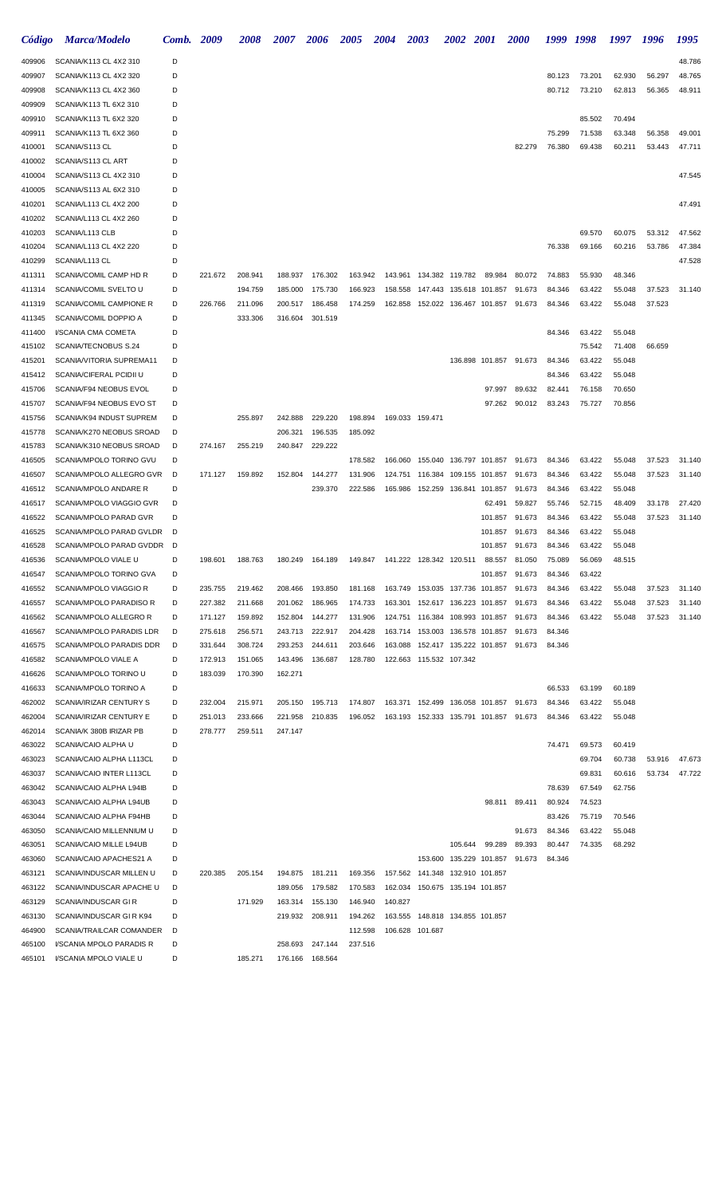| *Código* | *Marca/Modelo* | *Comb.* | *2009* | *2008* | *2007* | *2006* | *2005* | *2004* | *2003* | *2002* | *2001* | *2000* | *1999* | *1998* | *1997* | *1996* | *1995* |
|---|---|---|---|---|---|---|---|---|---|---|---|---|---|---|---|---|---|
| 409906 | SCANIA/K113 CL 4X2 310 | D | | | | | | | | | | | | | | | 48.786 |
| 409907 | SCANIA/K113 CL 4X2 320 | D | | | | | | | | | | | 80.123 | 73.201 | 62.930 | 56.297 | 48.765 |
| 409908 | SCANIA/K113 CL 4X2 360 | D | | | | | | | | | | | 80.712 | 73.210 | 62.813 | 56.365 | 48.911 |
| 409909 | SCANIA/K113 TL 6X2 310 | D | | | | | | | | | | | | | | | |
| 409910 | SCANIA/K113 TL 6X2 320 | D | | | | | | | | | | | | 85.502 | 70.494 | | |
| 409911 | SCANIA/K113 TL 6X2 360 | D | | | | | | | | | | | 75.299 | 71.538 | 63.348 | 56.358 | 49.001 |
| 410001 | SCANIA/S113 CL | D | | | | | | | | | | 82.279 | 76.380 | 69.438 | 60.211 | 53.443 | 47.711 |
| 410002 | SCANIA/S113 CL ART | D | | | | | | | | | | | | | | | |
| 410004 | SCANIA/S113 CL 4X2 310 | D | | | | | | | | | | | | | | | 47.545 |
| 410005 | SCANIA/S113 AL 6X2 310 | D | | | | | | | | | | | | | | | |
| 410201 | SCANIA/L113 CL 4X2 200 | D | | | | | | | | | | | | | | | 47.491 |
| 410202 | SCANIA/L113 CL 4X2 260 | D | | | | | | | | | | | | | | | |
| 410203 | SCANIA/L113 CLB | D | | | | | | | | | | | | 69.570 | 60.075 | 53.312 | 47.562 |
| 410204 | SCANIA/L113 CL 4X2 220 | D | | | | | | | | | | | 76.338 | 69.166 | 60.216 | 53.786 | 47.384 |
| 410299 | SCANIA/L113 CL | D | | | | | | | | | | | | | | | 47.528 |
| 411311 | SCANIA/COMIL CAMP HD R | D | 221.672 | 208.941 | 188.937 | 176.302 | 163.942 | 143.961 | 134.382 | 119.782 | 89.984 | 80.072 | 74.883 | 55.930 | 48.346 | | |
| 411314 | SCANIA/COMIL SVELTO U | D | | 194.759 | 185.000 | 175.730 | 166.923 | 158.558 | 147.443 | 135.618 | 101.857 | 91.673 | 84.346 | 63.422 | 55.048 | 37.523 | 31.140 |
| 411319 | SCANIA/COMIL CAMPIONE R | D | 226.766 | 211.096 | 200.517 | 186.458 | 174.259 | 162.858 | 152.022 | 136.467 | 101.857 | 91.673 | 84.346 | 63.422 | 55.048 | 37.523 | |
| 411345 | SCANIA/COMIL DOPPIO A | D | | 333.306 | 316.604 | 301.519 | | | | | | | | | | | |
| 411400 | I/SCANIA CMA COMETA | D | | | | | | | | | | | 84.346 | 63.422 | 55.048 | | |
| 415102 | SCANIA/TECNOBUS S.24 | D | | | | | | | | | | | | 75.542 | 71.408 | 66.659 | |
| 415201 | SCANIA/VITORIA SUPREMA11 | D | | | | | | | | 136.898 | 101.857 | 91.673 | 84.346 | 63.422 | 55.048 | | |
| 415412 | SCANIA/CIFERAL PCIDII U | D | | | | | | | | | | | 84.346 | 63.422 | 55.048 | | |
| 415706 | SCANIA/F94 NEOBUS EVOL | D | | | | | | | | | 97.997 | 89.632 | 82.441 | 76.158 | 70.650 | | |
| 415707 | SCANIA/F94 NEOBUS EVO ST | D | | | | | | | | | 97.262 | 90.012 | 83.243 | 75.727 | 70.856 | | |
| 415756 | SCANIA/K94 INDUST SUPREM | D | | 255.897 | 242.888 | 229.220 | 198.894 | 169.033 | 159.471 | | | | | | | | |
| 415778 | SCANIA/K270 NEOBUS SROAD | D | | | 206.321 | 196.535 | 185.092 | | | | | | | | | | |
| 415783 | SCANIA/K310 NEOBUS SROAD | D | 274.167 | 255.219 | 240.847 | 229.222 | | | | | | | | | | | |
| 416505 | SCANIA/MPOLO TORINO GVU | D | | | | | 178.582 | 166.060 | 155.040 | 136.797 | 101.857 | 91.673 | 84.346 | 63.422 | 55.048 | 37.523 | 31.140 |
| 416507 | SCANIA/MPOLO ALLEGRO GVR | D | 171.127 | 159.892 | 152.804 | 144.277 | 131.906 | 124.751 | 116.384 | 109.155 | 101.857 | 91.673 | 84.346 | 63.422 | 55.048 | 37.523 | 31.140 |
| 416512 | SCANIA/MPOLO ANDARE R | D | | | | 239.370 | 222.586 | 165.986 | 152.259 | 136.841 | 101.857 | 91.673 | 84.346 | 63.422 | 55.048 | | |
| 416517 | SCANIA/MPOLO VIAGGIO GVR | D | | | | | | | | | 62.491 | 59.827 | 55.746 | 52.715 | 48.409 | 33.178 | 27.420 |
| 416522 | SCANIA/MPOLO PARAD GVR | D | | | | | | | | | 101.857 | 91.673 | 84.346 | 63.422 | 55.048 | 37.523 | 31.140 |
| 416525 | SCANIA/MPOLO PARAD GVLDR | D | | | | | | | | | 101.857 | 91.673 | 84.346 | 63.422 | 55.048 | | |
| 416528 | SCANIA/MPOLO PARAD GVDDR | D | | | | | | | | | 101.857 | 91.673 | 84.346 | 63.422 | 55.048 | | |
| 416536 | SCANIA/MPOLO VIALE U | D | 198.601 | 188.763 | 180.249 | 164.189 | 149.847 | 141.222 | 128.342 | 120.511 | 88.557 | 81.050 | 75.089 | 56.069 | 48.515 | | |
| 416547 | SCANIA/MPOLO TORINO GVA | D | | | | | | | | | 101.857 | 91.673 | 84.346 | 63.422 | | | |
| 416552 | SCANIA/MPOLO VIAGGIO R | D | 235.755 | 219.462 | 208.466 | 193.850 | 181.168 | 163.749 | 153.035 | 137.736 | 101.857 | 91.673 | 84.346 | 63.422 | 55.048 | 37.523 | 31.140 |
| 416557 | SCANIA/MPOLO PARADISO R | D | 227.382 | 211.668 | 201.062 | 186.965 | 174.733 | 163.301 | 152.617 | 136.223 | 101.857 | 91.673 | 84.346 | 63.422 | 55.048 | 37.523 | 31.140 |
| 416562 | SCANIA/MPOLO ALLEGRO R | D | 171.127 | 159.892 | 152.804 | 144.277 | 131.906 | 124.751 | 116.384 | 108.993 | 101.857 | 91.673 | 84.346 | 63.422 | 55.048 | 37.523 | 31.140 |
| 416567 | SCANIA/MPOLO PARADIS LDR | D | 275.618 | 256.571 | 243.713 | 222.917 | 204.428 | 163.714 | 153.003 | 136.578 | 101.857 | 91.673 | 84.346 | | | | |
| 416575 | SCANIA/MPOLO PARADIS DDR | D | 331.644 | 308.724 | 293.253 | 244.611 | 203.646 | 163.088 | 152.417 | 135.222 | 101.857 | 91.673 | 84.346 | | | | |
| 416582 | SCANIA/MPOLO VIALE A | D | 172.913 | 151.065 | 143.496 | 136.687 | 128.780 | 122.663 | 115.532 | 107.342 | | | | | | | |
| 416626 | SCANIA/MPOLO TORINO U | D | 183.039 | 170.390 | 162.271 | | | | | | | | | | | | |
| 416633 | SCANIA/MPOLO TORINO A | D | | | | | | | | | | | 66.533 | 63.199 | 60.189 | | |
| 462002 | SCANIA/IRIZAR CENTURY S | D | 232.004 | 215.971 | 205.150 | 195.713 | 174.807 | 163.371 | 152.499 | 136.058 | 101.857 | 91.673 | 84.346 | 63.422 | 55.048 | | |
| 462004 | SCANIA/IRIZAR CENTURY E | D | 251.013 | 233.666 | 221.958 | 210.835 | 196.052 | 163.193 | 152.333 | 135.791 | 101.857 | 91.673 | 84.346 | 63.422 | 55.048 | | |
| 462014 | SCANIA/K 380B IRIZAR PB | D | 278.777 | 259.511 | 247.147 | | | | | | | | | | | | |
| 463022 | SCANIA/CAIO ALPHA U | D | | | | | | | | | | | 74.471 | 69.573 | 60.419 | | |
| 463023 | SCANIA/CAIO ALPHA L113CL | D | | | | | | | | | | | | 69.704 | 60.738 | 53.916 | 47.673 |
| 463037 | SCANIA/CAIO INTER L113CL | D | | | | | | | | | | | | 69.831 | 60.616 | 53.734 | 47.722 |
| 463042 | SCANIA/CAIO ALPHA L94IB | D | | | | | | | | | | | 78.639 | 67.549 | 62.756 | | |
| 463043 | SCANIA/CAIO ALPHA L94UB | D | | | | | | | | | 98.811 | 89.411 | 80.924 | 74.523 | | | |
| 463044 | SCANIA/CAIO ALPHA F94HB | D | | | | | | | | | | | 83.426 | 75.719 | 70.546 | | |
| 463050 | SCANIA/CAIO MILLENNIUM U | D | | | | | | | | | | 91.673 | 84.346 | 63.422 | 55.048 | | |
| 463051 | SCANIA/CAIO MILLE L94UB | D | | | | | | | | 105.644 | 99.289 | 89.393 | 80.447 | 74.335 | 68.292 | | |
| 463060 | SCANIA/CAIO APACHES21 A | D | | | | | | | 153.600 | 135.229 | 101.857 | 91.673 | 84.346 | | | | |
| 463121 | SCANIA/INDUSCAR MILLEN U | D | 220.385 | 205.154 | 194.875 | 181.211 | 169.356 | 157.562 | 141.348 | 132.910 | 101.857 | | | | | | |
| 463122 | SCANIA/INDUSCAR APACHE U | D | | | 189.056 | 179.582 | 170.583 | 162.034 | 150.675 | 135.194 | 101.857 | | | | | | |
| 463129 | SCANIA/INDUSCAR GI R | D | | 171.929 | 163.314 | 155.130 | 146.940 | 140.827 | | | | | | | | | |
| 463130 | SCANIA/INDUSCAR GI R K94 | D | | | 219.932 | 208.911 | 194.262 | 163.555 | 148.818 | 134.855 | 101.857 | | | | | | |
| 464900 | SCANIA/TRAILCAR COMANDER | D | | | | | 112.598 | 106.628 | 101.687 | | | | | | | | |
| 465100 | I/SCANIA MPOLO PARADIS R | D | | | 258.693 | 247.144 | 237.516 | | | | | | | | | | |
| 465101 | I/SCANIA MPOLO VIALE U | D | | 185.271 | 176.166 | 168.564 | | | | | | | | | | | |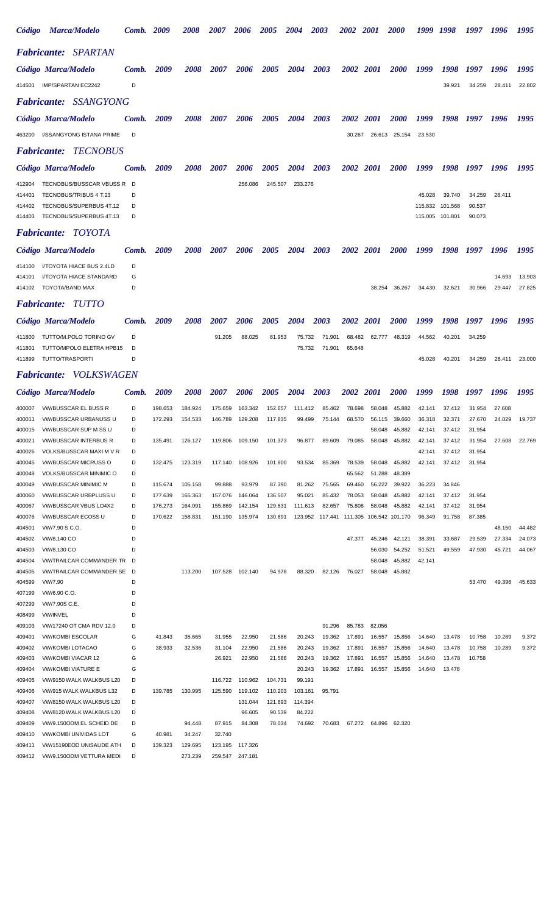## *Fabricante:* SPARTAN

| Código | Marca/Modelo | Comb. | 2009 | 2008 | 2007 | 2006 | 2005 | 2004 | 2003 | 2002 | 2001 | 2000 | 1999 | 1998 | 1997 | 1996 | 1995 |
|---|---|---|---|---|---|---|---|---|---|---|---|---|---|---|---|---|---|
| 414501 | IMP/SPARTAN EC2242 | D | | | | | | | | | | | | 39.921 | 34.259 | 28.411 | 22.802 |

## *Fabricante:* SSANGYONG

| Código | Marca/Modelo | Comb. | 2009 | 2008 | 2007 | 2006 | 2005 | 2004 | 2003 | 2002 | 2001 | 2000 | 1999 | 1998 | 1997 | 1996 | 1995 |
|---|---|---|---|---|---|---|---|---|---|---|---|---|---|---|---|---|---|
| 463200 | I/SSANGYONG ISTANA PRIME | D | | | | | | | | 30.267 | 26.613 | 25.154 | 23.530 | | | | |

## *Fabricante:* TECNOBUS

| Código | Marca/Modelo | Comb. | 2009 | 2008 | 2007 | 2006 | 2005 | 2004 | 2003 | 2002 | 2001 | 2000 | 1999 | 1998 | 1997 | 1996 | 1995 |
|---|---|---|---|---|---|---|---|---|---|---|---|---|---|---|---|---|---|
| 412904 | TECNOBUS/BUSSCAR VBUSS R | D | | | | 256.086 | 245.507 | 233.276 | | | | | | | | | |
| 414401 | TECNOBUS/TRIBUS 4 T.23 | D | | | | | | | | | | | 45.028 | 39.740 | 34.259 | 28.411 | |
| 414402 | TECNOBUS/SUPERBUS 4T.12 | D | | | | | | | | | | | 115.832 | 101.568 | 90.537 | | |
| 414403 | TECNOBUS/SUPERBUS 4T.13 | D | | | | | | | | | | | 115.005 | 101.801 | 90.073 | | |

## *Fabricante:* TOYOTA

| Código | Marca/Modelo | Comb. | 2009 | 2008 | 2007 | 2006 | 2005 | 2004 | 2003 | 2002 | 2001 | 2000 | 1999 | 1998 | 1997 | 1996 | 1995 |
|---|---|---|---|---|---|---|---|---|---|---|---|---|---|---|---|---|---|
| 414100 | I/TOYOTA HIACE BUS 2.4LD | D | | | | | | | | | | | | | | | |
| 414101 | I/TOYOTA HIACE STANDARD | G | | | | | | | | | | | | | | 14.693 | 13.903 |
| 414102 | TOYOTA/BAND MAX | D | | | | | | | | | 38.254 | 36.267 | 34.430 | 32.621 | 30.966 | 29.447 | 27.825 |

## *Fabricante:* TUTTO

| Código | Marca/Modelo | Comb. | 2009 | 2008 | 2007 | 2006 | 2005 | 2004 | 2003 | 2002 | 2001 | 2000 | 1999 | 1998 | 1997 | 1996 | 1995 |
|---|---|---|---|---|---|---|---|---|---|---|---|---|---|---|---|---|---|
| 411800 | TUTTO/M.POLO TORINO GV | D | | | 91.205 | 88.025 | 81.953 | 75.732 | 71.901 | 68.482 | 62.777 | 48.319 | 44.562 | 40.201 | 34.259 | | |
| 411801 | TUTTO/MPOLO ELETRA HPB15 | D | | | | | | 75.732 | 71.901 | 65.648 | | | | | | | |
| 411899 | TUTTO/TRASPORTI | D | | | | | | | | | | | 45.028 | 40.201 | 34.259 | 28.411 | 23.000 |

## *Fabricante:* VOLKSWAGEN

| Código | Marca/Modelo | Comb. | 2009 | 2008 | 2007 | 2006 | 2005 | 2004 | 2003 | 2002 | 2001 | 2000 | 1999 | 1998 | 1997 | 1996 | 1995 |
|---|---|---|---|---|---|---|---|---|---|---|---|---|---|---|---|---|---|
| 400007 | VW/BUSSCAR EL BUSS R | D | 198.653 | 184.924 | 175.659 | 163.342 | 152.657 | 111.412 | 85.462 | 78.698 | 58.048 | 45.882 | 42.141 | 37.412 | 31.954 | 27.608 | |
| 400011 | VW/BUSSCAR URBANUSS U | D | 172.293 | 154.533 | 146.789 | 129.208 | 117.835 | 99.499 | 75.144 | 68.570 | 56.115 | 39.660 | 36.318 | 32.371 | 27.670 | 24.029 | 19.737 |
| 400015 | VW/BUSSCAR SUP M SS U | D | | | | | | | | | 58.048 | 45.882 | 42.141 | 37.412 | 31.954 | | |
| 400021 | VW/BUSSCAR INTERBUS R | D | 135.491 | 126.127 | 119.806 | 109.150 | 101.373 | 96.877 | 89.609 | 79.085 | 58.048 | 45.882 | 42.141 | 37.412 | 31.954 | 27.608 | 22.769 |
| 400026 | VOLKS/BUSSCAR MAXI M V R | D | | | | | | | | | | | 42.141 | 37.412 | 31.954 | | |
| 400045 | VW/BUSSCAR MICRUSS O | D | 132.475 | 123.319 | 117.140 | 108.926 | 101.800 | 93.534 | 85.369 | 78.539 | 58.048 | 45.882 | 42.141 | 37.412 | 31.954 | | |
| 400048 | VOLKS/BUSSCAR MINIMIC O | D | | | | | | | | 65.562 | 51.288 | 48.389 | | | | | |
| 400049 | VW/BUSSCAR MINIMIC M | D | 115.674 | 105.158 | 99.888 | 93.979 | 87.390 | 81.262 | 75.565 | 69.460 | 56.222 | 39.922 | 36.223 | 34.846 | | | |
| 400060 | VW/BUSSCAR URBPLUSS U | D | 177.639 | 165.363 | 157.076 | 146.064 | 136.507 | 95.021 | 85.432 | 78.053 | 58.048 | 45.882 | 42.141 | 37.412 | 31.954 | | |
| 400067 | VW/BUSSCAR VBUS LO4X2 | D | 176.273 | 164.091 | 155.869 | 142.154 | 129.631 | 111.613 | 82.657 | 75.808 | 58.048 | 45.882 | 42.141 | 37.412 | 31.954 | | |
| 400076 | VW/BUSSCAR ECOSS U | D | 170.622 | 158.831 | 151.190 | 135.974 | 130.891 | 123.952 | 117.441 | 111.305 | 106.542 | 101.170 | 96.349 | 91.758 | 87.385 | | |
| 404501 | VW/7.90 S C.O. | D | | | | | | | | | | | | | | 48.150 | 44.482 |
| 404502 | VW/8.140 CO | D | | | | | | | | 47.377 | 45.246 | 42.121 | 38.391 | 33.687 | 29.539 | 27.334 | 24.073 |
| 404503 | VW/8.130 CO | D | | | | | | | | | 56.030 | 54.252 | 51.521 | 49.559 | 47.930 | 45.721 | 44.067 |
| 404504 | VW/TRAILCAR COMMANDER TR | D | | | | | | | | | 58.048 | 45.882 | 42.141 | | | | |
| 404505 | VW/TRAILCAR COMMANDER SE | D | | 113.200 | 107.528 | 102.140 | 94.978 | 88.320 | 82.126 | 76.027 | 58.048 | 45.882 | | | | | |
| 404599 | VW/7.90 | D | | | | | | | | | | | | | 53.470 | 49.396 | 45.633 |
| 407199 | VW/6.90 C.O. | D | | | | | | | | | | | | | | | |
| 407299 | VW/7.90S C.E. | D | | | | | | | | | | | | | | | |
| 408499 | VW/INVEL | D | | | | | | | | | | | | | | | |
| 409103 | VW/17240 OT CMA RDV 12.0 | D | | | | | | | 91.296 | 85.783 | 82.056 | | | | | | |
| 409401 | VW/KOMBI ESCOLAR | G | 41.843 | 35.665 | 31.955 | 22.950 | 21.586 | 20.243 | 19.362 | 17.891 | 16.557 | 15.856 | 14.640 | 13.478 | 10.758 | 10.289 | 9.372 |
| 409402 | VW/KOMBI LOTACAO | G | 38.933 | 32.536 | 31.104 | 22.950 | 21.586 | 20.243 | 19.362 | 17.891 | 16.557 | 15.856 | 14.640 | 13.478 | 10.758 | 10.289 | 9.372 |
| 409403 | VW/KOMBI VIACAR 12 | G | | | 26.921 | 22.950 | 21.586 | 20.243 | 19.362 | 17.891 | 16.557 | 15.856 | 14.640 | 13.478 | 10.758 | | |
| 409404 | VW/KOMBI VIATURE E | G | | | | | | 20.243 | 19.362 | 17.891 | 16.557 | 15.856 | 14.640 | 13.478 | | | |
| 409405 | VW/9150 WALK WALKBUS L20 | D | | | 116.722 | 110.962 | 104.731 | 99.191 | | | | | | | | | |
| 409406 | VW/915 WALK WALKBUS L32 | D | 139.785 | 130.995 | 125.590 | 119.102 | 110.203 | 103.161 | 95.791 | | | | | | | | |
| 409407 | VW/8150 WALK WALKBUS L20 | D | | | | 131.044 | 121.693 | 114.394 | | | | | | | | | |
| 409408 | VW/8120 WALK WALKBUS L20 | D | | | | 96.605 | 90.539 | 84.222 | | | | | | | | | |
| 409409 | VW/9.150ODM EL SCHEID DE | D | | 94.448 | 87.915 | 84.308 | 78.034 | 74.692 | 70.683 | 67.272 | 64.896 | 62.320 | | | | | |
| 409410 | VW/KOMBI UNIVIDAS LOT | G | 40.981 | 34.247 | 32.740 | | | | | | | | | | | | |
| 409411 | VW/15190EOD UNISAUDE ATH | D | 139.323 | 129.695 | 123.195 | 117.326 | | | | | | | | | | | |
| 409412 | VW/9.150ODM VETTURA MEDI | D | | 273.239 | 259.547 | 247.181 | | | | | | | | | | | |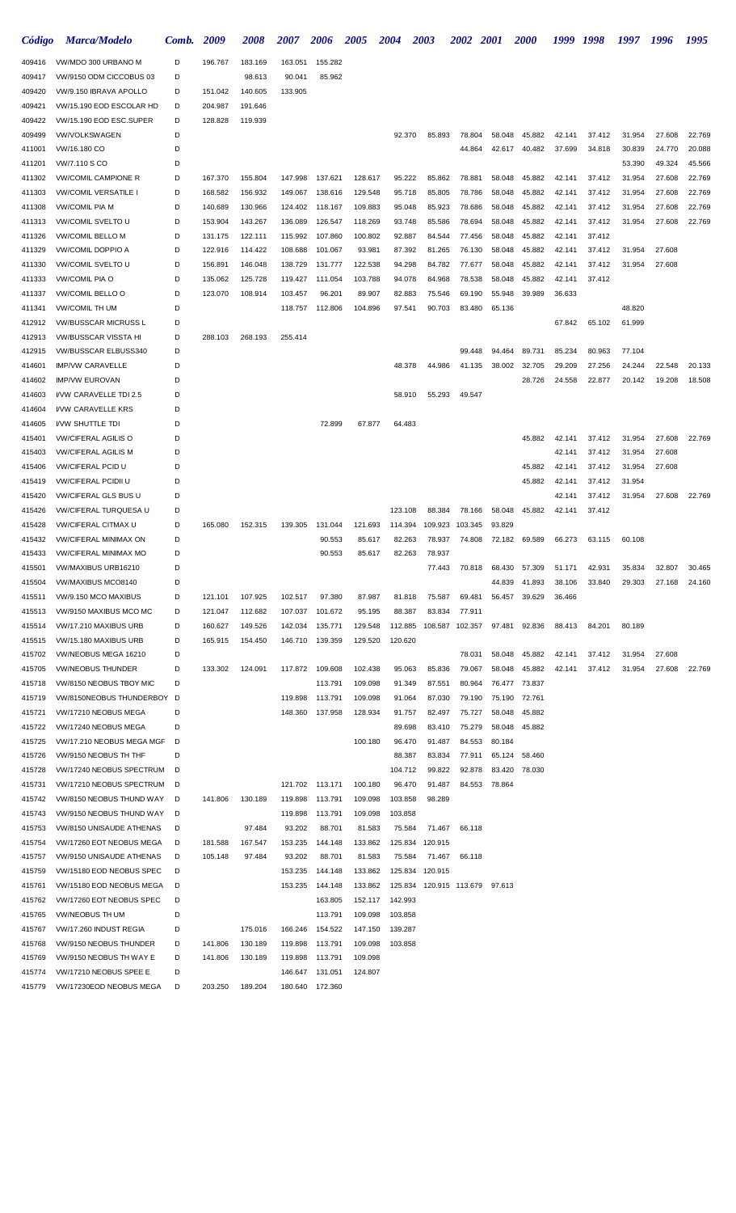| *Código* | *Marca/Modelo* | *Comb.* | *2009* | *2008* | *2007* | *2006* | *2005* | *2004* | *2003* | *2002* | *2001* | *2000* | *1999* | *1998* | *1997* | *1996* | *1995* |
|---|---|---|---|---|---|---|---|---|---|---|---|---|---|---|---|---|---|
| 409416 | VW/MDO 300 URBANO M | D | 196.767 | 183.169 | 163.051 | 155.282 | | | | | | | | | | | |
| 409417 | VW/9150 ODM CICCOBUS 03 | D | | 98.613 | 90.041 | 85.962 | | | | | | | | | | | |
| 409420 | VW/9.150 IBRAVA APOLLO | D | 151.042 | 140.605 | 133.905 | | | | | | | | | | | | |
| 409421 | VW/15.190 EOD ESCOLAR HD | D | 204.987 | 191.646 | | | | | | | | | | | | | |
| 409422 | VW/15.190 EOD ESC.SUPER | D | 128.828 | 119.939 | | | | | | | | | | | | | |
| 409499 | VW/VOLKSWAGEN | D | | | | | | 92.370 | 85.893 | 78.804 | 58.048 | 45.882 | 42.141 | 37.412 | 31.954 | 27.608 | 22.769 |
| 411001 | VW/16.180 CO | D | | | | | | | | 44.864 | 42.617 | 40.482 | 37.699 | 34.818 | 30.839 | 24.770 | 20.088 |
| 411201 | VW/7.110 S CO | D | | | | | | | | | | | | | 53.390 | 49.324 | 45.566 |
| 411302 | VW/COMIL CAMPIONE R | D | 167.370 | 155.804 | 147.998 | 137.621 | 128.617 | 95.222 | 85.862 | 78.881 | 58.048 | 45.882 | 42.141 | 37.412 | 31.954 | 27.608 | 22.769 |
| 411303 | VW/COMIL VERSATILE I | D | 168.582 | 156.932 | 149.067 | 138.616 | 129.548 | 95.718 | 85.805 | 78.786 | 58.048 | 45.882 | 42.141 | 37.412 | 31.954 | 27.608 | 22.769 |
| 411308 | VW/COMIL PIA M | D | 140.689 | 130.966 | 124.402 | 118.167 | 109.883 | 95.048 | 85.923 | 78.686 | 58.048 | 45.882 | 42.141 | 37.412 | 31.954 | 27.608 | 22.769 |
| 411313 | VW/COMIL SVELTO U | D | 153.904 | 143.267 | 136.089 | 126.547 | 118.269 | 93.748 | 85.586 | 78.694 | 58.048 | 45.882 | 42.141 | 37.412 | 31.954 | 27.608 | 22.769 |
| 411326 | VW/COMIL BELLO M | D | 131.175 | 122.111 | 115.992 | 107.860 | 100.802 | 92.887 | 84.544 | 77.456 | 58.048 | 45.882 | 42.141 | 37.412 | | | |
| 411329 | VW/COMIL DOPPIO A | D | 122.916 | 114.422 | 108.688 | 101.067 | 93.981 | 87.392 | 81.265 | 76.130 | 58.048 | 45.882 | 42.141 | 37.412 | 31.954 | 27.608 | |
| 411330 | VW/COMIL SVELTO U | D | 156.891 | 146.048 | 138.729 | 131.777 | 122.538 | 94.298 | 84.782 | 77.677 | 58.048 | 45.882 | 42.141 | 37.412 | 31.954 | 27.608 | |
| 411333 | VW/COMIL PIA O | D | 135.062 | 125.728 | 119.427 | 111.054 | 103.788 | 94.078 | 84.968 | 78.538 | 58.048 | 45.882 | 42.141 | 37.412 | | | |
| 411337 | VW/COMIL BELLO O | D | 123.070 | 108.914 | 103.457 | 96.201 | 89.907 | 82.883 | 75.546 | 69.190 | 55.948 | 39.989 | 36.633 | | | | |
| 411341 | VW/COMIL TH UM | D | | | 118.757 | 112.806 | 104.896 | 97.541 | 90.703 | 83.480 | 65.136 | | | | 48.820 | | |
| 412912 | VW/BUSSCAR MICRUSS L | D | | | | | | | | | | | 67.842 | 65.102 | 61.999 | | |
| 412913 | VW/BUSSCAR VISSTA HI | D | 288.103 | 268.193 | 255.414 | | | | | | | | | | | | |
| 412915 | VW/BUSSCAR ELBUSS340 | D | | | | | | | | 99.448 | 94.464 | 89.731 | 85.234 | 80.963 | 77.104 | | |
| 414601 | IMP/VW CARAVELLE | D | | | | | | 48.378 | 44.986 | 41.135 | 38.002 | 32.705 | 29.209 | 27.256 | 24.244 | 22.548 | 20.133 |
| 414602 | IMP/VW EUROVAN | D | | | | | | | | | | 28.726 | 24.558 | 22.877 | 20.142 | 19.208 | 18.508 |
| 414603 | I/VW CARAVELLE TDI 2.5 | D | | | | | | 58.910 | 55.293 | 49.547 | | | | | | | |
| 414604 | I/VW CARAVELLE KRS | D | | | | | | | | | | | | | | | |
| 414605 | I/VW SHUTTLE TDI | D | | | | 72.899 | 67.877 | 64.483 | | | | | | | | | |
| 415401 | VW/CIFERAL AGILIS O | D | | | | | | | | | | 45.882 | 42.141 | 37.412 | 31.954 | 27.608 | 22.769 |
| 415403 | VW/CIFERAL AGILIS M | D | | | | | | | | | | | 42.141 | 37.412 | 31.954 | 27.608 | |
| 415406 | VW/CIFERAL PCID U | D | | | | | | | | | | 45.882 | 42.141 | 37.412 | 31.954 | 27.608 | |
| 415419 | VW/CIFERAL PCIDII U | D | | | | | | | | | | 45.882 | 42.141 | 37.412 | 31.954 | | |
| 415420 | VW/CIFERAL GLS BUS U | D | | | | | | | | | | | 42.141 | 37.412 | 31.954 | 27.608 | 22.769 |
| 415426 | VW/CIFERAL TURQUESA U | D | | | | | | 123.108 | 88.384 | 78.166 | 58.048 | 45.882 | 42.141 | 37.412 | | | |
| 415428 | VW/CIFERAL CITMAX U | D | 165.080 | 152.315 | 139.305 | 131.044 | 121.693 | 114.394 | 109.923 | 103.345 | 93.829 | | | | | | |
| 415432 | VW/CIFERAL MINIMAX ON | D | | | | 90.553 | 85.617 | 82.263 | 78.937 | 74.808 | 72.182 | 69.589 | 66.273 | 63.115 | 60.108 | | |
| 415433 | VW/CIFERAL MINIMAX MO | D | | | | 90.553 | 85.617 | 82.263 | 78.937 | | | | | | | | |
| 415501 | VW/MAXIBUS URB16210 | D | | | | | | | 77.443 | 70.818 | 68.430 | 57.309 | 51.171 | 42.931 | 35.834 | 32.807 | 30.465 |
| 415504 | VW/MAXIBUS MCO8140 | D | | | | | | | | | 44.839 | 41.893 | 38.106 | 33.840 | 29.303 | 27.168 | 24.160 |
| 415511 | VW/9.150 MCO MAXIBUS | D | 121.101 | 107.925 | 102.517 | 97.380 | 87.987 | 81.818 | 75.587 | 69.481 | 56.457 | 39.629 | 36.466 | | | | |
| 415513 | VW/9150 MAXIBUS MCO MC | D | 121.047 | 112.682 | 107.037 | 101.672 | 95.195 | 88.387 | 83.834 | 77.911 | | | | | | | |
| 415514 | VW/17.210 MAXIBUS URB | D | 160.627 | 149.526 | 142.034 | 135.771 | 129.548 | 112.885 | 108.587 | 102.357 | 97.481 | 92.836 | 88.413 | 84.201 | 80.189 | | |
| 415515 | VW/15.180 MAXIBUS URB | D | 165.915 | 154.450 | 146.710 | 139.359 | 129.520 | 120.620 | | | | | | | | | |
| 415702 | VW/NEOBUS MEGA 16210 | D | | | | | | | | 78.031 | 58.048 | 45.882 | 42.141 | 37.412 | 31.954 | 27.608 | |
| 415705 | VW/NEOBUS THUNDER | D | 133.302 | 124.091 | 117.872 | 109.608 | 102.438 | 95.063 | 85.836 | 79.067 | 58.048 | 45.882 | 42.141 | 37.412 | 31.954 | 27.608 | 22.769 |
| 415718 | VW/8150 NEOBUS TBOY MIC | D | | | | 113.791 | 109.098 | 91.349 | 87.551 | 80.964 | 76.477 | 73.837 | | | | | |
| 415719 | VW/8150NEOBUS THUNDERBOY | D | | | 119.898 | 113.791 | 109.098 | 91.064 | 87.030 | 79.190 | 75.190 | 72.761 | | | | | |
| 415721 | VW/17210 NEOBUS MEGA | D | | | 148.360 | 137.958 | 128.934 | 91.757 | 82.497 | 75.727 | 58.048 | 45.882 | | | | | |
| 415722 | VW/17240 NEOBUS MEGA | D | | | | | | 89.698 | 83.410 | 75.279 | 58.048 | 45.882 | | | | | |
| 415725 | VW/17.210 NEOBUS MEGA MGF | D | | | | | 100.180 | 96.470 | 91.487 | 84.553 | 80.184 | | | | | | |
| 415726 | VW/9150 NEOBUS TH THF | D | | | | | | 88.387 | 83.834 | 77.911 | 65.124 | 58.460 | | | | | |
| 415728 | VW/17240 NEOBUS SPECTRUM | D | | | | | | 104.712 | 99.822 | 92.878 | 83.420 | 78.030 | | | | | |
| 415731 | VW/17210 NEOBUS SPECTRUM | D | | | 121.702 | 113.171 | 100.180 | 96.470 | 91.487 | 84.553 | 78.864 | | | | | | |
| 415742 | VW/8150 NEOBUS THUND WAY | D | 141.806 | 130.189 | 119.898 | 113.791 | 109.098 | 103.858 | 98.289 | | | | | | | | |
| 415743 | VW/9150 NEOBUS THUND WAY | D | | | 119.898 | 113.791 | 109.098 | 103.858 | | | | | | | | | |
| 415753 | VW/8150 UNISAUDE ATHENAS | D | | 97.484 | 93.202 | 88.701 | 81.583 | 75.584 | 71.467 | 66.118 | | | | | | | |
| 415754 | VW/17260 EOT NEOBUS MEGA | D | 181.588 | 167.547 | 153.235 | 144.148 | 133.862 | 125.834 | 120.915 | | | | | | | | |
| 415757 | VW/9150 UNISAUDE ATHENAS | D | 105.148 | 97.484 | 93.202 | 88.701 | 81.583 | 75.584 | 71.467 | 66.118 | | | | | | | |
| 415759 | VW/15180 EOD NEOBUS SPEC | D | | | 153.235 | 144.148 | 133.862 | 125.834 | 120.915 | | | | | | | | |
| 415761 | VW/15180 EOD NEOBUS MEGA | D | | | 153.235 | 144.148 | 133.862 | 125.834 | 120.915 | 113.679 | 97.613 | | | | | | |
| 415762 | VW/17260 EOT NEOBUS SPEC | D | | | | 163.805 | 152.117 | 142.993 | | | | | | | | | |
| 415765 | VW/NEOBUS TH UM | D | | | | 113.791 | 109.098 | 103.858 | | | | | | | | | |
| 415767 | VW/17.260 INDUST REGIA | D | | 175.016 | 166.246 | 154.522 | 147.150 | 139.287 | | | | | | | | | |
| 415768 | VW/9150 NEOBUS THUNDER | D | 141.806 | 130.189 | 119.898 | 113.791 | 109.098 | 103.858 | | | | | | | | | |
| 415769 | VW/9150 NEOBUS TH WAY E | D | 141.806 | 130.189 | 119.898 | 113.791 | 109.098 | | | | | | | | | | |
| 415774 | VW/17210 NEOBUS SPEE E | D | | | 146.647 | 131.051 | 124.807 | | | | | | | | | | |
| 415779 | VW/17230EOD NEOBUS MEGA | D | 203.250 | 189.204 | 180.640 | 172.360 | | | | | | | | | | | |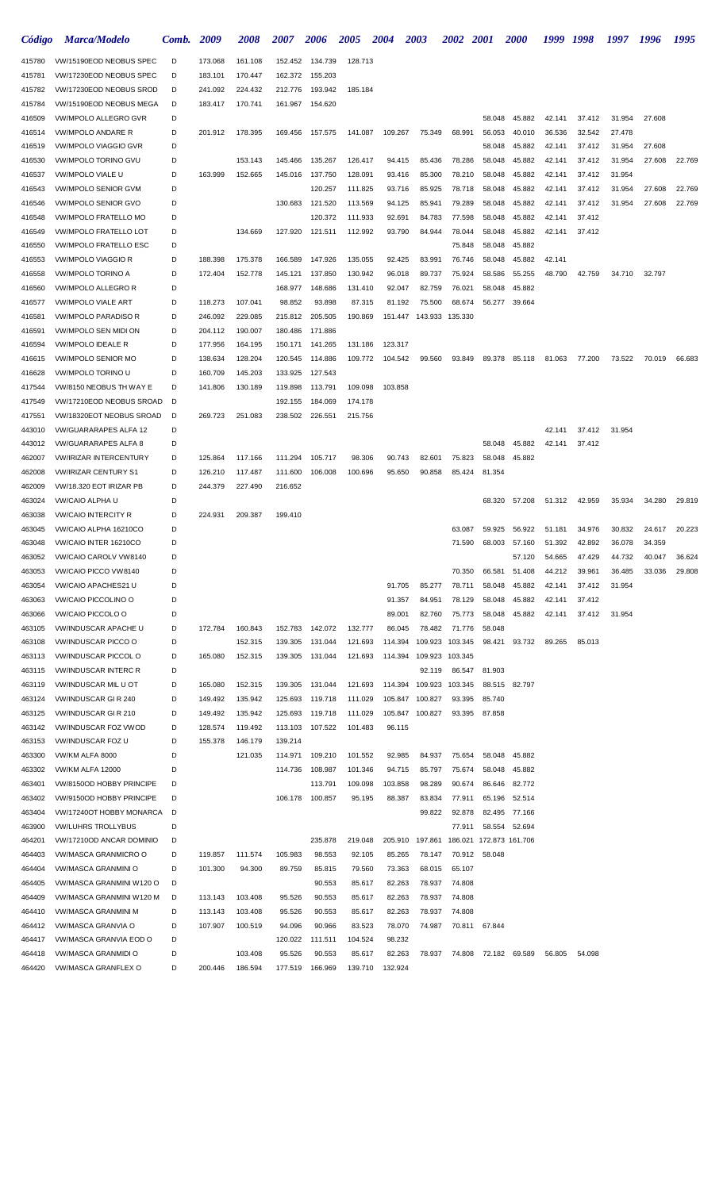| Código | Marca/Modelo | Comb. | 2009 | 2008 | 2007 | 2006 | 2005 | 2004 | 2003 | 2002 | 2001 | 2000 | 1999 | 1998 | 1997 | 1996 | 1995 |
|---|---|---|---|---|---|---|---|---|---|---|---|---|---|---|---|---|---|
| 415780 | VW/15190EOD NEOBUS SPEC | D | 173.068 | 161.108 | 152.452 | 134.739 | 128.713 | | | | | | | | | | |
| 415781 | VW/17230EOD NEOBUS SPEC | D | 183.101 | 170.447 | 162.372 | 155.203 | | | | | | | | | | | |
| 415782 | VW/17230EOD NEOBUS SROD | D | 241.092 | 224.432 | 212.776 | 193.942 | 185.184 | | | | | | | | | | |
| 415784 | VW/15190EOD NEOBUS MEGA | D | 183.417 | 170.741 | 161.967 | 154.620 | | | | | | | | | | | |
| 416509 | VW/MPOLO ALLEGRO GVR | D | | | | | | | | | 58.048 | 45.882 | 42.141 | 37.412 | 31.954 | 27.608 | |
| 416514 | VW/MPOLO ANDARE R | D | 201.912 | 178.395 | 169.456 | 157.575 | 141.087 | 109.267 | 75.349 | 68.991 | 56.053 | 40.010 | 36.536 | 32.542 | 27.478 | | |
| 416519 | VW/MPOLO VIAGGIO GVR | D | | | | | | | | | 58.048 | 45.882 | 42.141 | 37.412 | 31.954 | 27.608 | |
| 416530 | VW/MPOLO TORINO GVU | D | | 153.143 | 145.466 | 135.267 | 126.417 | 94.415 | 85.436 | 78.286 | 58.048 | 45.882 | 42.141 | 37.412 | 31.954 | 27.608 | 22.769 |
| 416537 | VW/MPOLO VIALE U | D | 163.999 | 152.665 | 145.016 | 137.750 | 128.091 | 93.416 | 85.300 | 78.210 | 58.048 | 45.882 | 42.141 | 37.412 | 31.954 | | |
| 416543 | VW/MPOLO SENIOR GVM | D | | | | 120.257 | 111.825 | 93.716 | 85.925 | 78.718 | 58.048 | 45.882 | 42.141 | 37.412 | 31.954 | 27.608 | 22.769 |
| 416546 | VW/MPOLO SENIOR GVO | D | | | 130.683 | 121.520 | 113.569 | 94.125 | 85.941 | 79.289 | 58.048 | 45.882 | 42.141 | 37.412 | 31.954 | 27.608 | 22.769 |
| 416548 | VW/MPOLO FRATELLO MO | D | | | | 120.372 | 111.933 | 92.691 | 84.783 | 77.598 | 58.048 | 45.882 | 42.141 | 37.412 | | | |
| 416549 | VW/MPOLO FRATELLO LOT | D | | 134.669 | 127.920 | 121.511 | 112.992 | 93.790 | 84.944 | 78.044 | 58.048 | 45.882 | 42.141 | 37.412 | | | |
| 416550 | VW/MPOLO FRATELLO ESC | D | | | | | | | | 75.848 | 58.048 | 45.882 | | | | | |
| 416553 | VW/MPOLO VIAGGIO R | D | 188.398 | 175.378 | 166.589 | 147.926 | 135.055 | 92.425 | 83.991 | 76.746 | 58.048 | 45.882 | 42.141 | | | | |
| 416558 | VW/MPOLO TORINO A | D | 172.404 | 152.778 | 145.121 | 137.850 | 130.942 | 96.018 | 89.737 | 75.924 | 58.586 | 55.255 | 48.790 | 42.759 | 34.710 | 32.797 | |
| 416560 | VW/MPOLO ALLEGRO R | D | | | 168.977 | 148.686 | 131.410 | 92.047 | 82.759 | 76.021 | 58.048 | 45.882 | | | | | |
| 416577 | VW/MPOLO VIALE ART | D | 118.273 | 107.041 | 98.852 | 93.898 | 87.315 | 81.192 | 75.500 | 68.674 | 56.277 | 39.664 | | | | | |
| 416581 | VW/MPOLO PARADISO R | D | 246.092 | 229.085 | 215.812 | 205.505 | 190.869 | 151.447 | 143.933 | 135.330 | | | | | | | |
| 416591 | VW/MPOLO SEN MIDI ON | D | 204.112 | 190.007 | 180.486 | 171.886 | | | | | | | | | | | |
| 416594 | VW/MPOLO IDEALE R | D | 177.956 | 164.195 | 150.171 | 141.265 | 131.186 | 123.317 | | | | | | | | | |
| 416615 | VW/MPOLO SENIOR MO | D | 138.634 | 128.204 | 120.545 | 114.886 | 109.772 | 104.542 | 99.560 | 93.849 | 89.378 | 85.118 | 81.063 | 77.200 | 73.522 | 70.019 | 66.683 |
| 416628 | VW/MPOLO TORINO U | D | 160.709 | 145.203 | 133.925 | 127.543 | | | | | | | | | | | |
| 417544 | VW/8150 NEOBUS TH WAY E | D | 141.806 | 130.189 | 119.898 | 113.791 | 109.098 | 103.858 | | | | | | | | | |
| 417549 | VW/17210EOD NEOBUS SROAD | D | | | 192.155 | 184.069 | 174.178 | | | | | | | | | | |
| 417551 | VW/18320EOT NEOBUS SROAD | D | 269.723 | 251.083 | 238.502 | 226.551 | 215.756 | | | | | | | | | | |
| 443010 | VW/GUARARAPES ALFA 12 | D | | | | | | | | | | | 42.141 | 37.412 | 31.954 | | |
| 443012 | VW/GUARARAPES ALFA 8 | D | | | | | | | | | 58.048 | 45.882 | 42.141 | 37.412 | | | |
| 462007 | VW/IRIZAR INTERCENTURY | D | 125.864 | 117.166 | 111.294 | 105.717 | 98.306 | 90.743 | 82.601 | 75.823 | 58.048 | 45.882 | | | | | |
| 462008 | VW/IRIZAR CENTURY S1 | D | 126.210 | 117.487 | 111.600 | 106.008 | 100.696 | 95.650 | 90.858 | 85.424 | 81.354 | | | | | | |
| 462009 | VW/18.320 EOT IRIZAR PB | D | 244.379 | 227.490 | 216.652 | | | | | | | | | | | | |
| 463024 | VW/CAIO ALPHA U | D | | | | | | | | | 68.320 | 57.208 | 51.312 | 42.959 | 35.934 | 34.280 | 29.819 |
| 463038 | VW/CAIO INTERCITY R | D | 224.931 | 209.387 | 199.410 | | | | | | | | | | | | |
| 463045 | VW/CAIO ALPHA 16210CO | D | | | | | | | | 63.087 | 59.925 | 56.922 | 51.181 | 34.976 | 30.832 | 24.617 | 20.223 |
| 463048 | VW/CAIO INTER 16210CO | D | | | | | | | | 71.590 | 68.003 | 57.160 | 51.392 | 42.892 | 36.078 | 34.359 | |
| 463052 | VW/CAIO CAROLV VW8140 | D | | | | | | | | | | 57.120 | 54.665 | 47.429 | 44.732 | 40.047 | 36.624 |
| 463053 | VW/CAIO PICCO VW8140 | D | | | | | | | | 70.350 | 66.581 | 51.408 | 44.212 | 39.961 | 36.485 | 33.036 | 29.808 |
| 463054 | VW/CAIO APACHES21 U | D | | | | | | 91.705 | 85.277 | 78.711 | 58.048 | 45.882 | 42.141 | 37.412 | 31.954 | | |
| 463063 | VW/CAIO PICCOLINO O | D | | | | | | 91.357 | 84.951 | 78.129 | 58.048 | 45.882 | 42.141 | 37.412 | | | |
| 463066 | VW/CAIO PICCOLO O | D | | | | | | 89.001 | 82.760 | 75.773 | 58.048 | 45.882 | 42.141 | 37.412 | 31.954 | | |
| 463105 | VW/INDUSCAR APACHE U | D | 172.784 | 160.843 | 152.783 | 142.072 | 132.777 | 86.045 | 78.482 | 71.776 | 58.048 | | | | | | |
| 463108 | VW/INDUSCAR PICCO O | D | | 152.315 | 139.305 | 131.044 | 121.693 | 114.394 | 109.923 | 103.345 | 98.421 | 93.732 | 89.265 | 85.013 | | | |
| 463113 | VW/INDUSCAR PICCOL O | D | 165.080 | 152.315 | 139.305 | 131.044 | 121.693 | 114.394 | 109.923 | 103.345 | | | | | | | |
| 463115 | VW/INDUSCAR INTERC R | D | | | | | | | 92.119 | 86.547 | 81.903 | | | | | | |
| 463119 | VW/INDUSCAR MIL U OT | D | 165.080 | 152.315 | 139.305 | 131.044 | 121.693 | 114.394 | 109.923 | 103.345 | 88.515 | 82.797 | | | | | |
| 463124 | VW/INDUSCAR GI R 240 | D | 149.492 | 135.942 | 125.693 | 119.718 | 111.029 | 105.847 | 100.827 | 93.395 | 85.740 | | | | | | |
| 463125 | VW/INDUSCAR GI R 210 | D | 149.492 | 135.942 | 125.693 | 119.718 | 111.029 | 105.847 | 100.827 | 93.395 | 87.858 | | | | | | |
| 463142 | VW/INDUSCAR FOZ VWOD | D | 128.574 | 119.492 | 113.103 | 107.522 | 101.483 | 96.115 | | | | | | | | | |
| 463153 | VW/INDUSCAR FOZ U | D | 155.378 | 146.179 | 139.214 | | | | | | | | | | | | |
| 463300 | VW/KM ALFA 8000 | D | | 121.035 | 114.971 | 109.210 | 101.552 | 92.985 | 84.937 | 75.654 | 58.048 | 45.882 | | | | | |
| 463302 | VW/KM ALFA 12000 | D | | | 114.736 | 108.987 | 101.346 | 94.715 | 85.797 | 75.674 | 58.048 | 45.882 | | | | | |
| 463401 | VW/8150OD HOBBY PRINCIPE | D | | | | 113.791 | 109.098 | 103.858 | 98.289 | 90.674 | 86.646 | 82.772 | | | | | |
| 463402 | VW/9150OD HOBBY PRINCIPE | D | | | 106.178 | 100.857 | 95.195 | 88.387 | 83.834 | 77.911 | 65.196 | 52.514 | | | | | |
| 463404 | VW/17240OT HOBBY MONARCA | D | | | | | | | 99.822 | 92.878 | 82.495 | 77.166 | | | | | |
| 463900 | VW/LUHRS TROLLBUS | D | | | | | | | | 77.911 | 58.554 | 52.694 | | | | | |
| 464201 | VW/17210OD ANCAR DOMINIO | D | | | | 235.878 | 219.048 | 205.910 | 197.861 | 186.021 | 172.873 | 161.706 | | | | | |
| 464403 | VW/MASCA GRANMICRO O | D | 119.857 | 111.574 | 105.983 | 98.553 | 92.105 | 85.265 | 78.147 | 70.912 | 58.048 | | | | | | |
| 464404 | VW/MASCA GRANMINI O | D | 101.300 | 94.300 | 89.759 | 85.815 | 79.560 | 73.363 | 68.015 | 65.107 | | | | | | | |
| 464405 | VW/MASCA GRANMINI W120 O | D | | | | 90.553 | 85.617 | 82.263 | 78.937 | 74.808 | | | | | | | |
| 464409 | VW/MASCA GRANMINI W120 M | D | 113.143 | 103.408 | 95.526 | 90.553 | 85.617 | 82.263 | 78.937 | 74.808 | | | | | | | |
| 464410 | VW/MASCA GRANMINI M | D | 113.143 | 103.408 | 95.526 | 90.553 | 85.617 | 82.263 | 78.937 | 74.808 | | | | | | | |
| 464412 | VW/MASCA GRANVIA O | D | 107.907 | 100.519 | 94.096 | 90.966 | 83.523 | 78.070 | 74.987 | 70.811 | 67.844 | | | | | | |
| 464417 | VW/MASCA GRANVIA EOD O | D | | | 120.022 | 111.511 | 104.524 | 98.232 | | | | | | | | | |
| 464418 | VW/MASCA GRANMIDI O | D | | 103.408 | 95.526 | 90.553 | 85.617 | 82.263 | 78.937 | 74.808 | 72.182 | 69.589 | 56.805 | 54.098 | | | |
| 464420 | VW/MASCA GRANFLEX O | D | 200.446 | 186.594 | 177.519 | 166.969 | 139.710 | 132.924 | | | | | | | | | |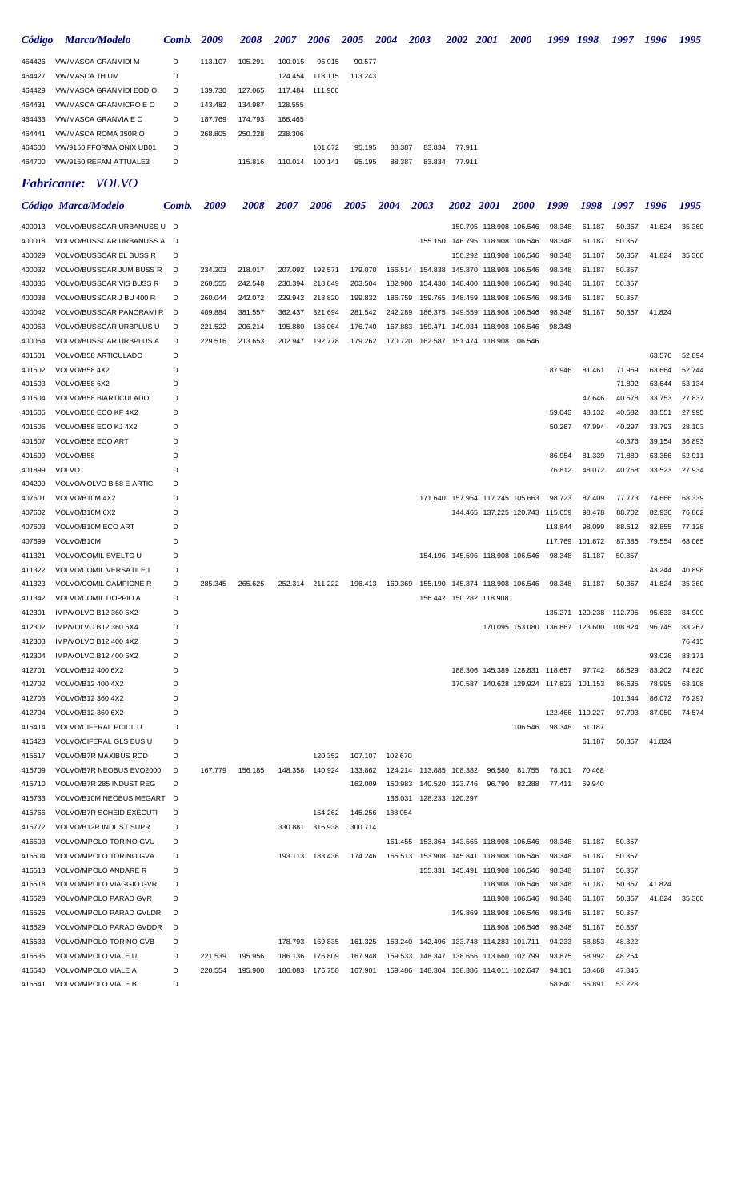| Código | Marca/Modelo | Comb. | 2009 | 2008 | 2007 | 2006 | 2005 | 2004 | 2003 | 2002 | 2001 | 2000 | 1999 | 1998 | 1997 | 1996 | 1995 |
|---|---|---|---|---|---|---|---|---|---|---|---|---|---|---|---|---|---|
| 464426 | VW/MASCA GRANMIDI M | D | 113.107 | 105.291 | 100.015 | 95.915 | 90.577 | | | | | | | | | | |
| 464427 | VW/MASCA TH UM | D | | | 124.454 | 118.115 | 113.243 | | | | | | | | | | |
| 464429 | VW/MASCA GRANMIDI EOD O | D | 139.730 | 127.065 | 117.484 | 111.900 | | | | | | | | | | | |
| 464431 | VW/MASCA GRANMICRO E O | D | 143.482 | 134.987 | 128.555 | | | | | | | | | | | | |
| 464433 | VW/MASCA GRANVIA E O | D | 187.769 | 174.793 | 166.465 | | | | | | | | | | | | |
| 464441 | VW/MASCA ROMA 350R O | D | 268.805 | 250.228 | 238.306 | | | | | | | | | | | | |
| 464600 | VW/9150 FFORMA ONIX UB01 | D | | | | 101.672 | 95.195 | 88.387 | 83.834 | 77.911 | | | | | | | |
| 464700 | VW/9150 REFAM ATTUALE3 | D | | 115.816 | 110.014 | 100.141 | 95.195 | 88.387 | 83.834 | 77.911 | | | | | | | |

## *Fabricante: VOLVO*

| Código | Marca/Modelo | Comb. | 2009 | 2008 | 2007 | 2006 | 2005 | 2004 | 2003 | 2002 | 2001 | 2000 | 1999 | 1998 | 1997 | 1996 | 1995 |
|---|---|---|---|---|---|---|---|---|---|---|---|---|---|---|---|---|---|
| 400013 | VOLVO/BUSSCAR URBANUSS U | D | | | | | | | | 150.705 | 118.908 | 106.546 | 98.348 | 61.187 | 50.357 | 41.824 | 35.360 |
| 400018 | VOLVO/BUSSCAR URBANUSS A | D | | | | | | | 155.150 | 146.795 | 118.908 | 106.546 | 98.348 | 61.187 | 50.357 | | |
| 400029 | VOLVO/BUSSCAR EL BUSS R | D | | | | | | | | 150.292 | 118.908 | 106.546 | 98.348 | 61.187 | 50.357 | 41.824 | 35.360 |
| 400032 | VOLVO/BUSSCAR JUM BUSS R | D | 234.203 | 218.017 | 207.092 | 192.571 | 179.070 | 166.514 | 154.838 | 145.870 | 118.908 | 106.546 | 98.348 | 61.187 | 50.357 | | |
| 400036 | VOLVO/BUSSCAR VIS BUSS R | D | 260.555 | 242.548 | 230.394 | 218.849 | 203.504 | 182.980 | 154.430 | 148.400 | 118.908 | 106.546 | 98.348 | 61.187 | 50.357 | | |
| 400038 | VOLVO/BUSSCAR J BU 400 R | D | 260.044 | 242.072 | 229.942 | 213.820 | 199.832 | 186.759 | 159.765 | 148.459 | 118.908 | 106.546 | 98.348 | 61.187 | 50.357 | | |
| 400042 | VOLVO/BUSSCAR PANORAMI R | D | 409.884 | 381.557 | 362.437 | 321.694 | 281.542 | 242.289 | 186.375 | 149.559 | 118.908 | 106.546 | 98.348 | 61.187 | 50.357 | 41.824 | |
| 400053 | VOLVO/BUSSCAR URBPLUS U | D | 221.522 | 206.214 | 195.880 | 186.064 | 176.740 | 167.883 | 159.471 | 149.934 | 118.908 | 106.546 | 98.348 | | | | |
| 400054 | VOLVO/BUSSCAR URBPLUS A | D | 229.516 | 213.653 | 202.947 | 192.778 | 179.262 | 170.720 | 162.587 | 151.474 | 118.908 | 106.546 | | | | | |
| 401501 | VOLVO/B58 ARTICULADO | D | | | | | | | | | | | | | | 63.576 | 52.894 |
| 401502 | VOLVO/B58 4X2 | D | | | | | | | | | | | 87.946 | 81.461 | 71.959 | 63.664 | 52.744 |
| 401503 | VOLVO/B58 6X2 | D | | | | | | | | | | | | | 71.892 | 63.644 | 53.134 |
| 401504 | VOLVO/B58 BIARTICULADO | D | | | | | | | | | | | | 47.646 | 40.578 | 33.753 | 27.837 |
| 401505 | VOLVO/B58 ECO KF 4X2 | D | | | | | | | | | | | 59.043 | 48.132 | 40.582 | 33.551 | 27.995 |
| 401506 | VOLVO/B58 ECO KJ 4X2 | D | | | | | | | | | | | 50.267 | 47.994 | 40.297 | 33.793 | 28.103 |
| 401507 | VOLVO/B58 ECO ART | D | | | | | | | | | | | | | 40.376 | 39.154 | 36.893 |
| 401599 | VOLVO/B58 | D | | | | | | | | | | | 86.954 | 81.339 | 71.889 | 63.356 | 52.911 |
| 401899 | VOLVO | D | | | | | | | | | | | 76.812 | 48.072 | 40.768 | 33.523 | 27.934 |
| 404299 | VOLVO/VOLVO B 58 E ARTIC | D | | | | | | | | | | | | | | | |
| 407601 | VOLVO/B10M 4X2 | D | | | | | | | 171.640 | 157.954 | 117.245 | 105.663 | 98.723 | 87.409 | 77.773 | 74.666 | 68.339 |
| 407602 | VOLVO/B10M 6X2 | D | | | | | | | | 144.465 | 137.225 | 120.743 | 115.659 | 98.476 | 88.702 | 82.936 | 76.862 |
| 407603 | VOLVO/B10M ECO ART | D | | | | | | | | | | | 118.844 | 98.099 | 88.612 | 82.855 | 77.128 |
| 407699 | VOLVO/B10M | D | | | | | | | | | | | 117.769 | 101.672 | 87.385 | 79.554 | 68.065 |
| 411321 | VOLVO/COMIL SVELTO U | D | | | | | | | 154.196 | 145.596 | 118.908 | 106.546 | 98.348 | 61.187 | 50.357 | | |
| 411322 | VOLVO/COMIL VERSATILE I | D | | | | | | | | | | | | | | 43.244 | 40.898 |
| 411323 | VOLVO/COMIL CAMPIONE R | D | 285.345 | 265.625 | 252.314 | 211.222 | 196.413 | 169.369 | 155.190 | 145.874 | 118.908 | 106.546 | 98.348 | 61.187 | 50.357 | 41.824 | 35.360 |
| 411342 | VOLVO/COMIL DOPPIO A | D | | | | | | | 156.442 | 150.282 | 118.908 | | | | | | |
| 412301 | IMP/VOLVO B12 360 6X2 | D | | | | | | | | | | | 135.271 | 120.238 | 112.795 | 95.633 | 84.909 |
| 412302 | IMP/VOLVO B12 360 6X4 | D | | | | | | | | | 170.095 | 153.080 | 136.867 | 123.600 | 108.824 | 96.745 | 83.267 |
| 412303 | IMP/VOLVO B12 400 4X2 | D | | | | | | | | | | | | | | | 76.415 |
| 412304 | IMP/VOLVO B12 400 6X2 | D | | | | | | | | | | | | | | 93.026 | 83.171 |
| 412701 | VOLVO/B12 400 6X2 | D | | | | | | | | 188.306 | 145.389 | 128.831 | 118.657 | 97.742 | 88.829 | 83.202 | 74.820 |
| 412702 | VOLVO/B12 400 4X2 | D | | | | | | | | 170.587 | 140.628 | 129.924 | 117.823 | 101.153 | 86.635 | 78.995 | 68.108 |
| 412703 | VOLVO/B12 360 4X2 | D | | | | | | | | | | | | | 101.344 | 86.072 | 76.297 |
| 412704 | VOLVO/B12 360 6X2 | D | | | | | | | | | | | 122.466 | 110.227 | 97.793 | 87.050 | 74.574 |
| 415414 | VOLVO/CIFERAL PCIDII U | D | | | | | | | | | | 106.546 | 98.348 | 61.187 | | | |
| 415423 | VOLVO/CIFERAL GLS BUS U | D | | | | | | | | | | | | 61.187 | 50.357 | 41.824 | |
| 415517 | VOLVO/B7R MAXIBUS ROD | D | | | | 120.352 | 107.107 | 102.670 | | | | | | | | | |
| 415709 | VOLVO/B7R NEOBUS EVO2000 | D | 167.779 | 156.185 | 148.358 | 140.924 | 133.862 | 124.214 | 113.885 | 108.382 | 96.580 | 81.755 | 78.101 | 70.468 | | | |
| 415710 | VOLVO/B7R 285 INDUST REG | D | | | | | 162.009 | 150.983 | 140.520 | 123.746 | 96.790 | 82.288 | 77.411 | 69.940 | | | |
| 415733 | VOLVO/B10M NEOBUS MEGART | D | | | | | | 136.031 | 128.233 | 120.297 | | | | | | | |
| 415766 | VOLVO/B7R SCHEID EXECUTI | D | | | | 154.262 | 145.256 | 138.054 | | | | | | | | | |
| 415772 | VOLVO/B12R INDUST SUPR | D | | | 330.881 | 316.938 | 300.714 | | | | | | | | | | |
| 416503 | VOLVO/MPOLO TORINO GVU | D | | | | | | 161.455 | 153.364 | 143.565 | 118.908 | 106.546 | 98.348 | 61.187 | 50.357 | | |
| 416504 | VOLVO/MPOLO TORINO GVA | D | | | 193.113 | 183.436 | 174.246 | 165.513 | 153.908 | 145.841 | 118.908 | 106.546 | 98.348 | 61.187 | 50.357 | | |
| 416513 | VOLVO/MPOLO ANDARE R | D | | | | | | | 155.331 | 145.491 | 118.908 | 106.546 | 98.348 | 61.187 | 50.357 | | |
| 416518 | VOLVO/MPOLO VIAGGIO GVR | D | | | | | | | | | 118.908 | 106.546 | 98.348 | 61.187 | 50.357 | 41.824 | |
| 416523 | VOLVO/MPOLO PARAD GVR | D | | | | | | | | | 118.908 | 106.546 | 98.348 | 61.187 | 50.357 | 41.824 | 35.360 |
| 416526 | VOLVO/MPOLO PARAD GVLDR | D | | | | | | | | 149.869 | 118.908 | 106.546 | 98.348 | 61.187 | 50.357 | | |
| 416529 | VOLVO/MPOLO PARAD GVDDR | D | | | | | | | | | 118.908 | 106.546 | 98.348 | 61.187 | 50.357 | | |
| 416533 | VOLVO/MPOLO TORINO GVB | D | | | 178.793 | 169.835 | 161.325 | 153.240 | 142.496 | 133.748 | 114.283 | 101.711 | 94.233 | 58.853 | 48.322 | | |
| 416535 | VOLVO/MPOLO VIALE U | D | 221.539 | 195.956 | 186.136 | 176.809 | 167.948 | 159.533 | 148.347 | 138.656 | 113.660 | 102.799 | 93.875 | 58.992 | 48.254 | | |
| 416540 | VOLVO/MPOLO VIALE A | D | 220.554 | 195.900 | 186.083 | 176.758 | 167.901 | 159.486 | 148.304 | 138.386 | 114.011 | 102.647 | 94.101 | 58.468 | 47.845 | | |
| 416541 | VOLVO/MPOLO VIALE B | D | | | | | | | | | | | 58.840 | 55.891 | 53.228 | | |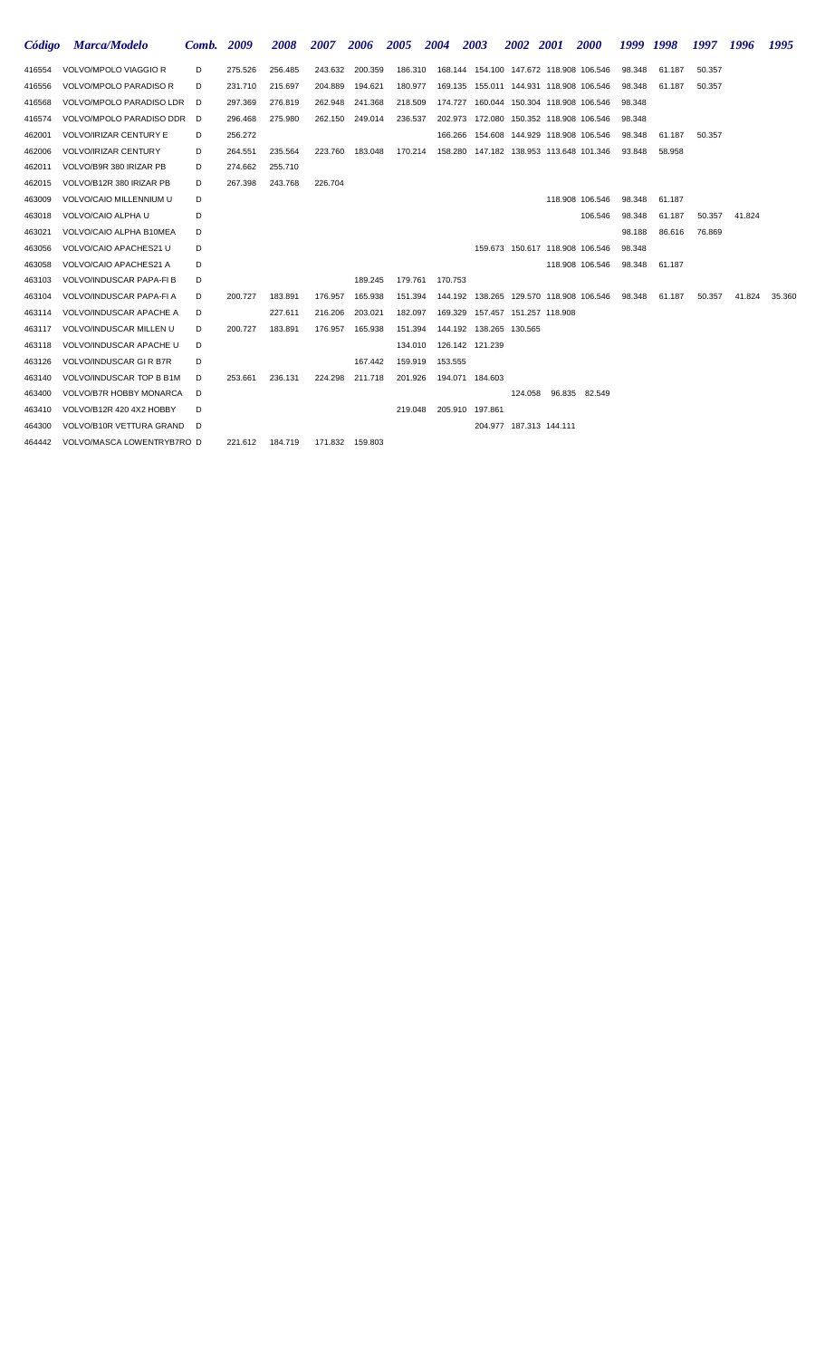| Código | Marca/Modelo | Comb. | 2009 | 2008 | 2007 | 2006 | 2005 | 2004 | 2003 | 2002 | 2001 | 2000 | 1999 | 1998 | 1997 | 1996 | 1995 |
|---|---|---|---|---|---|---|---|---|---|---|---|---|---|---|---|---|---|
| 416554 | VOLVO/MPOLO VIAGGIO R | D | 275.526 | 256.485 | 243.632 | 200.359 | 186.310 | 168.144 | 154.100 | 147.672 | 118.908 | 106.546 | 98.348 | 61.187 | 50.357 | | |
| 416556 | VOLVO/MPOLO PARADISO R | D | 231.710 | 215.697 | 204.889 | 194.621 | 180.977 | 169.135 | 155.011 | 144.931 | 118.908 | 106.546 | 98.348 | 61.187 | 50.357 | | |
| 416568 | VOLVO/MPOLO PARADISO LDR | D | 297.369 | 276.819 | 262.948 | 241.368 | 218.509 | 174.727 | 160.044 | 150.304 | 118.908 | 106.546 | 98.348 | | | | |
| 416574 | VOLVO/MPOLO PARADISO DDR | D | 296.468 | 275.980 | 262.150 | 249.014 | 236.537 | 202.973 | 172.080 | 150.352 | 118.908 | 106.546 | 98.348 | | | | |
| 462001 | VOLVO/IRIZAR CENTURY E | D | 256.272 | | | | | 166.266 | 154.608 | 144.929 | 118.908 | 106.546 | 98.348 | 61.187 | 50.357 | | |
| 462006 | VOLVO/IRIZAR CENTURY | D | 264.551 | 235.564 | 223.760 | 183.048 | 170.214 | 158.280 | 147.182 | 138.953 | 113.648 | 101.346 | 93.848 | 58.958 | | | |
| 462011 | VOLVO/B9R 380 IRIZAR PB | D | 274.662 | 255.710 | | | | | | | | | | | | | |
| 462015 | VOLVO/B12R 380 IRIZAR PB | D | 267.398 | 243.768 | 226.704 | | | | | | | | | | | | |
| 463009 | VOLVO/CAIO MILLENNIUM U | D | | | | | | | | | 118.908 | 106.546 | 98.348 | 61.187 | | | |
| 463018 | VOLVO/CAIO ALPHA U | D | | | | | | | | | | 106.546 | 98.348 | 61.187 | 50.357 | 41.824 | |
| 463021 | VOLVO/CAIO ALPHA B10MEA | D | | | | | | | | | | | 98.188 | 86.616 | 76.869 | | |
| 463056 | VOLVO/CAIO APACHES21 U | D | | | | | | | 159.673 | 150.617 | 118.908 | 106.546 | 98.348 | | | | |
| 463058 | VOLVO/CAIO APACHES21 A | D | | | | | | | | | 118.908 | 106.546 | 98.348 | 61.187 | | | |
| 463103 | VOLVO/INDUSCAR PAPA-FI B | D | | | | 189.245 | 179.761 | 170.753 | | | | | | | | | |
| 463104 | VOLVO/INDUSCAR PAPA-FI A | D | 200.727 | 183.891 | 176.957 | 165.938 | 151.394 | 144.192 | 138.265 | 129.570 | 118.908 | 106.546 | 98.348 | 61.187 | 50.357 | 41.824 | 35.360 |
| 463114 | VOLVO/INDUSCAR APACHE A | D | | 227.611 | 216.206 | 203.021 | 182.097 | 169.329 | 157.457 | 151.257 | 118.908 | | | | | | |
| 463117 | VOLVO/INDUSCAR MILLEN U | D | 200.727 | 183.891 | 176.957 | 165.938 | 151.394 | 144.192 | 138.265 | 130.565 | | | | | | | |
| 463118 | VOLVO/INDUSCAR APACHE U | D | | | | | 134.010 | 126.142 | 121.239 | | | | | | | | |
| 463126 | VOLVO/INDUSCAR GI R B7R | D | | | | 167.442 | 159.919 | 153.555 | | | | | | | | | |
| 463140 | VOLVO/INDUSCAR TOP B B1M | D | 253.661 | 236.131 | 224.298 | 211.718 | 201.926 | 194.071 | 184.603 | | | | | | | | |
| 463400 | VOLVO/B7R HOBBY MONARCA | D | | | | | | | | 124.058 | 96.835 | 82.549 | | | | | |
| 463410 | VOLVO/B12R 420 4X2 HOBBY | D | | | | | 219.048 | 205.910 | 197.861 | | | | | | | | |
| 464300 | VOLVO/B10R VETTURA GRAND | D | | | | | | | 204.977 | 187.313 | 144.111 | | | | | | |
| 464442 | VOLVO/MASCA LOWENTRYB7RO | D | 221.612 | 184.719 | 171.832 | 159.803 | | | | | | | | | | | |